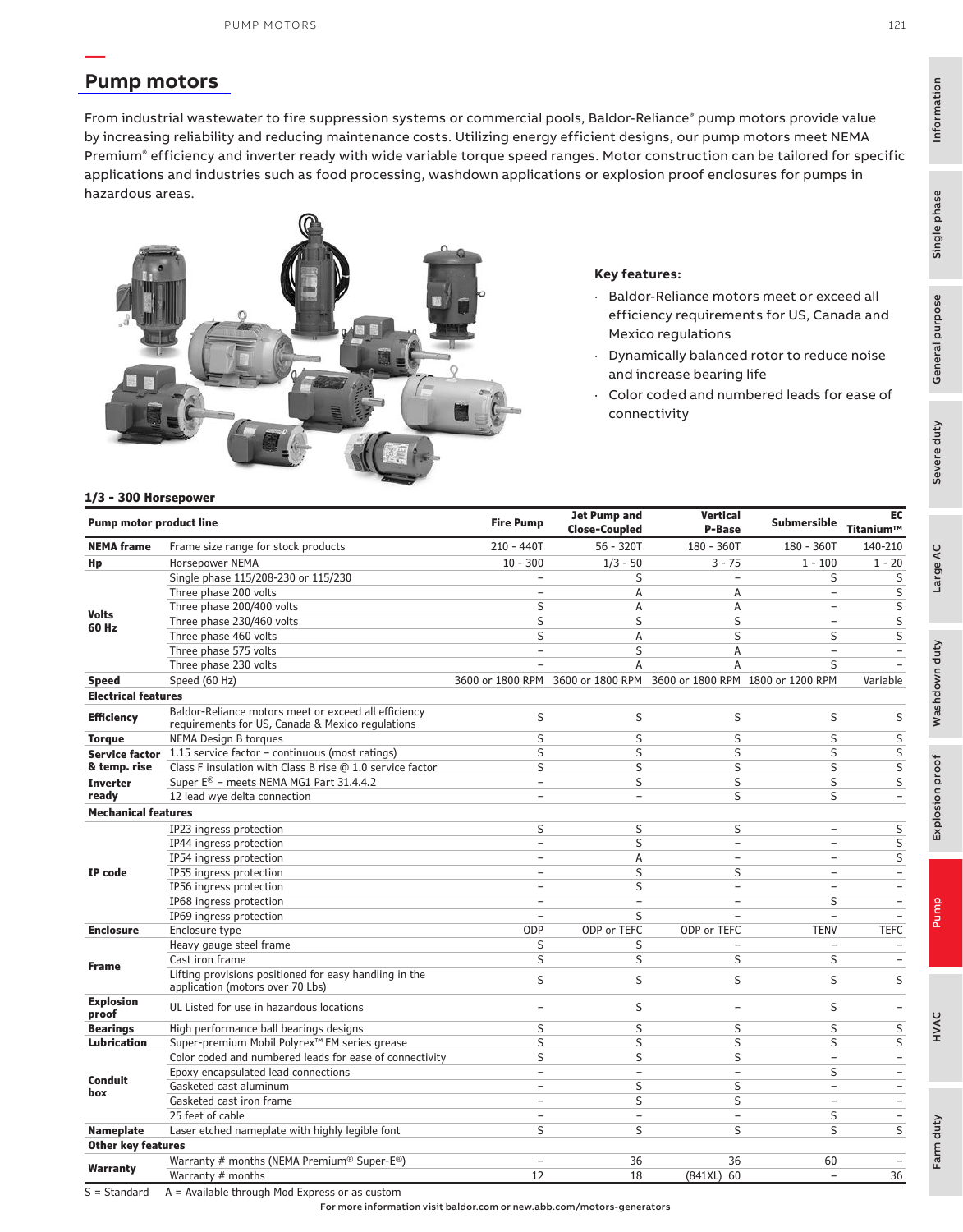# Pump motors

From industrial wastewater to fire suppression systems or commercial pools, Baldor-Reliance® pump motors provide value by increasing reliability and reducing maintenance costs. Utilizing energy efficient designs, our pump motors meet NEMA Premium® efficiency and inverter ready with wide variable torque speed ranges. Motor construction can be tailored for specific applications and industries such as food processing, washdown applications or explosion proof enclosures for pumps in hazardous areas.

**Key features:**

- Baldor-Reliance motors meet or exceed all efficiency requirements for US, Canada and Mexico regulations
- Dynamically balanced rotor to reduce noise and increase bearing life
- Color coded and numbered leads for ease of connectivity

**1/3 - 300 Horsepower**

| Pump motor product line | | Fire Pump | Jet Pump and Close-Coupled | Vertical P-Base | Submersible | EC Titanium™ |
|---|---|---|---|---|---|---|
| **NEMA frame** | Frame size range for stock products | 210 - 440T | 56 - 320T | 180 - 360T | 180 - 360T | 140-210 |
| **Hp** | Horsepower NEMA | 10 - 300 | 1/3 - 50 | 3 - 75 | 1 - 100 | 1 - 20 |
| **Volts 60 Hz** | Single phase 115/208-230 or 115/230 | – | S | – | S | S |
| | Three phase 200 volts | – | A | A | – | S |
| | Three phase 200/400 volts | S | A | A | – | S |
| | Three phase 230/460 volts | S | S | S | – | S |
| | Three phase 460 volts | S | A | S | S | S |
| | Three phase 575 volts | – | S | A | – | – |
| | Three phase 230 volts | – | A | A | S | – |
| **Speed** | Speed (60 Hz) | 3600 or 1800 RPM | 3600 or 1800 RPM | 3600 or 1800 RPM | 1800 or 1200 RPM | Variable |
| **Electrical features** | | | | | | |
| **Efficiency** | Baldor-Reliance motors meet or exceed all efficiency requirements for US, Canada & Mexico regulations | S | S | S | S | S |
| **Torque** | NEMA Design B torques | S | S | S | S | S |
| **Service factor & temp. rise** | 1.15 service factor – continuous (most ratings) | S | S | S | S | S |
| | Class F insulation with Class B rise @ 1.0 service factor | S | S | S | S | S |
| **Inverter ready** | Super E® – meets NEMA MG1 Part 31.4.4.2 | – | S | S | S | S |
| | 12 lead wye delta connection | – | – | S | S | – |
| **Mechanical features** | | | | | | |
| **IP code** | IP23 ingress protection | S | S | S | – | S |
| | IP44 ingress protection | – | S | – | – | S |
| | IP54 ingress protection | – | A | – | – | S |
| | IP55 ingress protection | – | S | S | – | – |
| | IP56 ingress protection | – | S | – | – | – |
| | IP68 ingress protection | – | – | – | S | – |
| | IP69 ingress protection | – | S | – | – | – |
| **Enclosure** | Enclosure type | ODP | ODP or TEFC | ODP or TEFC | TENV | TEFC |
| **Frame** | Heavy gauge steel frame | S | S | – | – | – |
| | Cast iron frame | S | S | S | S | – |
| | Lifting provisions positioned for easy handling in the application (motors over 70 Lbs) | S | S | S | S | S |
| **Explosion proof** | UL Listed for use in hazardous locations | – | S | – | S | – |
| **Bearings** | High performance ball bearings designs | S | S | S | S | S |
| **Lubrication** | Super-premium Mobil Polyrex™ EM series grease | S | S | S | S | S |
| **Conduit box** | Color coded and numbered leads for ease of connectivity | S | S | S | – | – |
| | Epoxy encapsulated lead connections | – | – | – | S | – |
| | Gasketed cast aluminum | – | S | S | – | – |
| | Gasketed cast iron frame | – | S | S | – | – |
| | 25 feet of cable | – | – | – | S | – |
| **Nameplate** | Laser etched nameplate with highly legible font | S | S | S | S | S |
| **Other key features** | | | | | | |
| **Warranty** | Warranty # months (NEMA Premium® Super-E®) | – | 36 | 36 | 60 | – |
| | Warranty # months | 12 | 18 | (841XL) 60 | – | 36 |

S = Standard A = Available through Mod Express or as custom

For more information visit baldor.com or new.abb.com/motors-generators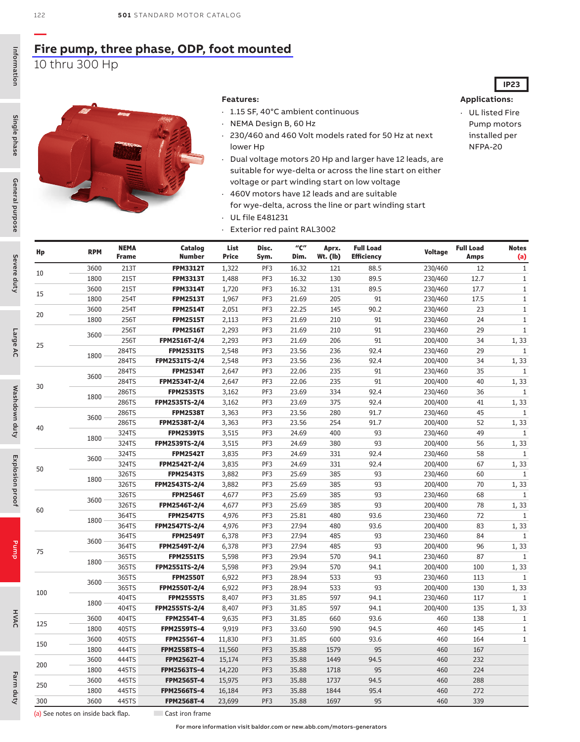# Fire pump, three phase, ODP, foot mounted

10 thru 300 Hp

IP23

**Features:**

- 1.15 SF, 40°C ambient continuous
- NEMA Design B, 60 Hz
- 230/460 and 460 Volt models rated for 50 Hz at next lower Hp
- Dual voltage motors 20 Hp and larger have 12 leads, are suitable for wye-delta or across the line start on either voltage or part winding start on low voltage
- 460V motors have 12 leads and are suitable for wye-delta, across the line or part winding start
- UL file E481231
- Exterior red paint RAL3002

**Applications:**

- UL listed Fire Pump motors installed per NFPA-20

| Hp | RPM | NEMA Frame | Catalog Number | List Price | Disc. Sym. | "C" Dim. | Aprx. Wt. (lb) | Full Load Efficiency | Voltage | Full Load Amps | Notes (a) |
|---|---|---|---|---|---|---|---|---|---|---|---|
| 10 | 3600 | 213T | **FPM3312T** | 1,322 | PF3 | 16.32 | 121 | 88.5 | 230/460 | 12 | 1 |
| | 1800 | 215T | **FPM3313T** | 1,488 | PF3 | 16.32 | 130 | 89.5 | 230/460 | 12.7 | 1 |
| 15 | 3600 | 215T | **FPM3314T** | 1,720 | PF3 | 16.32 | 131 | 89.5 | 230/460 | 17.7 | 1 |
| | 1800 | 254T | **FPM2513T** | 1,967 | PF3 | 21.69 | 205 | 91 | 230/460 | 17.5 | 1 |
| 20 | 3600 | 254T | **FPM2514T** | 2,051 | PF3 | 22.25 | 145 | 90.2 | 230/460 | 23 | 1 |
| | 1800 | 256T | **FPM2515T** | 2,113 | PF3 | 21.69 | 210 | 91 | 230/460 | 24 | 1 |
| 25 | 3600 | 256T | **FPM2516T** | 2,293 | PF3 | 21.69 | 210 | 91 | 230/460 | 29 | 1 |
| | | 256T | **FPM2516T-2/4** | 2,293 | PF3 | 21.69 | 206 | 91 | 200/400 | 34 | 1, 33 |
| | 1800 | 284TS | **FPM2531TS** | 2,548 | PF3 | 23.56 | 236 | 92.4 | 230/460 | 29 | 1 |
| | | 284TS | **FPM2531TS-2/4** | 2,548 | PF3 | 23.56 | 236 | 92.4 | 200/400 | 34 | 1, 33 |
| 30 | 3600 | 284TS | **FPM2534T** | 2,647 | PF3 | 22.06 | 235 | 91 | 230/460 | 35 | 1 |
| | | 284TS | **FPM2534T-2/4** | 2,647 | PF3 | 22.06 | 235 | 91 | 200/400 | 40 | 1, 33 |
| | 1800 | 286TS | **FPM2535TS** | 3,162 | PF3 | 23.69 | 334 | 92.4 | 230/460 | 36 | 1 |
| | | 286TS | **FPM2535TS-2/4** | 3,162 | PF3 | 23.69 | 375 | 92.4 | 200/400 | 41 | 1, 33 |
| 40 | 3600 | 286TS | **FPM2538T** | 3,363 | PF3 | 23.56 | 280 | 91.7 | 230/460 | 45 | 1 |
| | | 286TS | **FPM2538T-2/4** | 3,363 | PF3 | 23.56 | 254 | 91.7 | 200/400 | 52 | 1, 33 |
| | 1800 | 324TS | **FPM2539TS** | 3,515 | PF3 | 24.69 | 400 | 93 | 230/460 | 49 | 1 |
| | | 324TS | **FPM2539TS-2/4** | 3,515 | PF3 | 24.69 | 380 | 93 | 200/400 | 56 | 1, 33 |
| 50 | 3600 | 324TS | **FPM2542T** | 3,835 | PF3 | 24.69 | 331 | 92.4 | 230/460 | 58 | 1 |
| | | 324TS | **FPM2542T-2/4** | 3,835 | PF3 | 24.69 | 331 | 92.4 | 200/400 | 67 | 1, 33 |
| | 1800 | 326TS | **FPM2543TS** | 3,882 | PF3 | 25.69 | 385 | 93 | 230/460 | 60 | 1 |
| | | 326TS | **FPM2543TS-2/4** | 3,882 | PF3 | 25.69 | 385 | 93 | 200/400 | 70 | 1, 33 |
| 60 | 3600 | 326TS | **FPM2546T** | 4,677 | PF3 | 25.69 | 385 | 93 | 230/460 | 68 | 1 |
| | | 326TS | **FPM2546T-2/4** | 4,677 | PF3 | 25.69 | 385 | 93 | 200/400 | 78 | 1, 33 |
| | 1800 | 364TS | **FPM2547TS** | 4,976 | PF3 | 25.81 | 480 | 93.6 | 230/460 | 72 | 1 |
| | | 364TS | **FPM2547TS-2/4** | 4,976 | PF3 | 27.94 | 480 | 93.6 | 200/400 | 83 | 1, 33 |
| 75 | 3600 | 364TS | **FPM2549T** | 6,378 | PF3 | 27.94 | 485 | 93 | 230/460 | 84 | 1 |
| | | 364TS | **FPM2549T-2/4** | 6,378 | PF3 | 27.94 | 485 | 93 | 200/400 | 96 | 1, 33 |
| | 1800 | 365TS | **FPM2551TS** | 5,598 | PF3 | 29.94 | 570 | 94.1 | 230/460 | 87 | 1 |
| | | 365TS | **FPM2551TS-2/4** | 5,598 | PF3 | 29.94 | 570 | 94.1 | 200/400 | 100 | 1, 33 |
| 100 | 3600 | 365TS | **FPM2550T** | 6,922 | PF3 | 28.94 | 533 | 93 | 230/460 | 113 | 1 |
| | | 365TS | **FPM2550T-2/4** | 6,922 | PF3 | 28.94 | 533 | 93 | 200/400 | 130 | 1, 33 |
| | 1800 | 404TS | **FPM2555TS** | 8,407 | PF3 | 31.85 | 597 | 94.1 | 230/460 | 117 | 1 |
| | | 404TS | **FPM2555TS-2/4** | 8,407 | PF3 | 31.85 | 597 | 94.1 | 200/400 | 135 | 1, 33 |
| 125 | 3600 | 404TS | **FPM2554T-4** | 9,635 | PF3 | 31.85 | 660 | 93.6 | 460 | 138 | 1 |
| | 1800 | 405TS | **FPM2559TS-4** | 9,919 | PF3 | 33.60 | 590 | 94.5 | 460 | 145 | 1 |
| 150 | 3600 | 405TS | **FPM2556T-4** | 11,830 | PF3 | 31.85 | 600 | 93.6 | 460 | 164 | 1 |
| | 1800 | 444TS | **FPM2558TS-4** | 11,560 | PF3 | 35.88 | 1579 | 95 | 460 | 167 | |
| 200 | 3600 | 444TS | **FPM2562T-4** | 15,174 | PF3 | 35.88 | 1449 | 94.5 | 460 | 232 | |
| | 1800 | 445TS | **FPM2563TS-4** | 14,220 | PF3 | 35.88 | 1718 | 95 | 460 | 224 | |
| 250 | 3600 | 445TS | **FPM2565T-4** | 15,975 | PF3 | 35.88 | 1737 | 94.5 | 460 | 288 | |
| | 1800 | 445TS | **FPM2566TS-4** | 16,184 | PF3 | 35.88 | 1844 | 95.4 | 460 | 272 | |
| 300 | 3600 | 445TS | **FPM2568T-4** | 23,699 | PF3 | 35.88 | 1697 | 95 | 460 | 339 | |

(a) See notes on inside back flap. Cast iron frame

For more information visit baldor.com or new.abb.com/motors-generators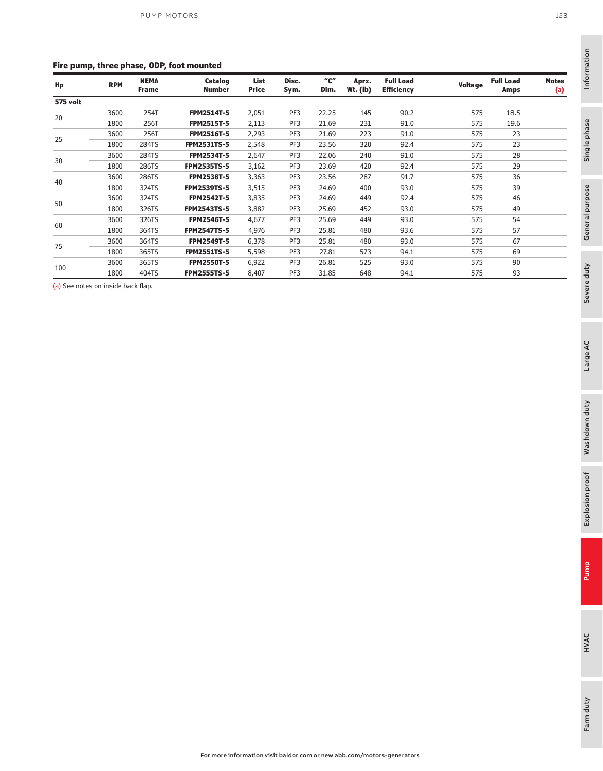## Fire pump, three phase, ODP, foot mounted

| Hp | RPM | NEMA Frame | Catalog Number | List Price | Disc. Sym. | "C" Dim. | Aprx. Wt. (lb) | Full Load Efficiency | Voltage | Full Load Amps | Notes (a) |
|---|---|---|---|---|---|---|---|---|---|---|---|
| **575 volt** | | | | | | | | | | | |
| 20 | 3600 | 254T | **FPM2514T-5** | 2,051 | PF3 | 22.25 | 145 | 90.2 | 575 | 18.5 | |
| | 1800 | 256T | **FPM2515T-5** | 2,113 | PF3 | 21.69 | 231 | 91.0 | 575 | 19.6 | |
| 25 | 3600 | 256T | **FPM2516T-5** | 2,293 | PF3 | 21.69 | 223 | 91.0 | 575 | 23 | |
| | 1800 | 284TS | **FPM2531TS-5** | 2,548 | PF3 | 23.56 | 320 | 92.4 | 575 | 23 | |
| 30 | 3600 | 284TS | **FPM2534T-5** | 2,647 | PF3 | 22.06 | 240 | 91.0 | 575 | 28 | |
| | 1800 | 286TS | **FPM2535TS-5** | 3,162 | PF3 | 23.69 | 420 | 92.4 | 575 | 29 | |
| 40 | 3600 | 286TS | **FPM2538T-5** | 3,363 | PF3 | 23.56 | 287 | 91.7 | 575 | 36 | |
| | 1800 | 324TS | **FPM2539TS-5** | 3,515 | PF3 | 24.69 | 400 | 93.0 | 575 | 39 | |
| 50 | 3600 | 324TS | **FPM2542T-5** | 3,835 | PF3 | 24.69 | 449 | 92.4 | 575 | 46 | |
| | 1800 | 326TS | **FPM2543TS-5** | 3,882 | PF3 | 25.69 | 452 | 93.0 | 575 | 49 | |
| 60 | 3600 | 326TS | **FPM2546T-5** | 4,677 | PF3 | 25.69 | 449 | 93.0 | 575 | 54 | |
| | 1800 | 364TS | **FPM2547TS-5** | 4,976 | PF3 | 25.81 | 480 | 93.6 | 575 | 57 | |
| 75 | 3600 | 364TS | **FPM2549T-5** | 6,378 | PF3 | 25.81 | 480 | 93.0 | 575 | 67 | |
| | 1800 | 365TS | **FPM2551TS-5** | 5,598 | PF3 | 27.81 | 573 | 94.1 | 575 | 69 | |
| 100 | 3600 | 365TS | **FPM2550T-5** | 6,922 | PF3 | 26.81 | 525 | 93.0 | 575 | 90 | |
| | 1800 | 404TS | **FPM2555TS-5** | 8,407 | PF3 | 31.85 | 648 | 94.1 | 575 | 93 | |

(a) See notes on inside back flap.

For more information visit baldor.com or new.abb.com/motors-generators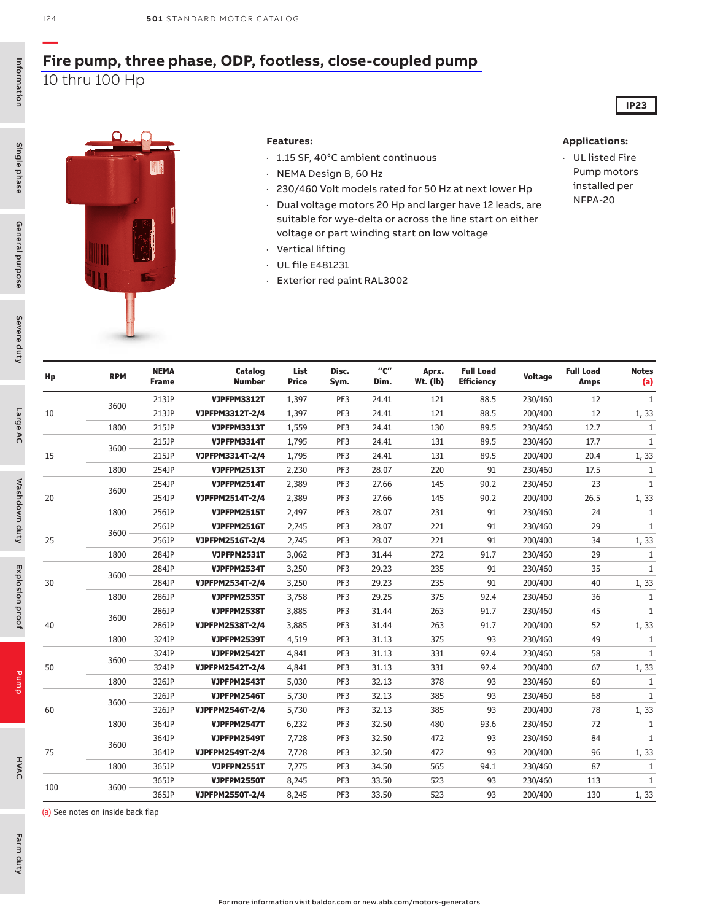# Fire pump, three phase, ODP, footless, close-coupled pump

10 thru 100 Hp

IP23

**Features:**

- 1.15 SF, 40°C ambient continuous
- NEMA Design B, 60 Hz
- 230/460 Volt models rated for 50 Hz at next lower Hp
- Dual voltage motors 20 Hp and larger have 12 leads, are suitable for wye-delta or across the line start on either voltage or part winding start on low voltage
- Vertical lifting
- UL file E481231
- Exterior red paint RAL3002

**Applications:**

- UL listed Fire Pump motors installed per NFPA-20

| Hp | RPM | NEMA Frame | Catalog Number | List Price | Disc. Sym. | "C" Dim. | Aprx. Wt. (lb) | Full Load Efficiency | Voltage | Full Load Amps | Notes (a) |
|---|---|---|---|---|---|---|---|---|---|---|---|
| 10 | 3600 | 213JP | **VJPFPM3312T** | 1,397 | PF3 | 24.41 | 121 | 88.5 | 230/460 | 12 | 1 |
| | | 213JP | **VJPFPM3312T-2/4** | 1,397 | PF3 | 24.41 | 121 | 88.5 | 200/400 | 12 | 1, 33 |
| | 1800 | 215JP | **VJPFPM3313T** | 1,559 | PF3 | 24.41 | 130 | 89.5 | 230/460 | 12.7 | 1 |
| 15 | 3600 | 215JP | **VJPFPM3314T** | 1,795 | PF3 | 24.41 | 131 | 89.5 | 230/460 | 17.7 | 1 |
| | | 215JP | **VJPFPM3314T-2/4** | 1,795 | PF3 | 24.41 | 131 | 89.5 | 200/400 | 20.4 | 1, 33 |
| | 1800 | 254JP | **VJPFPM2513T** | 2,230 | PF3 | 28.07 | 220 | 91 | 230/460 | 17.5 | 1 |
| 20 | 3600 | 254JP | **VJPFPM2514T** | 2,389 | PF3 | 27.66 | 145 | 90.2 | 230/460 | 23 | 1 |
| | | 254JP | **VJPFPM2514T-2/4** | 2,389 | PF3 | 27.66 | 145 | 90.2 | 200/400 | 26.5 | 1, 33 |
| | 1800 | 256JP | **VJPFPM2515T** | 2,497 | PF3 | 28.07 | 231 | 91 | 230/460 | 24 | 1 |
| 25 | 3600 | 256JP | **VJPFPM2516T** | 2,745 | PF3 | 28.07 | 221 | 91 | 230/460 | 29 | 1 |
| | | 256JP | **VJPFPM2516T-2/4** | 2,745 | PF3 | 28.07 | 221 | 91 | 200/400 | 34 | 1, 33 |
| | 1800 | 284JP | **VJPFPM2531T** | 3,062 | PF3 | 31.44 | 272 | 91.7 | 230/460 | 29 | 1 |
| 30 | 3600 | 284JP | **VJPFPM2534T** | 3,250 | PF3 | 29.23 | 235 | 91 | 230/460 | 35 | 1 |
| | | 284JP | **VJPFPM2534T-2/4** | 3,250 | PF3 | 29.23 | 235 | 91 | 200/400 | 40 | 1, 33 |
| | 1800 | 286JP | **VJPFPM2535T** | 3,758 | PF3 | 29.25 | 375 | 92.4 | 230/460 | 36 | 1 |
| 40 | 3600 | 286JP | **VJPFPM2538T** | 3,885 | PF3 | 31.44 | 263 | 91.7 | 230/460 | 45 | 1 |
| | | 286JP | **VJPFPM2538T-2/4** | 3,885 | PF3 | 31.44 | 263 | 91.7 | 200/400 | 52 | 1, 33 |
| | 1800 | 324JP | **VJPFPM2539T** | 4,519 | PF3 | 31.13 | 375 | 93 | 230/460 | 49 | 1 |
| 50 | 3600 | 324JP | **VJPFPM2542T** | 4,841 | PF3 | 31.13 | 331 | 92.4 | 230/460 | 58 | 1 |
| | | 324JP | **VJPFPM2542T-2/4** | 4,841 | PF3 | 31.13 | 331 | 92.4 | 200/400 | 67 | 1, 33 |
| | 1800 | 326JP | **VJPFPM2543T** | 5,030 | PF3 | 32.13 | 378 | 93 | 230/460 | 60 | 1 |
| 60 | 3600 | 326JP | **VJPFPM2546T** | 5,730 | PF3 | 32.13 | 385 | 93 | 230/460 | 68 | 1 |
| | | 326JP | **VJPFPM2546T-2/4** | 5,730 | PF3 | 32.13 | 385 | 93 | 200/400 | 78 | 1, 33 |
| | 1800 | 364JP | **VJPFPM2547T** | 6,232 | PF3 | 32.50 | 480 | 93.6 | 230/460 | 72 | 1 |
| 75 | 3600 | 364JP | **VJPFPM2549T** | 7,728 | PF3 | 32.50 | 472 | 93 | 230/460 | 84 | 1 |
| | | 364JP | **VJPFPM2549T-2/4** | 7,728 | PF3 | 32.50 | 472 | 93 | 200/400 | 96 | 1, 33 |
| | 1800 | 365JP | **VJPFPM2551T** | 7,275 | PF3 | 34.50 | 565 | 94.1 | 230/460 | 87 | 1 |
| 100 | 3600 | 365JP | **VJPFPM2550T** | 8,245 | PF3 | 33.50 | 523 | 93 | 230/460 | 113 | 1 |
| | | 365JP | **VJPFPM2550T-2/4** | 8,245 | PF3 | 33.50 | 523 | 93 | 200/400 | 130 | 1, 33 |

(a) See notes on inside back flap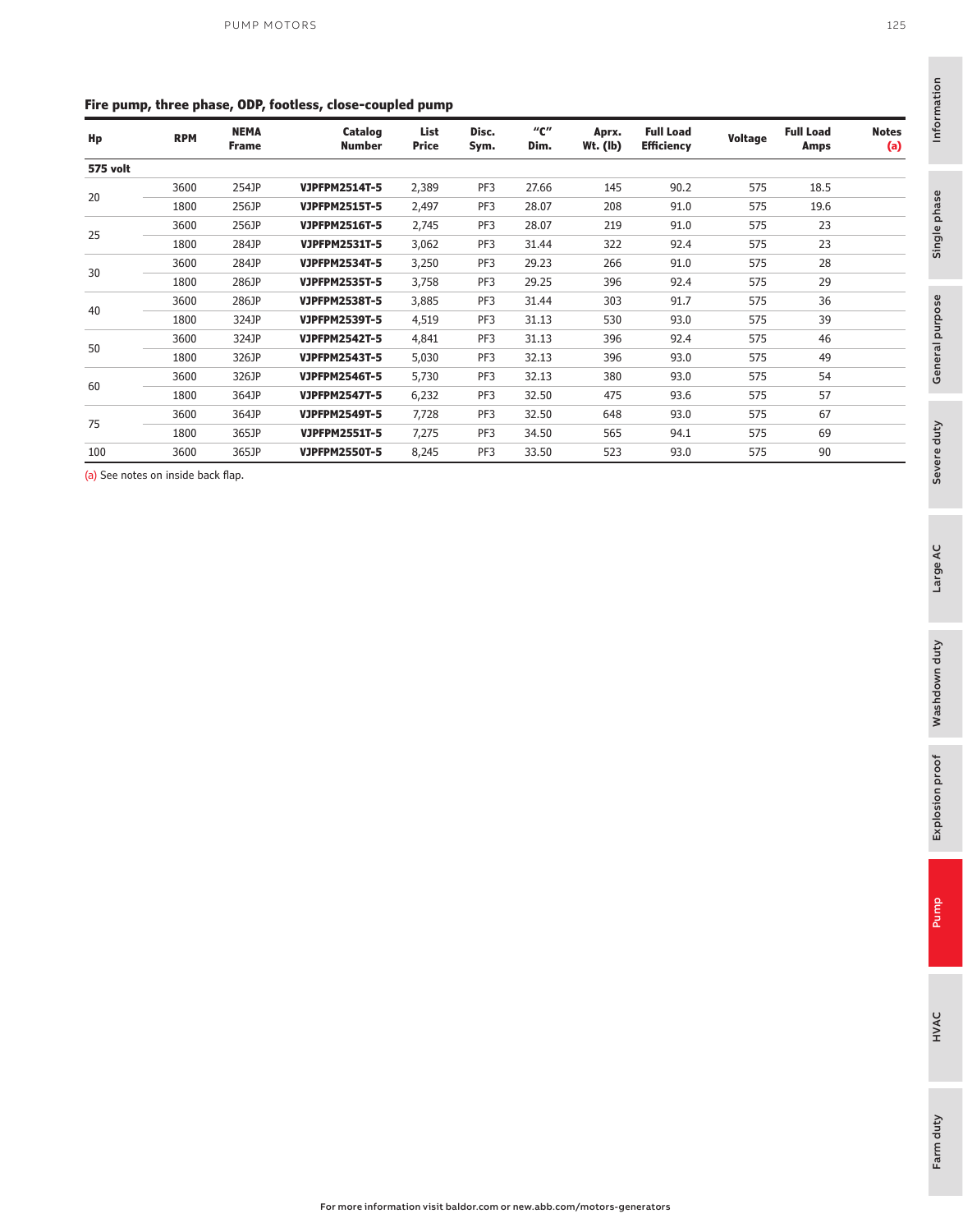### Fire pump, three phase, ODP, footless, close-coupled pump

| Hp | RPM | NEMA Frame | Catalog Number | List Price | Disc. Sym. | "C" Dim. | Aprx. Wt. (lb) | Full Load Efficiency | Voltage | Full Load Amps | Notes (a) |
|---|---|---|---|---|---|---|---|---|---|---|---|
| **575 volt** | | | | | | | | | | | |
| 20 | 3600 | 254JP | **VJPFPM2514T-5** | 2,389 | PF3 | 27.66 | 145 | 90.2 | 575 | 18.5 | |
| | 1800 | 256JP | **VJPFPM2515T-5** | 2,497 | PF3 | 28.07 | 208 | 91.0 | 575 | 19.6 | |
| 25 | 3600 | 256JP | **VJPFPM2516T-5** | 2,745 | PF3 | 28.07 | 219 | 91.0 | 575 | 23 | |
| | 1800 | 284JP | **VJPFPM2531T-5** | 3,062 | PF3 | 31.44 | 322 | 92.4 | 575 | 23 | |
| 30 | 3600 | 284JP | **VJPFPM2534T-5** | 3,250 | PF3 | 29.23 | 266 | 91.0 | 575 | 28 | |
| | 1800 | 286JP | **VJPFPM2535T-5** | 3,758 | PF3 | 29.25 | 396 | 92.4 | 575 | 29 | |
| 40 | 3600 | 286JP | **VJPFPM2538T-5** | 3,885 | PF3 | 31.44 | 303 | 91.7 | 575 | 36 | |
| | 1800 | 324JP | **VJPFPM2539T-5** | 4,519 | PF3 | 31.13 | 530 | 93.0 | 575 | 39 | |
| 50 | 3600 | 324JP | **VJPFPM2542T-5** | 4,841 | PF3 | 31.13 | 396 | 92.4 | 575 | 46 | |
| | 1800 | 326JP | **VJPFPM2543T-5** | 5,030 | PF3 | 32.13 | 396 | 93.0 | 575 | 49 | |
| 60 | 3600 | 326JP | **VJPFPM2546T-5** | 5,730 | PF3 | 32.13 | 380 | 93.0 | 575 | 54 | |
| | 1800 | 364JP | **VJPFPM2547T-5** | 6,232 | PF3 | 32.50 | 475 | 93.6 | 575 | 57 | |
| 75 | 3600 | 364JP | **VJPFPM2549T-5** | 7,728 | PF3 | 32.50 | 648 | 93.0 | 575 | 67 | |
| | 1800 | 365JP | **VJPFPM2551T-5** | 7,275 | PF3 | 34.50 | 565 | 94.1 | 575 | 69 | |
| 100 | 3600 | 365JP | **VJPFPM2550T-5** | 8,245 | PF3 | 33.50 | 523 | 93.0 | 575 | 90 | |

(a) See notes on inside back flap.

For more information visit baldor.com or new.abb.com/motors-generators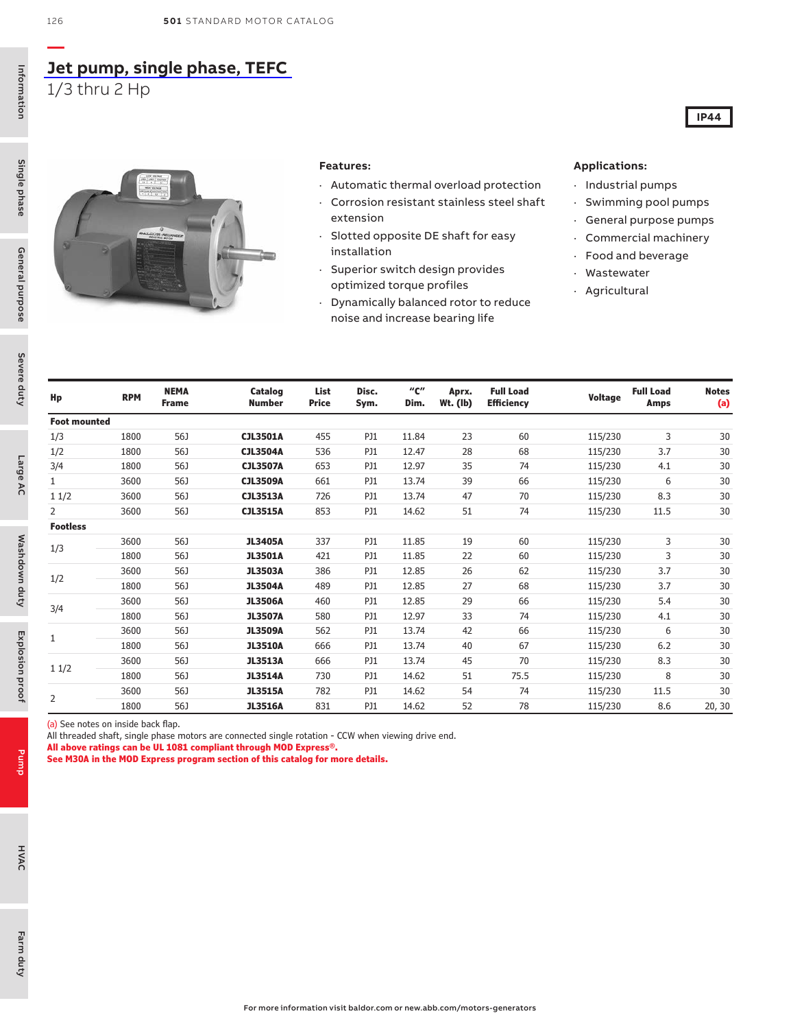# Jet pump, single phase, TEFC

1/3 thru 2 Hp

IP44

**Features:**

- Automatic thermal overload protection
- Corrosion resistant stainless steel shaft extension
- Slotted opposite DE shaft for easy installation
- Superior switch design provides optimized torque profiles
- Dynamically balanced rotor to reduce noise and increase bearing life

**Applications:**

- Industrial pumps
- Swimming pool pumps
- General purpose pumps
- Commercial machinery
- Food and beverage
- Wastewater
- Agricultural

| Hp | RPM | NEMA Frame | Catalog Number | List Price | Disc. Sym. | "C" Dim. | Aprx. Wt. (lb) | Full Load Efficiency | Voltage | Full Load Amps | Notes (a) |
|---|---|---|---|---|---|---|---|---|---|---|---|
| **Foot mounted** | | | | | | | | | | | |
| 1/3 | 1800 | 56J | **CJL3501A** | 455 | PJ1 | 11.84 | 23 | 60 | 115/230 | 3 | 30 |
| 1/2 | 1800 | 56J | **CJL3504A** | 536 | PJ1 | 12.47 | 28 | 68 | 115/230 | 3.7 | 30 |
| 3/4 | 1800 | 56J | **CJL3507A** | 653 | PJ1 | 12.97 | 35 | 74 | 115/230 | 4.1 | 30 |
| 1 | 3600 | 56J | **CJL3509A** | 661 | PJ1 | 13.74 | 39 | 66 | 115/230 | 6 | 30 |
| 1 1/2 | 3600 | 56J | **CJL3513A** | 726 | PJ1 | 13.74 | 47 | 70 | 115/230 | 8.3 | 30 |
| 2 | 3600 | 56J | **CJL3515A** | 853 | PJ1 | 14.62 | 51 | 74 | 115/230 | 11.5 | 30 |
| **Footless** | | | | | | | | | | | |
| 1/3 | 3600 | 56J | **JL3405A** | 337 | PJ1 | 11.85 | 19 | 60 | 115/230 | 3 | 30 |
| | 1800 | 56J | **JL3501A** | 421 | PJ1 | 11.85 | 22 | 60 | 115/230 | 3 | 30 |
| 1/2 | 3600 | 56J | **JL3503A** | 386 | PJ1 | 12.85 | 26 | 62 | 115/230 | 3.7 | 30 |
| | 1800 | 56J | **JL3504A** | 489 | PJ1 | 12.85 | 27 | 68 | 115/230 | 3.7 | 30 |
| 3/4 | 3600 | 56J | **JL3506A** | 460 | PJ1 | 12.85 | 29 | 66 | 115/230 | 5.4 | 30 |
| | 1800 | 56J | **JL3507A** | 580 | PJ1 | 12.97 | 33 | 74 | 115/230 | 4.1 | 30 |
| 1 | 3600 | 56J | **JL3509A** | 562 | PJ1 | 13.74 | 42 | 66 | 115/230 | 6 | 30 |
| | 1800 | 56J | **JL3510A** | 666 | PJ1 | 13.74 | 40 | 67 | 115/230 | 6.2 | 30 |
| 1 1/2 | 3600 | 56J | **JL3513A** | 666 | PJ1 | 13.74 | 45 | 70 | 115/230 | 8.3 | 30 |
| | 1800 | 56J | **JL3514A** | 730 | PJ1 | 14.62 | 51 | 75.5 | 115/230 | 8 | 30 |
| 2 | 3600 | 56J | **JL3515A** | 782 | PJ1 | 14.62 | 54 | 74 | 115/230 | 11.5 | 30 |
| | 1800 | 56J | **JL3516A** | 831 | PJ1 | 14.62 | 52 | 78 | 115/230 | 8.6 | 20, 30 |

(a) See notes on inside back flap.
All threaded shaft, single phase motors are connected single rotation - CCW when viewing drive end.
**All above ratings can be UL 1081 compliant through MOD Express®.**
**See M30A in the MOD Express program section of this catalog for more details.**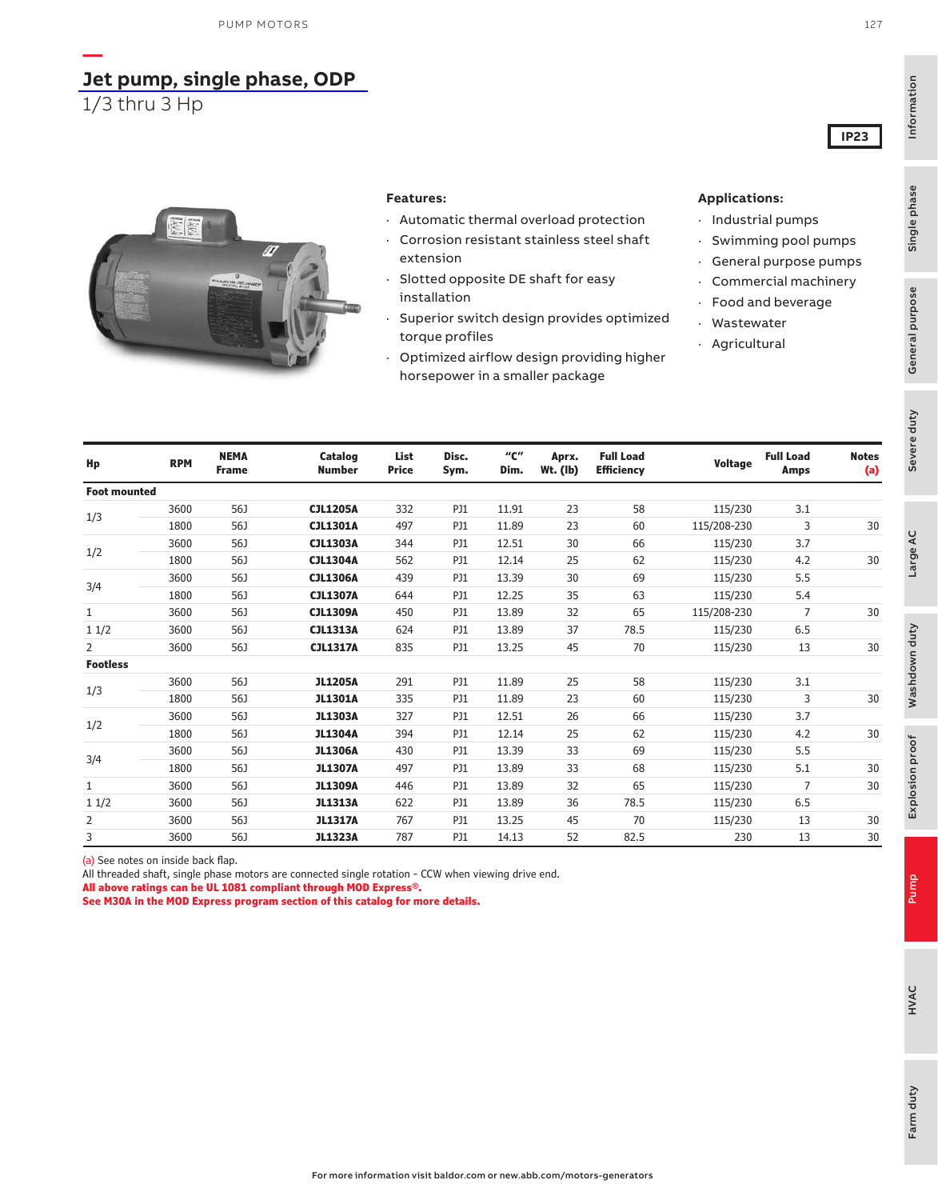# Jet pump, single phase, ODP

1/3 thru 3 Hp

IP23

**Features:**

- Automatic thermal overload protection
- Corrosion resistant stainless steel shaft extension
- Slotted opposite DE shaft for easy installation
- Superior switch design provides optimized torque profiles
- Optimized airflow design providing higher horsepower in a smaller package

**Applications:**

- Industrial pumps
- Swimming pool pumps
- General purpose pumps
- Commercial machinery
- Food and beverage
- Wastewater
- Agricultural

| Hp | RPM | NEMA Frame | Catalog Number | List Price | Disc. Sym. | "C" Dim. | Aprx. Wt. (lb) | Full Load Efficiency | Voltage | Full Load Amps | Notes (a) |
|---|---|---|---|---|---|---|---|---|---|---|---|
| **Foot mounted** | | | | | | | | | | | |
| 1/3 | 3600 | 56J | **CJL1205A** | 332 | PJ1 | 11.91 | 23 | 58 | 115/230 | 3.1 | |
| | 1800 | 56J | **CJL1301A** | 497 | PJ1 | 11.89 | 23 | 60 | 115/208-230 | 3 | 30 |
| 1/2 | 3600 | 56J | **CJL1303A** | 344 | PJ1 | 12.51 | 30 | 66 | 115/230 | 3.7 | |
| | 1800 | 56J | **CJL1304A** | 562 | PJ1 | 12.14 | 25 | 62 | 115/230 | 4.2 | 30 |
| 3/4 | 3600 | 56J | **CJL1306A** | 439 | PJ1 | 13.39 | 30 | 69 | 115/230 | 5.5 | |
| | 1800 | 56J | **CJL1307A** | 644 | PJ1 | 12.25 | 35 | 63 | 115/230 | 5.4 | |
| 1 | 3600 | 56J | **CJL1309A** | 450 | PJ1 | 13.89 | 32 | 65 | 115/208-230 | 7 | 30 |
| 1 1/2 | 3600 | 56J | **CJL1313A** | 624 | PJ1 | 13.89 | 37 | 78.5 | 115/230 | 6.5 | |
| 2 | 3600 | 56J | **CJL1317A** | 835 | PJ1 | 13.25 | 45 | 70 | 115/230 | 13 | 30 |
| **Footless** | | | | | | | | | | | |
| 1/3 | 3600 | 56J | **JL1205A** | 291 | PJ1 | 11.89 | 25 | 58 | 115/230 | 3.1 | |
| | 1800 | 56J | **JL1301A** | 335 | PJ1 | 11.89 | 23 | 60 | 115/230 | 3 | 30 |
| 1/2 | 3600 | 56J | **JL1303A** | 327 | PJ1 | 12.51 | 26 | 66 | 115/230 | 3.7 | |
| | 1800 | 56J | **JL1304A** | 394 | PJ1 | 12.14 | 25 | 62 | 115/230 | 4.2 | 30 |
| 3/4 | 3600 | 56J | **JL1306A** | 430 | PJ1 | 13.39 | 33 | 69 | 115/230 | 5.5 | |
| | 1800 | 56J | **JL1307A** | 497 | PJ1 | 13.89 | 33 | 68 | 115/230 | 5.1 | 30 |
| 1 | 3600 | 56J | **JL1309A** | 446 | PJ1 | 13.89 | 32 | 65 | 115/230 | 7 | 30 |
| 1 1/2 | 3600 | 56J | **JL1313A** | 622 | PJ1 | 13.89 | 36 | 78.5 | 115/230 | 6.5 | |
| 2 | 3600 | 56J | **JL1317A** | 767 | PJ1 | 13.25 | 45 | 70 | 115/230 | 13 | 30 |
| 3 | 3600 | 56J | **JL1323A** | 787 | PJ1 | 14.13 | 52 | 82.5 | 230 | 13 | 30 |

(a) See notes on inside back flap.
All threaded shaft, single phase motors are connected single rotation - CCW when viewing drive end.
**All above ratings can be UL 1081 compliant through MOD Express®.**
**See M30A in the MOD Express program section of this catalog for more details.**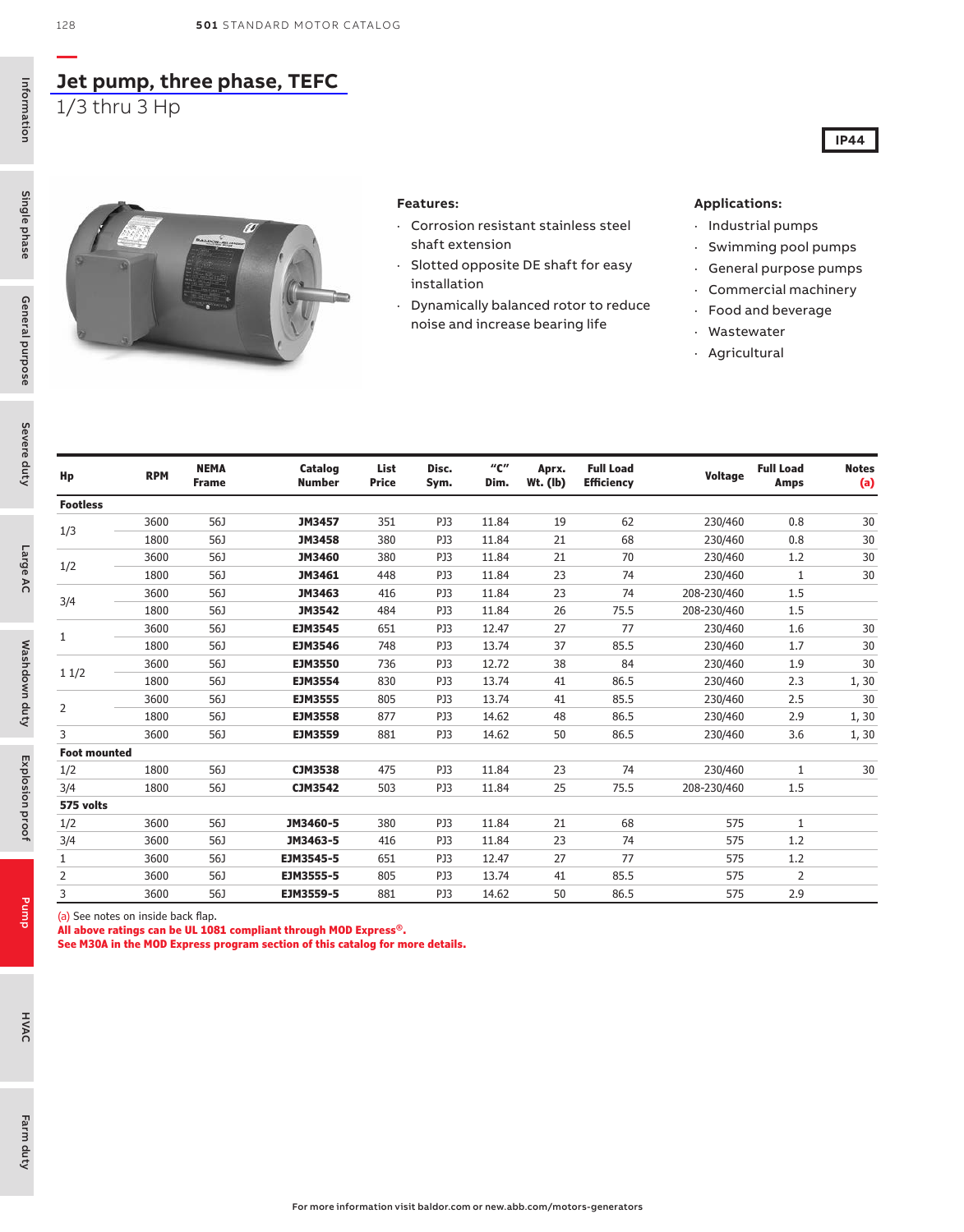# Jet pump, three phase, TEFC

1/3 thru 3 Hp

IP44

**Features:**

- Corrosion resistant stainless steel shaft extension
- Slotted opposite DE shaft for easy installation
- Dynamically balanced rotor to reduce noise and increase bearing life

**Applications:**

- Industrial pumps
- Swimming pool pumps
- General purpose pumps
- Commercial machinery
- Food and beverage
- Wastewater
- Agricultural

| Hp | RPM | NEMA Frame | Catalog Number | List Price | Disc. Sym. | "C" Dim. | Aprx. Wt. (lb) | Full Load Efficiency | Voltage | Full Load Amps | Notes (a) |
|---|---|---|---|---|---|---|---|---|---|---|---|
| **Footless** | | | | | | | | | | | |
| 1/3 | 3600 | 56J | **JM3457** | 351 | PJ3 | 11.84 | 19 | 62 | 230/460 | 0.8 | 30 |
| | 1800 | 56J | **JM3458** | 380 | PJ3 | 11.84 | 21 | 68 | 230/460 | 0.8 | 30 |
| 1/2 | 3600 | 56J | **JM3460** | 380 | PJ3 | 11.84 | 21 | 70 | 230/460 | 1.2 | 30 |
| | 1800 | 56J | **JM3461** | 448 | PJ3 | 11.84 | 23 | 74 | 230/460 | 1 | 30 |
| 3/4 | 3600 | 56J | **JM3463** | 416 | PJ3 | 11.84 | 23 | 74 | 208-230/460 | 1.5 | |
| | 1800 | 56J | **JM3542** | 484 | PJ3 | 11.84 | 26 | 75.5 | 208-230/460 | 1.5 | |
| 1 | 3600 | 56J | **EJM3545** | 651 | PJ3 | 12.47 | 27 | 77 | 230/460 | 1.6 | 30 |
| | 1800 | 56J | **EJM3546** | 748 | PJ3 | 13.74 | 37 | 85.5 | 230/460 | 1.7 | 30 |
| 1 1/2 | 3600 | 56J | **EJM3550** | 736 | PJ3 | 12.72 | 38 | 84 | 230/460 | 1.9 | 30 |
| | 1800 | 56J | **EJM3554** | 830 | PJ3 | 13.74 | 41 | 86.5 | 230/460 | 2.3 | 1, 30 |
| 2 | 3600 | 56J | **EJM3555** | 805 | PJ3 | 13.74 | 41 | 85.5 | 230/460 | 2.5 | 30 |
| | 1800 | 56J | **EJM3558** | 877 | PJ3 | 14.62 | 48 | 86.5 | 230/460 | 2.9 | 1, 30 |
| 3 | 3600 | 56J | **EJM3559** | 881 | PJ3 | 14.62 | 50 | 86.5 | 230/460 | 3.6 | 1, 30 |
| **Foot mounted** | | | | | | | | | | | |
| 1/2 | 1800 | 56J | **CJM3538** | 475 | PJ3 | 11.84 | 23 | 74 | 230/460 | 1 | 30 |
| 3/4 | 1800 | 56J | **CJM3542** | 503 | PJ3 | 11.84 | 25 | 75.5 | 208-230/460 | 1.5 | |
| **575 volts** | | | | | | | | | | | |
| 1/2 | 3600 | 56J | **JM3460-5** | 380 | PJ3 | 11.84 | 21 | 68 | 575 | 1 | |
| 3/4 | 3600 | 56J | **JM3463-5** | 416 | PJ3 | 11.84 | 23 | 74 | 575 | 1.2 | |
| 1 | 3600 | 56J | **EJM3545-5** | 651 | PJ3 | 12.47 | 27 | 77 | 575 | 1.2 | |
| 2 | 3600 | 56J | **EJM3555-5** | 805 | PJ3 | 13.74 | 41 | 85.5 | 575 | 2 | |
| 3 | 3600 | 56J | **EJM3559-5** | 881 | PJ3 | 14.62 | 50 | 86.5 | 575 | 2.9 | |

(a) See notes on inside back flap.

**All above ratings can be UL 1081 compliant through MOD Express®.**

**See M30A in the MOD Express program section of this catalog for more details.**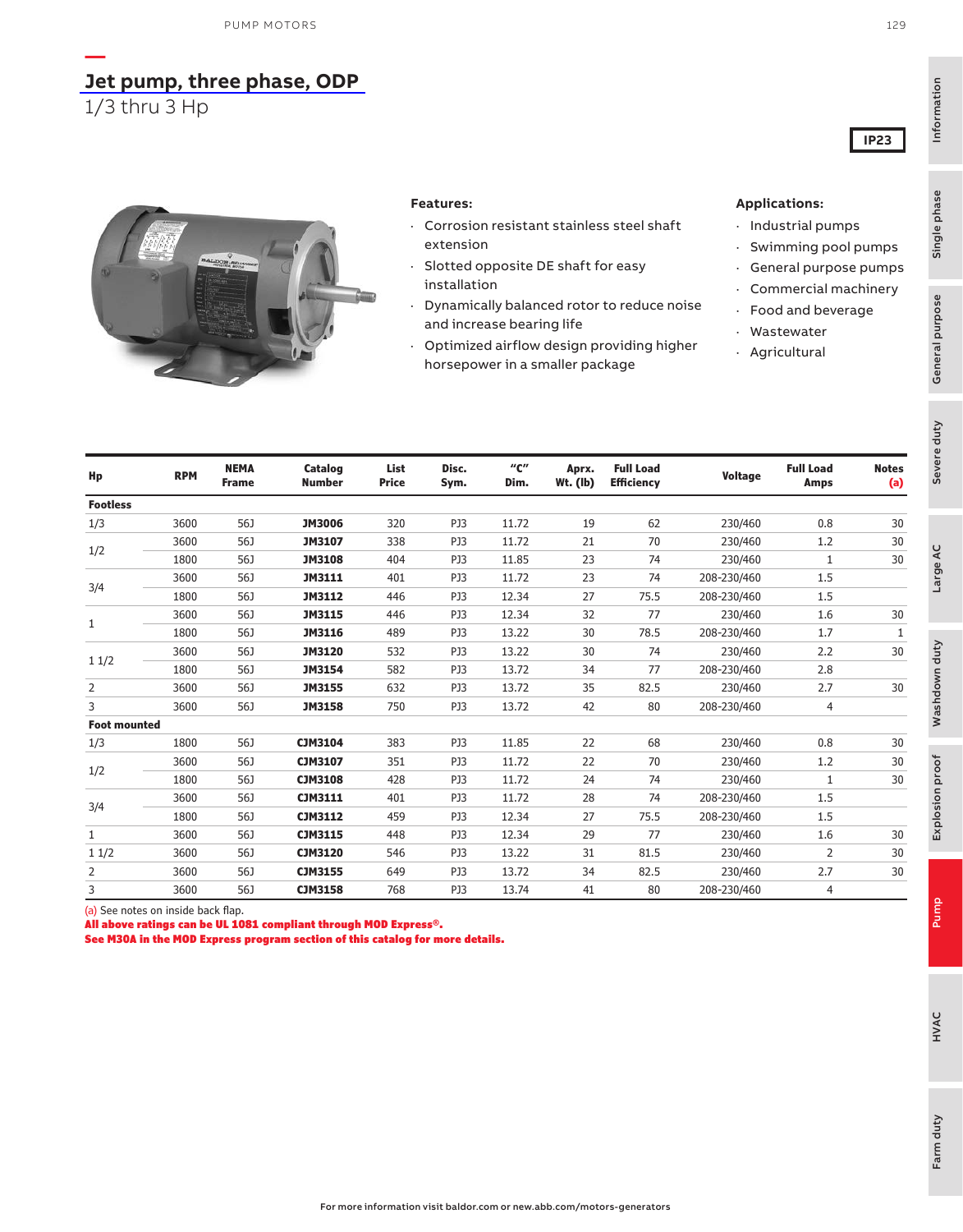# Jet pump, three phase, ODP

1/3 thru 3 Hp

IP23

**Features:**

- Corrosion resistant stainless steel shaft extension
- Slotted opposite DE shaft for easy installation
- Dynamically balanced rotor to reduce noise and increase bearing life
- Optimized airflow design providing higher horsepower in a smaller package

**Applications:**

- Industrial pumps
- Swimming pool pumps
- General purpose pumps
- Commercial machinery
- Food and beverage
- Wastewater
- Agricultural

| Hp | RPM | NEMA Frame | Catalog Number | List Price | Disc. Sym. | "C" Dim. | Aprx. Wt. (lb) | Full Load Efficiency | Voltage | Full Load Amps | Notes (a) |
|---|---|---|---|---|---|---|---|---|---|---|---|
| **Footless** | | | | | | | | | | | |
| 1/3 | 3600 | 56J | **JM3006** | 320 | PJ3 | 11.72 | 19 | 62 | 230/460 | 0.8 | 30 |
| 1/2 | 3600 | 56J | **JM3107** | 338 | PJ3 | 11.72 | 21 | 70 | 230/460 | 1.2 | 30 |
| | 1800 | 56J | **JM3108** | 404 | PJ3 | 11.85 | 23 | 74 | 230/460 | 1 | 30 |
| 3/4 | 3600 | 56J | **JM3111** | 401 | PJ3 | 11.72 | 23 | 74 | 208-230/460 | 1.5 | |
| | 1800 | 56J | **JM3112** | 446 | PJ3 | 12.34 | 27 | 75.5 | 208-230/460 | 1.5 | |
| 1 | 3600 | 56J | **JM3115** | 446 | PJ3 | 12.34 | 32 | 77 | 230/460 | 1.6 | 30 |
| | 1800 | 56J | **JM3116** | 489 | PJ3 | 13.22 | 30 | 78.5 | 208-230/460 | 1.7 | 1 |
| 1 1/2 | 3600 | 56J | **JM3120** | 532 | PJ3 | 13.22 | 30 | 74 | 230/460 | 2.2 | 30 |
| | 1800 | 56J | **JM3154** | 582 | PJ3 | 13.72 | 34 | 77 | 208-230/460 | 2.8 | |
| 2 | 3600 | 56J | **JM3155** | 632 | PJ3 | 13.72 | 35 | 82.5 | 230/460 | 2.7 | 30 |
| 3 | 3600 | 56J | **JM3158** | 750 | PJ3 | 13.72 | 42 | 80 | 208-230/460 | 4 | |
| **Foot mounted** | | | | | | | | | | | |
| 1/3 | 1800 | 56J | **CJM3104** | 383 | PJ3 | 11.85 | 22 | 68 | 230/460 | 0.8 | 30 |
| 1/2 | 3600 | 56J | **CJM3107** | 351 | PJ3 | 11.72 | 22 | 70 | 230/460 | 1.2 | 30 |
| | 1800 | 56J | **CJM3108** | 428 | PJ3 | 11.72 | 24 | 74 | 230/460 | 1 | 30 |
| 3/4 | 3600 | 56J | **CJM3111** | 401 | PJ3 | 11.72 | 28 | 74 | 208-230/460 | 1.5 | |
| | 1800 | 56J | **CJM3112** | 459 | PJ3 | 12.34 | 27 | 75.5 | 208-230/460 | 1.5 | |
| 1 | 3600 | 56J | **CJM3115** | 448 | PJ3 | 12.34 | 29 | 77 | 230/460 | 1.6 | 30 |
| 1 1/2 | 3600 | 56J | **CJM3120** | 546 | PJ3 | 13.22 | 31 | 81.5 | 230/460 | 2 | 30 |
| 2 | 3600 | 56J | **CJM3155** | 649 | PJ3 | 13.72 | 34 | 82.5 | 230/460 | 2.7 | 30 |
| 3 | 3600 | 56J | **CJM3158** | 768 | PJ3 | 13.74 | 41 | 80 | 208-230/460 | 4 | |

(a) See notes on inside back flap.

**All above ratings can be UL 1081 compliant through MOD Express®.**
**See M30A in the MOD Express program section of this catalog for more details.**

For more information visit baldor.com or new.abb.com/motors-generators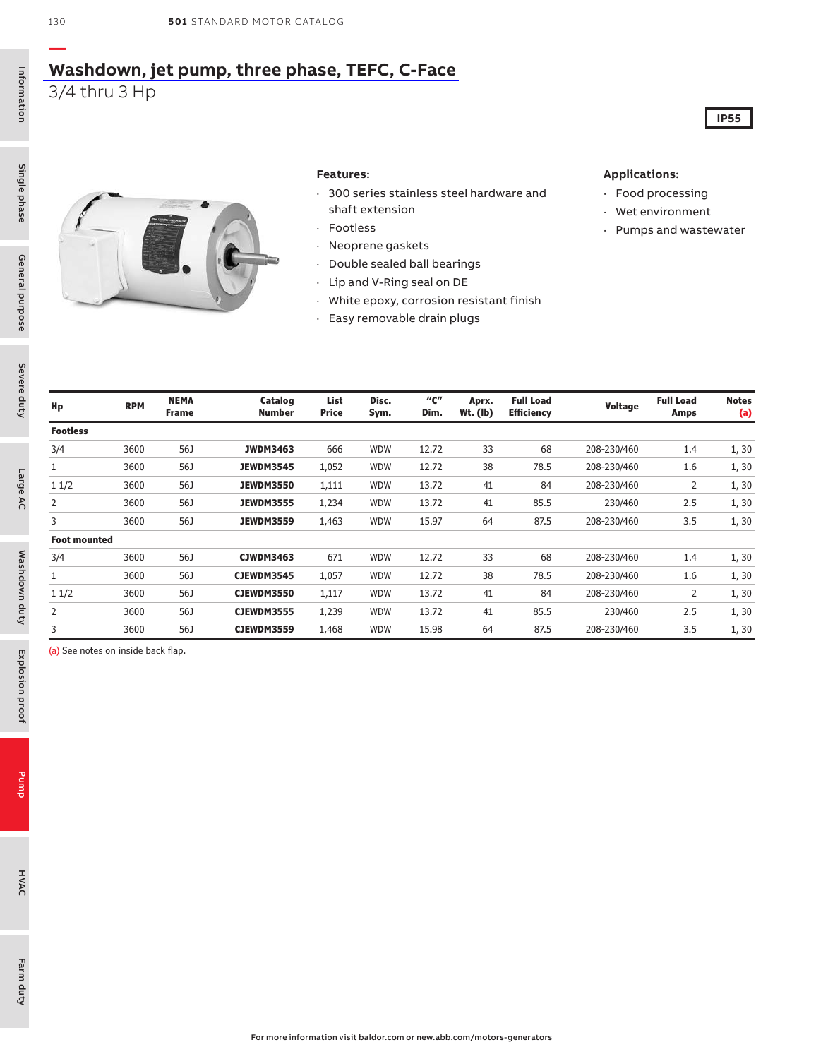## Washdown, jet pump, three phase, TEFC, C-Face

3/4 thru 3 Hp

IP55

**Features:**

- 300 series stainless steel hardware and shaft extension
- Footless
- Neoprene gaskets
- Double sealed ball bearings
- Lip and V-Ring seal on DE
- White epoxy, corrosion resistant finish
- Easy removable drain plugs

**Applications:**

- Food processing
- Wet environment
- Pumps and wastewater

| Hp | RPM | NEMA Frame | Catalog Number | List Price | Disc. Sym. | "C" Dim. | Aprx. Wt. (lb) | Full Load Efficiency | Voltage | Full Load Amps | Notes (a) |
|---|---|---|---|---|---|---|---|---|---|---|---|
| **Footless** | | | | | | | | | | | |
| 3/4 | 3600 | 56J | **JWDM3463** | 666 | WDW | 12.72 | 33 | 68 | 208-230/460 | 1.4 | 1, 30 |
| 1 | 3600 | 56J | **JEWDM3545** | 1,052 | WDW | 12.72 | 38 | 78.5 | 208-230/460 | 1.6 | 1, 30 |
| 1 1/2 | 3600 | 56J | **JEWDM3550** | 1,111 | WDW | 13.72 | 41 | 84 | 208-230/460 | 2 | 1, 30 |
| 2 | 3600 | 56J | **JEWDM3555** | 1,234 | WDW | 13.72 | 41 | 85.5 | 230/460 | 2.5 | 1, 30 |
| 3 | 3600 | 56J | **JEWDM3559** | 1,463 | WDW | 15.97 | 64 | 87.5 | 208-230/460 | 3.5 | 1, 30 |
| **Foot mounted** | | | | | | | | | | | |
| 3/4 | 3600 | 56J | **CJWDM3463** | 671 | WDW | 12.72 | 33 | 68 | 208-230/460 | 1.4 | 1, 30 |
| 1 | 3600 | 56J | **CJEWDM3545** | 1,057 | WDW | 12.72 | 38 | 78.5 | 208-230/460 | 1.6 | 1, 30 |
| 1 1/2 | 3600 | 56J | **CJEWDM3550** | 1,117 | WDW | 13.72 | 41 | 84 | 208-230/460 | 2 | 1, 30 |
| 2 | 3600 | 56J | **CJEWDM3555** | 1,239 | WDW | 13.72 | 41 | 85.5 | 230/460 | 2.5 | 1, 30 |
| 3 | 3600 | 56J | **CJEWDM3559** | 1,468 | WDW | 15.98 | 64 | 87.5 | 208-230/460 | 3.5 | 1, 30 |

(a) See notes on inside back flap.

For more information visit baldor.com or new.abb.com/motors-generators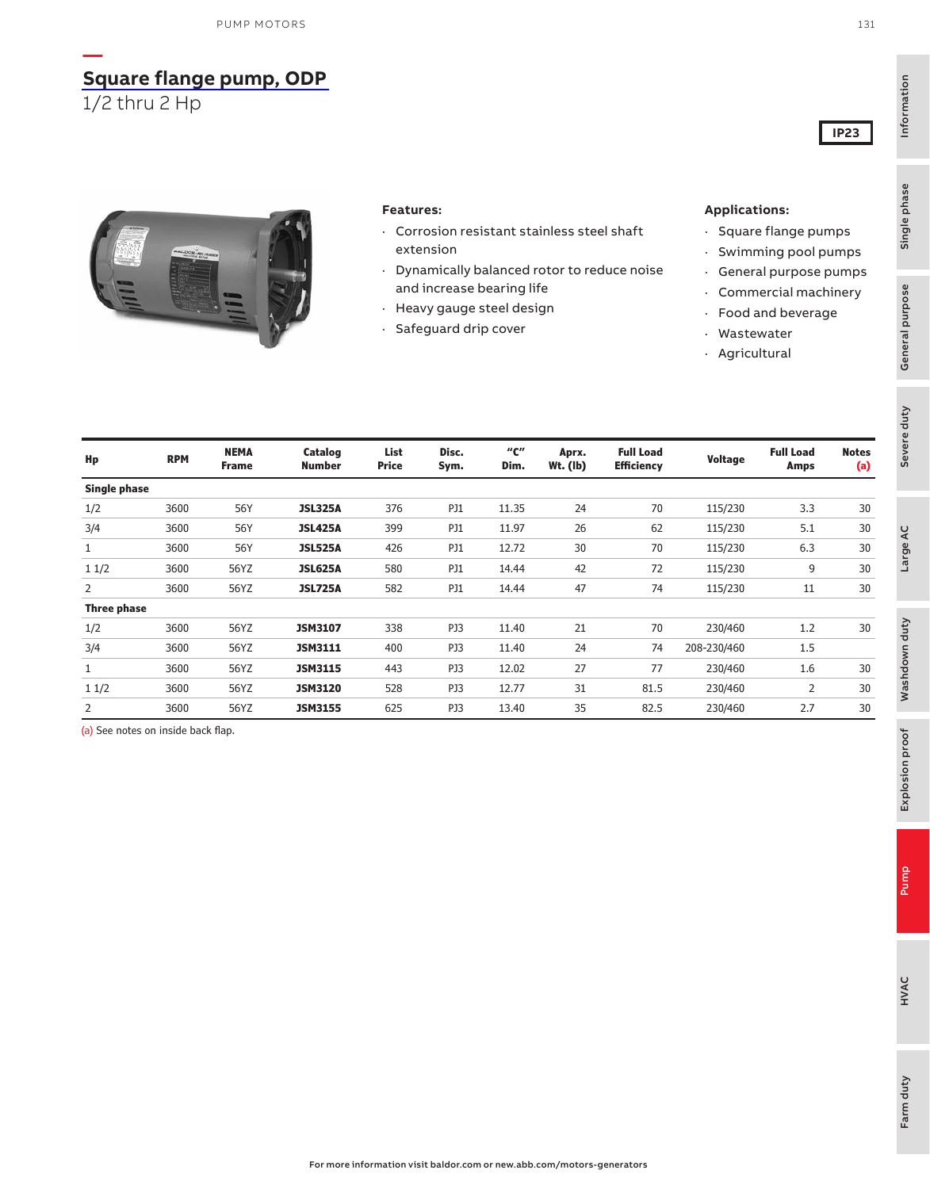## Square flange pump, ODP

1/2 thru 2 Hp

IP23

**Features:**

- Corrosion resistant stainless steel shaft extension
- Dynamically balanced rotor to reduce noise and increase bearing life
- Heavy gauge steel design
- Safeguard drip cover

**Applications:**

- Square flange pumps
- Swimming pool pumps
- General purpose pumps
- Commercial machinery
- Food and beverage
- Wastewater
- Agricultural

| Hp | RPM | NEMA Frame | Catalog Number | List Price | Disc. Sym. | "C" Dim. | Aprx. Wt. (lb) | Full Load Efficiency | Voltage | Full Load Amps | Notes (a) |
|---|---|---|---|---|---|---|---|---|---|---|---|
| **Single phase** | | | | | | | | | | | |
| 1/2 | 3600 | 56Y | **JSL325A** | 376 | PJ1 | 11.35 | 24 | 70 | 115/230 | 3.3 | 30 |
| 3/4 | 3600 | 56Y | **JSL425A** | 399 | PJ1 | 11.97 | 26 | 62 | 115/230 | 5.1 | 30 |
| 1 | 3600 | 56Y | **JSL525A** | 426 | PJ1 | 12.72 | 30 | 70 | 115/230 | 6.3 | 30 |
| 1 1/2 | 3600 | 56YZ | **JSL625A** | 580 | PJ1 | 14.44 | 42 | 72 | 115/230 | 9 | 30 |
| 2 | 3600 | 56YZ | **JSL725A** | 582 | PJ1 | 14.44 | 47 | 74 | 115/230 | 11 | 30 |
| **Three phase** | | | | | | | | | | | |
| 1/2 | 3600 | 56YZ | **JSM3107** | 338 | PJ3 | 11.40 | 21 | 70 | 230/460 | 1.2 | 30 |
| 3/4 | 3600 | 56YZ | **JSM3111** | 400 | PJ3 | 11.40 | 24 | 74 | 208-230/460 | 1.5 | |
| 1 | 3600 | 56YZ | **JSM3115** | 443 | PJ3 | 12.02 | 27 | 77 | 230/460 | 1.6 | 30 |
| 1 1/2 | 3600 | 56YZ | **JSM3120** | 528 | PJ3 | 12.77 | 31 | 81.5 | 230/460 | 2 | 30 |
| 2 | 3600 | 56YZ | **JSM3155** | 625 | PJ3 | 13.40 | 35 | 82.5 | 230/460 | 2.7 | 30 |

(a) See notes on inside back flap.

For more information visit baldor.com or new.abb.com/motors-generators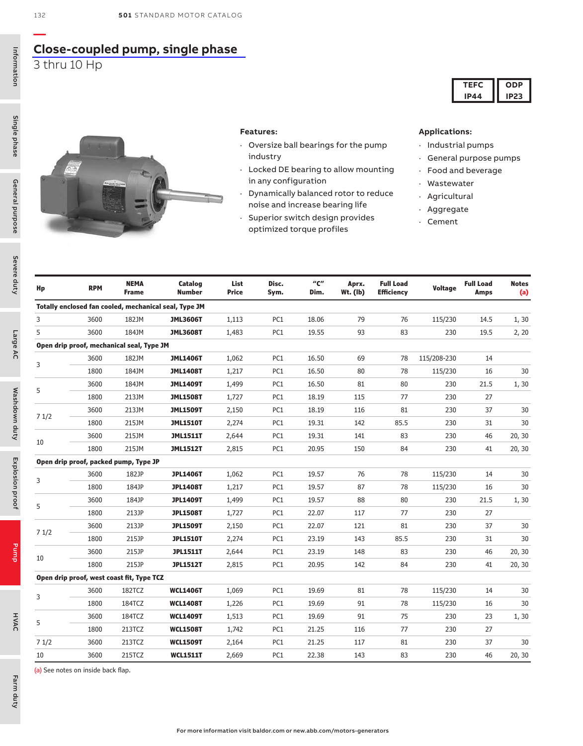## Close-coupled pump, single phase

3 thru 10 Hp

TEFC IP44 | ODP IP23

**Features:**

- Oversize ball bearings for the pump industry
- Locked DE bearing to allow mounting in any configuration
- Dynamically balanced rotor to reduce noise and increase bearing life
- Superior switch design provides optimized torque profiles

**Applications:**

- Industrial pumps
- General purpose pumps
- Food and beverage
- Wastewater
- Agricultural
- Aggregate
- Cement

| Hp | RPM | NEMA Frame | Catalog Number | List Price | Disc. Sym. | "C" Dim. | Aprx. Wt. (lb) | Full Load Efficiency | Voltage | Full Load Amps | Notes (a) |
|---|---|---|---|---|---|---|---|---|---|---|---|
| **Totally enclosed fan cooled, mechanical seal, Type JM** | | | | | | | | | | | |
| 3 | 3600 | 182JM | **JML3606T** | 1,113 | PC1 | 18.06 | 79 | 76 | 115/230 | 14.5 | 1, 30 |
| 5 | 3600 | 184JM | **JML3608T** | 1,483 | PC1 | 19.55 | 93 | 83 | 230 | 19.5 | 2, 20 |
| **Open drip proof, mechanical seal, Type JM** | | | | | | | | | | | |
| 3 | 3600 | 182JM | **JML1406T** | 1,062 | PC1 | 16.50 | 69 | 78 | 115/208-230 | 14 | |
| | 1800 | 184JM | **JML1408T** | 1,217 | PC1 | 16.50 | 80 | 78 | 115/230 | 16 | 30 |
| 5 | 3600 | 184JM | **JML1409T** | 1,499 | PC1 | 16.50 | 81 | 80 | 230 | 21.5 | 1, 30 |
| | 1800 | 213JM | **JML1508T** | 1,727 | PC1 | 18.19 | 115 | 77 | 230 | 27 | |
| 7 1/2 | 3600 | 213JM | **JML1509T** | 2,150 | PC1 | 18.19 | 116 | 81 | 230 | 37 | 30 |
| | 1800 | 215JM | **JML1510T** | 2,274 | PC1 | 19.31 | 142 | 85.5 | 230 | 31 | 30 |
| 10 | 3600 | 215JM | **JML1511T** | 2,644 | PC1 | 19.31 | 141 | 83 | 230 | 46 | 20, 30 |
| | 1800 | 215JM | **JML1512T** | 2,815 | PC1 | 20.95 | 150 | 84 | 230 | 41 | 20, 30 |
| **Open drip proof, packed pump, Type JP** | | | | | | | | | | | |
| 3 | 3600 | 182JP | **JPL1406T** | 1,062 | PC1 | 19.57 | 76 | 78 | 115/230 | 14 | 30 |
| | 1800 | 184JP | **JPL1408T** | 1,217 | PC1 | 19.57 | 87 | 78 | 115/230 | 16 | 30 |
| 5 | 3600 | 184JP | **JPL1409T** | 1,499 | PC1 | 19.57 | 88 | 80 | 230 | 21.5 | 1, 30 |
| | 1800 | 213JP | **JPL1508T** | 1,727 | PC1 | 22.07 | 117 | 77 | 230 | 27 | |
| 7 1/2 | 3600 | 213JP | **JPL1509T** | 2,150 | PC1 | 22.07 | 121 | 81 | 230 | 37 | 30 |
| | 1800 | 215JP | **JPL1510T** | 2,274 | PC1 | 23.19 | 143 | 85.5 | 230 | 31 | 30 |
| 10 | 3600 | 215JP | **JPL1511T** | 2,644 | PC1 | 23.19 | 148 | 83 | 230 | 46 | 20, 30 |
| | 1800 | 215JP | **JPL1512T** | 2,815 | PC1 | 20.95 | 142 | 84 | 230 | 41 | 20, 30 |
| **Open drip proof, west coast fit, Type TCZ** | | | | | | | | | | | |
| 3 | 3600 | 182TCZ | **WCL1406T** | 1,069 | PC1 | 19.69 | 81 | 78 | 115/230 | 14 | 30 |
| | 1800 | 184TCZ | **WCL1408T** | 1,226 | PC1 | 19.69 | 91 | 78 | 115/230 | 16 | 30 |
| 5 | 3600 | 184TCZ | **WCL1409T** | 1,513 | PC1 | 19.69 | 91 | 75 | 230 | 23 | 1, 30 |
| | 1800 | 213TCZ | **WCL1508T** | 1,742 | PC1 | 21.25 | 116 | 77 | 230 | 27 | |
| 7 1/2 | 3600 | 213TCZ | **WCL1509T** | 2,164 | PC1 | 21.25 | 117 | 81 | 230 | 37 | 30 |
| 10 | 3600 | 215TCZ | **WCL1511T** | 2,669 | PC1 | 22.38 | 143 | 83 | 230 | 46 | 20, 30 |

(a) See notes on inside back flap.

For more information visit baldor.com or new.abb.com/motors-generators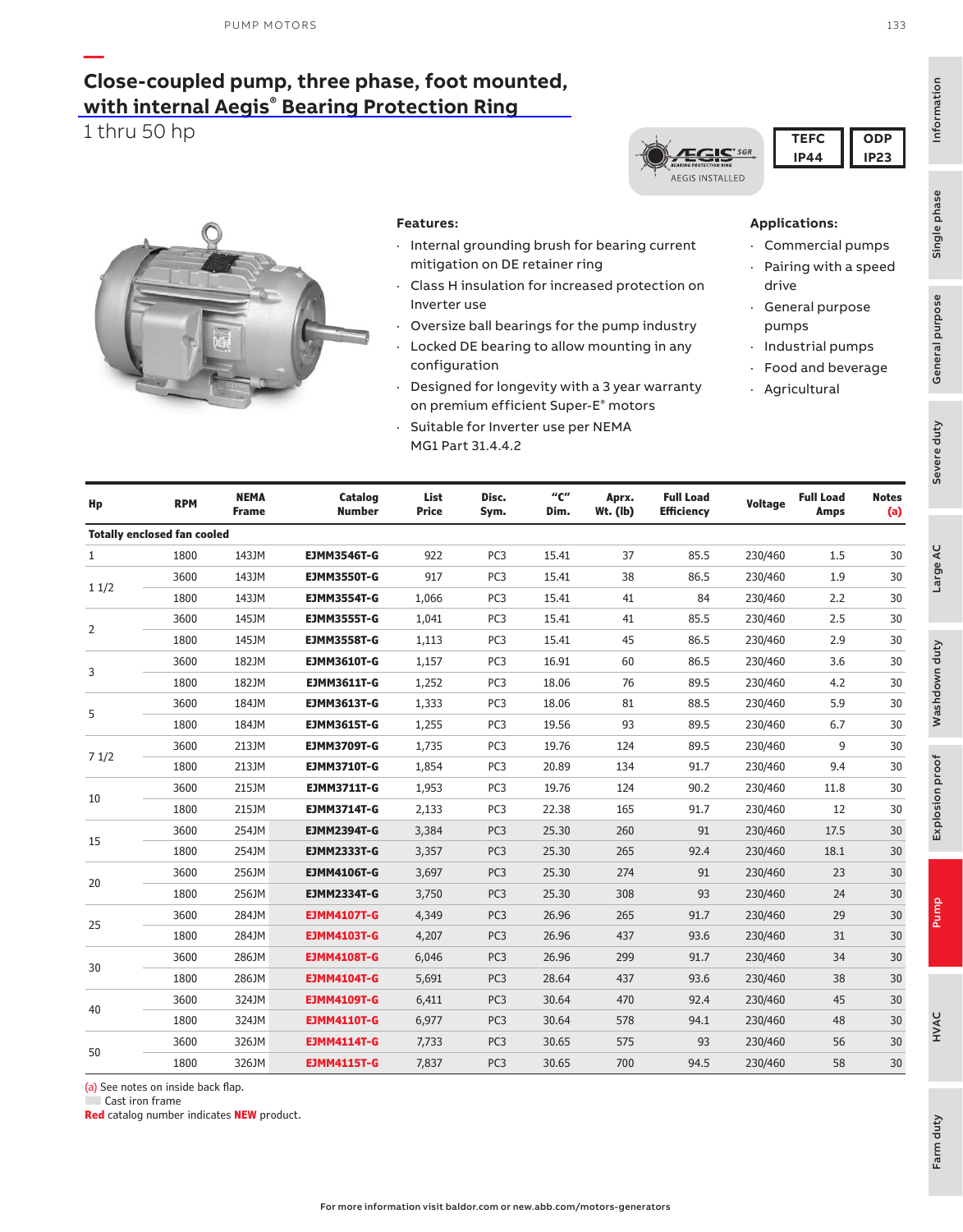# Close-coupled pump, three phase, foot mounted, with internal Aegis® Bearing Protection Ring

1 thru 50 hp

AEGIS INSTALLED

TEFC IP44 | ODP IP23

**Features:**

- Internal grounding brush for bearing current mitigation on DE retainer ring
- Class H insulation for increased protection on Inverter use
- Oversize ball bearings for the pump industry
- Locked DE bearing to allow mounting in any configuration
- Designed for longevity with a 3 year warranty on premium efficient Super-E® motors
- Suitable for Inverter use per NEMA MG1 Part 31.4.4.2

**Applications:**

- Commercial pumps
- Pairing with a speed drive
- General purpose pumps
- Industrial pumps
- Food and beverage
- Agricultural

| Hp | RPM | NEMA Frame | Catalog Number | List Price | Disc. Sym. | "C" Dim. | Aprx. Wt. (lb) | Full Load Efficiency | Voltage | Full Load Amps | Notes (a) |
|---|---|---|---|---|---|---|---|---|---|---|---|
| **Totally enclosed fan cooled** | | | | | | | | | | | |
| 1 | 1800 | 143JM | EJMM3546T-G | 922 | PC3 | 15.41 | 37 | 85.5 | 230/460 | 1.5 | 30 |
| 1 1/2 | 3600 | 143JM | EJMM3550T-G | 917 | PC3 | 15.41 | 38 | 86.5 | 230/460 | 1.9 | 30 |
| | 1800 | 143JM | EJMM3554T-G | 1,066 | PC3 | 15.41 | 41 | 84 | 230/460 | 2.2 | 30 |
| 2 | 3600 | 145JM | EJMM3555T-G | 1,041 | PC3 | 15.41 | 41 | 85.5 | 230/460 | 2.5 | 30 |
| | 1800 | 145JM | EJMM3558T-G | 1,113 | PC3 | 15.41 | 45 | 86.5 | 230/460 | 2.9 | 30 |
| 3 | 3600 | 182JM | EJMM3610T-G | 1,157 | PC3 | 16.91 | 60 | 86.5 | 230/460 | 3.6 | 30 |
| | 1800 | 182JM | EJMM3611T-G | 1,252 | PC3 | 18.06 | 76 | 89.5 | 230/460 | 4.2 | 30 |
| 5 | 3600 | 184JM | EJMM3613T-G | 1,333 | PC3 | 18.06 | 81 | 88.5 | 230/460 | 5.9 | 30 |
| | 1800 | 184JM | EJMM3615T-G | 1,255 | PC3 | 19.56 | 93 | 89.5 | 230/460 | 6.7 | 30 |
| 7 1/2 | 3600 | 213JM | EJMM3709T-G | 1,735 | PC3 | 19.76 | 124 | 89.5 | 230/460 | 9 | 30 |
| | 1800 | 213JM | EJMM3710T-G | 1,854 | PC3 | 20.89 | 134 | 91.7 | 230/460 | 9.4 | 30 |
| 10 | 3600 | 215JM | EJMM3711T-G | 1,953 | PC3 | 19.76 | 124 | 90.2 | 230/460 | 11.8 | 30 |
| | 1800 | 215JM | EJMM3714T-G | 2,133 | PC3 | 22.38 | 165 | 91.7 | 230/460 | 12 | 30 |
| 15 | 3600 | 254JM | EJMM2394T-G | 3,384 | PC3 | 25.30 | 260 | 91 | 230/460 | 17.5 | 30 |
| | 1800 | 254JM | EJMM2333T-G | 3,357 | PC3 | 25.30 | 265 | 92.4 | 230/460 | 18.1 | 30 |
| 20 | 3600 | 256JM | EJMM4106T-G | 3,697 | PC3 | 25.30 | 274 | 91 | 230/460 | 23 | 30 |
| | 1800 | 256JM | EJMM2334T-G | 3,750 | PC3 | 25.30 | 308 | 93 | 230/460 | 24 | 30 |
| 25 | 3600 | 284JM | EJMM4107T-G | 4,349 | PC3 | 26.96 | 265 | 91.7 | 230/460 | 29 | 30 |
| | 1800 | 284JM | EJMM4103T-G | 4,207 | PC3 | 26.96 | 437 | 93.6 | 230/460 | 31 | 30 |
| 30 | 3600 | 286JM | EJMM4108T-G | 6,046 | PC3 | 26.96 | 299 | 91.7 | 230/460 | 34 | 30 |
| | 1800 | 286JM | EJMM4104T-G | 5,691 | PC3 | 28.64 | 437 | 93.6 | 230/460 | 38 | 30 |
| 40 | 3600 | 324JM | EJMM4109T-G | 6,411 | PC3 | 30.64 | 470 | 92.4 | 230/460 | 45 | 30 |
| | 1800 | 324JM | EJMM4110T-G | 6,977 | PC3 | 30.64 | 578 | 94.1 | 230/460 | 48 | 30 |
| 50 | 3600 | 326JM | EJMM4114T-G | 7,733 | PC3 | 30.65 | 575 | 93 | 230/460 | 56 | 30 |
| | 1800 | 326JM | EJMM4115T-G | 7,837 | PC3 | 30.65 | 700 | 94.5 | 230/460 | 58 | 30 |

(a) See notes on inside back flap.

Cast iron frame

**Red** catalog number indicates **NEW** product.

For more information visit baldor.com or new.abb.com/motors-generators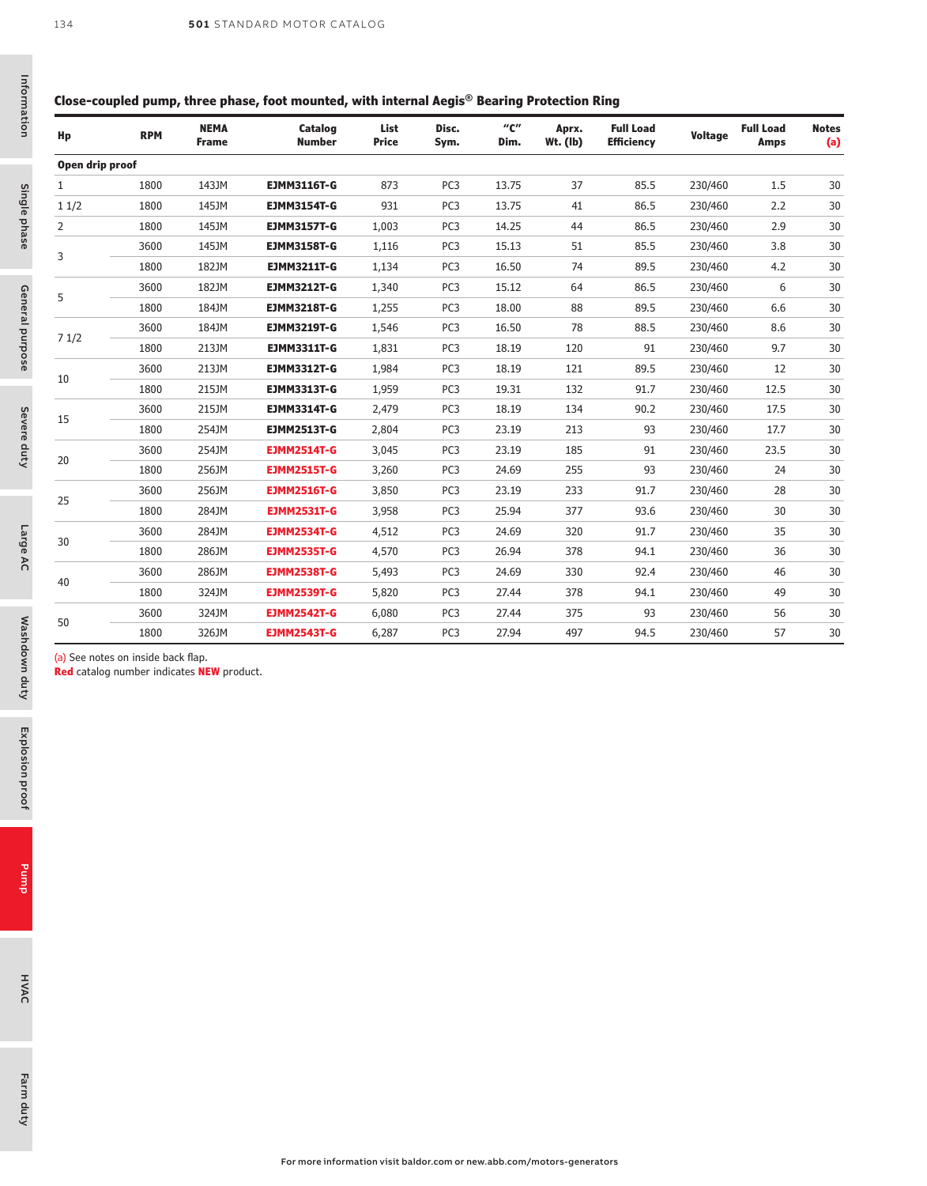## Close-coupled pump, three phase, foot mounted, with internal Aegis® Bearing Protection Ring

| Hp | RPM | NEMA Frame | Catalog Number | List Price | Disc. Sym. | "C" Dim. | Aprx. Wt. (lb) | Full Load Efficiency | Voltage | Full Load Amps | Notes (a) |
|---|---|---|---|---|---|---|---|---|---|---|---|
| **Open drip proof** | | | | | | | | | | | |
| 1 | 1800 | 143JM | **EJMM3116T-G** | 873 | PC3 | 13.75 | 37 | 85.5 | 230/460 | 1.5 | 30 |
| 1 1/2 | 1800 | 145JM | **EJMM3154T-G** | 931 | PC3 | 13.75 | 41 | 86.5 | 230/460 | 2.2 | 30 |
| 2 | 1800 | 145JM | **EJMM3157T-G** | 1,003 | PC3 | 14.25 | 44 | 86.5 | 230/460 | 2.9 | 30 |
| 3 | 3600 | 145JM | **EJMM3158T-G** | 1,116 | PC3 | 15.13 | 51 | 85.5 | 230/460 | 3.8 | 30 |
| | 1800 | 182JM | **EJMM3211T-G** | 1,134 | PC3 | 16.50 | 74 | 89.5 | 230/460 | 4.2 | 30 |
| 5 | 3600 | 182JM | **EJMM3212T-G** | 1,340 | PC3 | 15.12 | 64 | 86.5 | 230/460 | 6 | 30 |
| | 1800 | 184JM | **EJMM3218T-G** | 1,255 | PC3 | 18.00 | 88 | 89.5 | 230/460 | 6.6 | 30 |
| 7 1/2 | 3600 | 184JM | **EJMM3219T-G** | 1,546 | PC3 | 16.50 | 78 | 88.5 | 230/460 | 8.6 | 30 |
| | 1800 | 213JM | **EJMM3311T-G** | 1,831 | PC3 | 18.19 | 120 | 91 | 230/460 | 9.7 | 30 |
| 10 | 3600 | 213JM | **EJMM3312T-G** | 1,984 | PC3 | 18.19 | 121 | 89.5 | 230/460 | 12 | 30 |
| | 1800 | 215JM | **EJMM3313T-G** | 1,959 | PC3 | 19.31 | 132 | 91.7 | 230/460 | 12.5 | 30 |
| 15 | 3600 | 215JM | **EJMM3314T-G** | 2,479 | PC3 | 18.19 | 134 | 90.2 | 230/460 | 17.5 | 30 |
| | 1800 | 254JM | **EJMM2513T-G** | 2,804 | PC3 | 23.19 | 213 | 93 | 230/460 | 17.7 | 30 |
| 20 | 3600 | 254JM | **EJMM2514T-G** | 3,045 | PC3 | 23.19 | 185 | 91 | 230/460 | 23.5 | 30 |
| | 1800 | 256JM | **EJMM2515T-G** | 3,260 | PC3 | 24.69 | 255 | 93 | 230/460 | 24 | 30 |
| 25 | 3600 | 256JM | **EJMM2516T-G** | 3,850 | PC3 | 23.19 | 233 | 91.7 | 230/460 | 28 | 30 |
| | 1800 | 284JM | **EJMM2531T-G** | 3,958 | PC3 | 25.94 | 377 | 93.6 | 230/460 | 30 | 30 |
| 30 | 3600 | 284JM | **EJMM2534T-G** | 4,512 | PC3 | 24.69 | 320 | 91.7 | 230/460 | 35 | 30 |
| | 1800 | 286JM | **EJMM2535T-G** | 4,570 | PC3 | 26.94 | 378 | 94.1 | 230/460 | 36 | 30 |
| 40 | 3600 | 286JM | **EJMM2538T-G** | 5,493 | PC3 | 24.69 | 330 | 92.4 | 230/460 | 46 | 30 |
| | 1800 | 324JM | **EJMM2539T-G** | 5,820 | PC3 | 27.44 | 378 | 94.1 | 230/460 | 49 | 30 |
| 50 | 3600 | 324JM | **EJMM2542T-G** | 6,080 | PC3 | 27.44 | 375 | 93 | 230/460 | 56 | 30 |
| | 1800 | 326JM | **EJMM2543T-G** | 6,287 | PC3 | 27.94 | 497 | 94.5 | 230/460 | 57 | 30 |

(a) See notes on inside back flap.
**Red** catalog number indicates **NEW** product.

For more information visit baldor.com or new.abb.com/motors-generators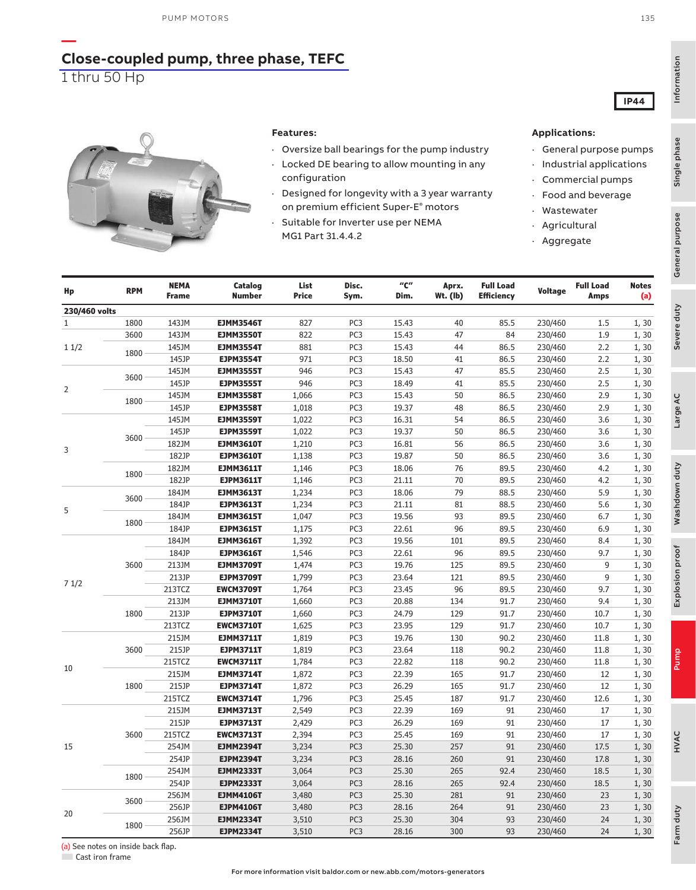# Close-coupled pump, three phase, TEFC

1 thru 50 Hp

IP44

**Features:**

- Oversize ball bearings for the pump industry
- Locked DE bearing to allow mounting in any configuration
- Designed for longevity with a 3 year warranty on premium efficient Super-E® motors
- Suitable for Inverter use per NEMA MG1 Part 31.4.4.2

**Applications:**

- General purpose pumps
- Industrial applications
- Commercial pumps
- Food and beverage
- Wastewater
- Agricultural
- Aggregate

| Hp | RPM | NEMA Frame | Catalog Number | List Price | Disc. Sym. | "C" Dim. | Aprx. Wt. (lb) | Full Load Efficiency | Voltage | Full Load Amps | Notes (a) |
|---|---|---|---|---|---|---|---|---|---|---|---|
| **230/460 volts** | | | | | | | | | | | |
| 1 | 1800 | 143JM | **EJMM3546T** | 827 | PC3 | 15.43 | 40 | 85.5 | 230/460 | 1.5 | 1, 30 |
| | 3600 | 143JM | **EJMM3550T** | 822 | PC3 | 15.43 | 47 | 84 | 230/460 | 1.9 | 1, 30 |
| 1 1/2 | 1800 | 145JM | **EJMM3554T** | 881 | PC3 | 15.43 | 44 | 86.5 | 230/460 | 2.2 | 1, 30 |
| | | 145JP | **EJPM3554T** | 971 | PC3 | 18.50 | 41 | 86.5 | 230/460 | 2.2 | 1, 30 |
| 2 | 3600 | 145JM | **EJMM3555T** | 946 | PC3 | 15.43 | 47 | 85.5 | 230/460 | 2.5 | 1, 30 |
| | | 145JP | **EJPM3555T** | 946 | PC3 | 18.49 | 41 | 85.5 | 230/460 | 2.5 | 1, 30 |
| | 1800 | 145JM | **EJMM3558T** | 1,066 | PC3 | 15.43 | 50 | 86.5 | 230/460 | 2.9 | 1, 30 |
| | | 145JP | **EJPM3558T** | 1,018 | PC3 | 19.37 | 48 | 86.5 | 230/460 | 2.9 | 1, 30 |
| 3 | 3600 | 145JM | **EJMM3559T** | 1,022 | PC3 | 16.31 | 54 | 86.5 | 230/460 | 3.6 | 1, 30 |
| | | 145JP | **EJPM3559T** | 1,022 | PC3 | 19.37 | 50 | 86.5 | 230/460 | 3.6 | 1, 30 |
| | | 182JM | **EJMM3610T** | 1,210 | PC3 | 16.81 | 56 | 86.5 | 230/460 | 3.6 | 1, 30 |
| | | 182JP | **EJPM3610T** | 1,138 | PC3 | 19.87 | 50 | 86.5 | 230/460 | 3.6 | 1, 30 |
| | 1800 | 182JM | **EJMM3611T** | 1,146 | PC3 | 18.06 | 76 | 89.5 | 230/460 | 4.2 | 1, 30 |
| | | 182JP | **EJPM3611T** | 1,146 | PC3 | 21.11 | 70 | 89.5 | 230/460 | 4.2 | 1, 30 |
| 5 | 3600 | 184JM | **EJMM3613T** | 1,234 | PC3 | 18.06 | 79 | 88.5 | 230/460 | 5.9 | 1, 30 |
| | | 184JP | **EJPM3613T** | 1,234 | PC3 | 21.11 | 81 | 88.5 | 230/460 | 5.6 | 1, 30 |
| | 1800 | 184JM | **EJMM3615T** | 1,047 | PC3 | 19.56 | 93 | 89.5 | 230/460 | 6.7 | 1, 30 |
| | | 184JP | **EJPM3615T** | 1,175 | PC3 | 22.61 | 96 | 89.5 | 230/460 | 6.9 | 1, 30 |
| 7 1/2 | 3600 | 184JM | **EJMM3616T** | 1,392 | PC3 | 19.56 | 101 | 89.5 | 230/460 | 8.4 | 1, 30 |
| | | 184JP | **EJPM3616T** | 1,546 | PC3 | 22.61 | 96 | 89.5 | 230/460 | 9.7 | 1, 30 |
| | | 213JM | **EJMM3709T** | 1,474 | PC3 | 19.76 | 125 | 89.5 | 230/460 | 9 | 1, 30 |
| | | 213JP | **EJPM3709T** | 1,799 | PC3 | 23.64 | 121 | 89.5 | 230/460 | 9 | 1, 30 |
| | | 213TCZ | **EWCM3709T** | 1,764 | PC3 | 23.45 | 96 | 89.5 | 230/460 | 9.7 | 1, 30 |
| | 1800 | 213JM | **EJMM3710T** | 1,660 | PC3 | 20.88 | 134 | 91.7 | 230/460 | 9.4 | 1, 30 |
| | | 213JP | **EJPM3710T** | 1,660 | PC3 | 24.79 | 129 | 91.7 | 230/460 | 10.7 | 1, 30 |
| | | 213TCZ | **EWCM3710T** | 1,625 | PC3 | 23.95 | 129 | 91.7 | 230/460 | 10.7 | 1, 30 |
| 10 | 3600 | 215JM | **EJMM3711T** | 1,819 | PC3 | 19.76 | 130 | 90.2 | 230/460 | 11.8 | 1, 30 |
| | | 215JP | **EJPM3711T** | 1,819 | PC3 | 23.64 | 118 | 90.2 | 230/460 | 11.8 | 1, 30 |
| | | 215TCZ | **EWCM3711T** | 1,784 | PC3 | 22.82 | 118 | 90.2 | 230/460 | 11.8 | 1, 30 |
| | 1800 | 215JM | **EJMM3714T** | 1,872 | PC3 | 22.39 | 165 | 91.7 | 230/460 | 12 | 1, 30 |
| | | 215JP | **EJPM3714T** | 1,872 | PC3 | 26.29 | 165 | 91.7 | 230/460 | 12 | 1, 30 |
| | | 215TCZ | **EWCM3714T** | 1,796 | PC3 | 25.45 | 187 | 91.7 | 230/460 | 12.6 | 1, 30 |
| 15 | 3600 | 215JM | **EJMM3713T** | 2,549 | PC3 | 22.39 | 169 | 91 | 230/460 | 17 | 1, 30 |
| | | 215JP | **EJPM3713T** | 2,429 | PC3 | 26.29 | 169 | 91 | 230/460 | 17 | 1, 30 |
| | | 215TCZ | **EWCM3713T** | 2,394 | PC3 | 25.45 | 169 | 91 | 230/460 | 17 | 1, 30 |
| | | 254JM | **EJMM2394T** | 3,234 | PC3 | 25.30 | 257 | 91 | 230/460 | 17.5 | 1, 30 |
| | | 254JP | **EJPM2394T** | 3,234 | PC3 | 28.16 | 260 | 91 | 230/460 | 17.8 | 1, 30 |
| | 1800 | 254JM | **EJMM2333T** | 3,064 | PC3 | 25.30 | 265 | 92.4 | 230/460 | 18.5 | 1, 30 |
| | | 254JP | **EJPM2333T** | 3,064 | PC3 | 28.16 | 265 | 92.4 | 230/460 | 18.5 | 1, 30 |
| 20 | 3600 | 256JM | **EJMM4106T** | 3,480 | PC3 | 25.30 | 281 | 91 | 230/460 | 23 | 1, 30 |
| | | 256JP | **EJPM4106T** | 3,480 | PC3 | 28.16 | 264 | 91 | 230/460 | 23 | 1, 30 |
| | 1800 | 256JM | **EJMM2334T** | 3,510 | PC3 | 25.30 | 304 | 93 | 230/460 | 24 | 1, 30 |
| | | 256JP | **EJPM2334T** | 3,510 | PC3 | 28.16 | 300 | 93 | 230/460 | 24 | 1, 30 |

(a) See notes on inside back flap.

Cast iron frame

For more information visit baldor.com or new.abb.com/motors-generators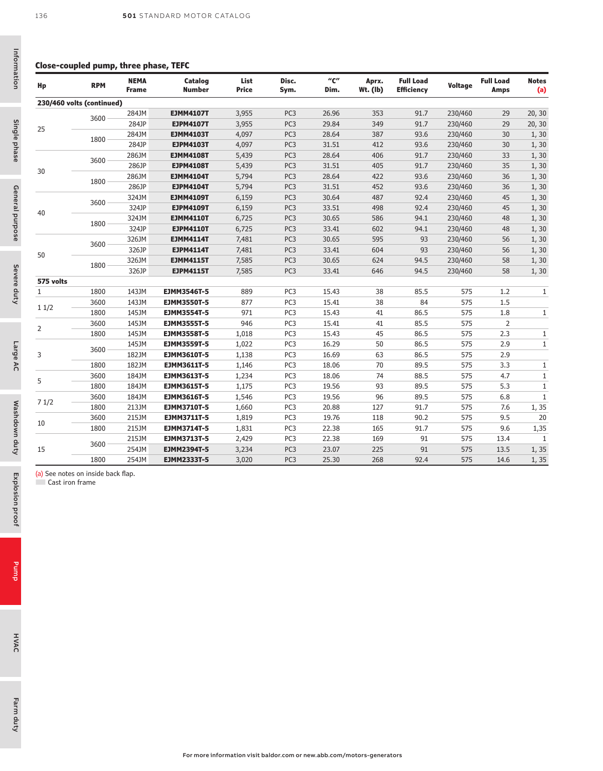## Close-coupled pump, three phase, TEFC

| Hp | RPM | NEMA Frame | Catalog Number | List Price | Disc. Sym. | "C" Dim. | Aprx. Wt. (lb) | Full Load Efficiency | Voltage | Full Load Amps | Notes (a) |
|---|---|---|---|---|---|---|---|---|---|---|---|
| **230/460 volts (continued)** | | | | | | | | | | | |
| 25 | 3600 | 284JM | **EJMM4107T** | 3,955 | PC3 | 26.96 | 353 | 91.7 | 230/460 | 29 | 20, 30 |
| | | 284JP | **EJPM4107T** | 3,955 | PC3 | 29.84 | 349 | 91.7 | 230/460 | 29 | 20, 30 |
| | 1800 | 284JM | **EJMM4103T** | 4,097 | PC3 | 28.64 | 387 | 93.6 | 230/460 | 30 | 1, 30 |
| | | 284JP | **EJPM4103T** | 4,097 | PC3 | 31.51 | 412 | 93.6 | 230/460 | 30 | 1, 30 |
| 30 | 3600 | 286JM | **EJMM4108T** | 5,439 | PC3 | 28.64 | 406 | 91.7 | 230/460 | 33 | 1, 30 |
| | | 286JP | **EJPM4108T** | 5,439 | PC3 | 31.51 | 405 | 91.7 | 230/460 | 35 | 1, 30 |
| | 1800 | 286JM | **EJMM4104T** | 5,794 | PC3 | 28.64 | 422 | 93.6 | 230/460 | 36 | 1, 30 |
| | | 286JP | **EJPM4104T** | 5,794 | PC3 | 31.51 | 452 | 93.6 | 230/460 | 36 | 1, 30 |
| 40 | 3600 | 324JM | **EJMM4109T** | 6,159 | PC3 | 30.64 | 487 | 92.4 | 230/460 | 45 | 1, 30 |
| | | 324JP | **EJPM4109T** | 6,159 | PC3 | 33.51 | 498 | 92.4 | 230/460 | 45 | 1, 30 |
| | 1800 | 324JM | **EJMM4110T** | 6,725 | PC3 | 30.65 | 586 | 94.1 | 230/460 | 48 | 1, 30 |
| | | 324JP | **EJPM4110T** | 6,725 | PC3 | 33.41 | 602 | 94.1 | 230/460 | 48 | 1, 30 |
| 50 | 3600 | 326JM | **EJMM4114T** | 7,481 | PC3 | 30.65 | 595 | 93 | 230/460 | 56 | 1, 30 |
| | | 326JP | **EJPM4114T** | 7,481 | PC3 | 33.41 | 604 | 93 | 230/460 | 56 | 1, 30 |
| | 1800 | 326JM | **EJMM4115T** | 7,585 | PC3 | 30.65 | 624 | 94.5 | 230/460 | 58 | 1, 30 |
| | | 326JP | **EJPM4115T** | 7,585 | PC3 | 33.41 | 646 | 94.5 | 230/460 | 58 | 1, 30 |
| **575 volts** | | | | | | | | | | | |
| 1 | 1800 | 143JM | **EJMM3546T-5** | 889 | PC3 | 15.43 | 38 | 85.5 | 575 | 1.2 | 1 |
| 1 1/2 | 3600 | 143JM | **EJMM3550T-5** | 877 | PC3 | 15.41 | 38 | 84 | 575 | 1.5 | |
| | 1800 | 145JM | **EJMM3554T-5** | 971 | PC3 | 15.43 | 41 | 86.5 | 575 | 1.8 | 1 |
| 2 | 3600 | 145JM | **EJMM3555T-5** | 946 | PC3 | 15.41 | 41 | 85.5 | 575 | 2 | |
| | 1800 | 145JM | **EJMM3558T-5** | 1,018 | PC3 | 15.43 | 45 | 86.5 | 575 | 2.3 | 1 |
| 3 | 3600 | 145JM | **EJMM3559T-5** | 1,022 | PC3 | 16.29 | 50 | 86.5 | 575 | 2.9 | 1 |
| | | 182JM | **EJMM3610T-5** | 1,138 | PC3 | 16.69 | 63 | 86.5 | 575 | 2.9 | |
| | 1800 | 182JM | **EJMM3611T-5** | 1,146 | PC3 | 18.06 | 70 | 89.5 | 575 | 3.3 | 1 |
| 5 | 3600 | 184JM | **EJMM3613T-5** | 1,234 | PC3 | 18.06 | 74 | 88.5 | 575 | 4.7 | 1 |
| | 1800 | 184JM | **EJMM3615T-5** | 1,175 | PC3 | 19.56 | 93 | 89.5 | 575 | 5.3 | 1 |
| 7 1/2 | 3600 | 184JM | **EJMM3616T-5** | 1,546 | PC3 | 19.56 | 96 | 89.5 | 575 | 6.8 | 1 |
| | 1800 | 213JM | **EJMM3710T-5** | 1,660 | PC3 | 20.88 | 127 | 91.7 | 575 | 7.6 | 1, 35 |
| 10 | 3600 | 215JM | **EJMM3711T-5** | 1,819 | PC3 | 19.76 | 118 | 90.2 | 575 | 9.5 | 20 |
| | 1800 | 215JM | **EJMM3714T-5** | 1,831 | PC3 | 22.38 | 165 | 91.7 | 575 | 9.6 | 1,35 |
| 15 | 3600 | 215JM | **EJMM3713T-5** | 2,429 | PC3 | 22.38 | 169 | 91 | 575 | 13.4 | 1 |
| | | 254JM | **EJMM2394T-5** | 3,234 | PC3 | 23.07 | 225 | 91 | 575 | 13.5 | 1, 35 |
| | 1800 | 254JM | **EJMM2333T-5** | 3,020 | PC3 | 25.30 | 268 | 92.4 | 575 | 14.6 | 1, 35 |

(a) See notes on inside back flap.
Cast iron frame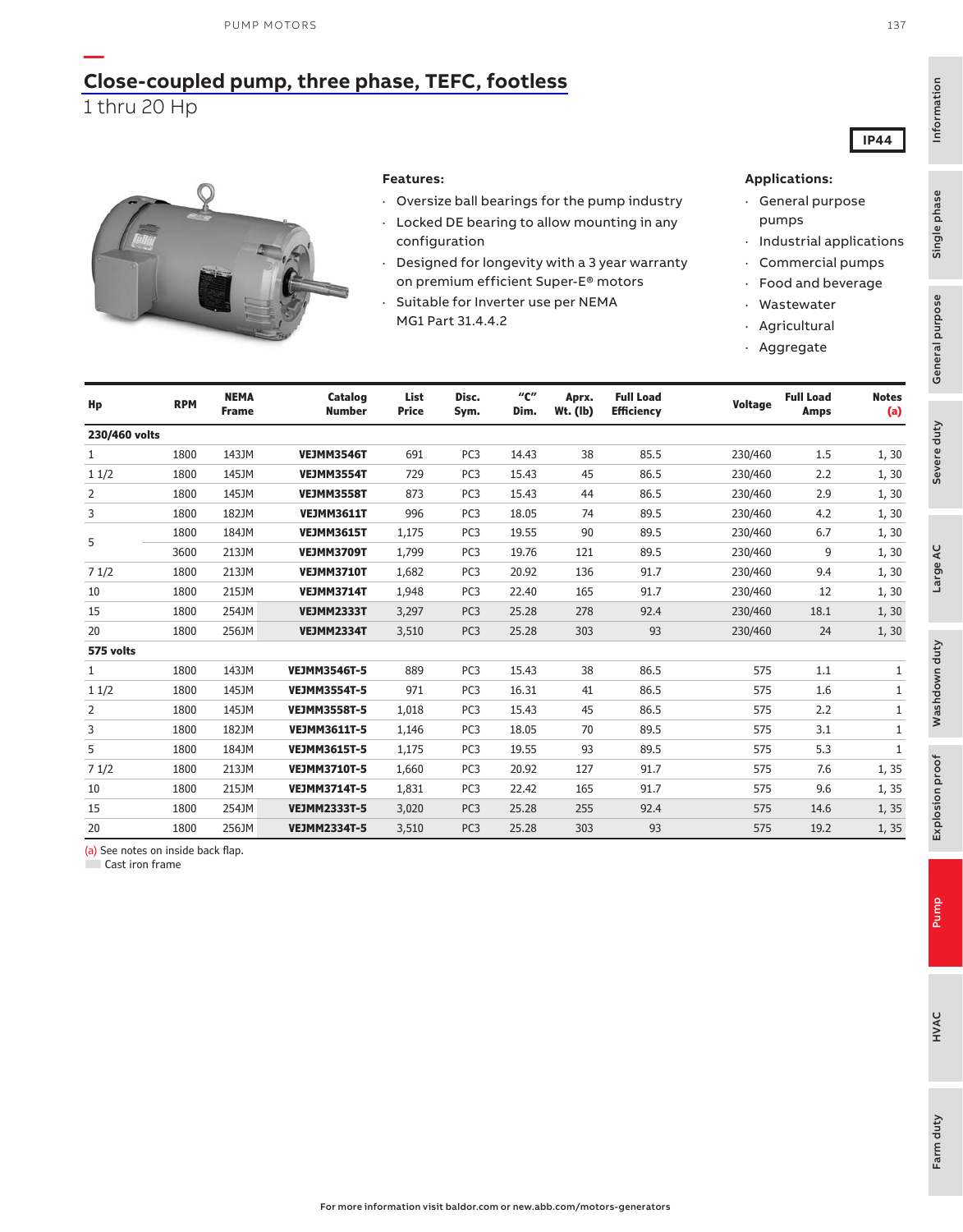## Close-coupled pump, three phase, TEFC, footless

1 thru 20 Hp

**IP44**

**Features:**

- Oversize ball bearings for the pump industry
- Locked DE bearing to allow mounting in any configuration
- Designed for longevity with a 3 year warranty on premium efficient Super-E® motors
- Suitable for Inverter use per NEMA MG1 Part 31.4.4.2

**Applications:**

- General purpose pumps
- Industrial applications
- Commercial pumps
- Food and beverage
- Wastewater
- Agricultural
- Aggregate

| Hp | RPM | NEMA Frame | Catalog Number | List Price | Disc. Sym. | "C" Dim. | Aprx. Wt. (lb) | Full Load Efficiency | Voltage | Full Load Amps | Notes (a) |
|---|---|---|---|---|---|---|---|---|---|---|---|
| **230/460 volts** | | | | | | | | | | | |
| 1 | 1800 | 143JM | **VEJMM3546T** | 691 | PC3 | 14.43 | 38 | 85.5 | 230/460 | 1.5 | 1, 30 |
| 1 1/2 | 1800 | 145JM | **VEJMM3554T** | 729 | PC3 | 15.43 | 45 | 86.5 | 230/460 | 2.2 | 1, 30 |
| 2 | 1800 | 145JM | **VEJMM3558T** | 873 | PC3 | 15.43 | 44 | 86.5 | 230/460 | 2.9 | 1, 30 |
| 3 | 1800 | 182JM | **VEJMM3611T** | 996 | PC3 | 18.05 | 74 | 89.5 | 230/460 | 4.2 | 1, 30 |
| 5 | 1800 | 184JM | **VEJMM3615T** | 1,175 | PC3 | 19.55 | 90 | 89.5 | 230/460 | 6.7 | 1, 30 |
| | 3600 | 213JM | **VEJMM3709T** | 1,799 | PC3 | 19.76 | 121 | 89.5 | 230/460 | 9 | 1, 30 |
| 7 1/2 | 1800 | 213JM | **VEJMM3710T** | 1,682 | PC3 | 20.92 | 136 | 91.7 | 230/460 | 9.4 | 1, 30 |
| 10 | 1800 | 215JM | **VEJMM3714T** | 1,948 | PC3 | 22.40 | 165 | 91.7 | 230/460 | 12 | 1, 30 |
| 15 | 1800 | 254JM | **VEJMM2333T** | 3,297 | PC3 | 25.28 | 278 | 92.4 | 230/460 | 18.1 | 1, 30 |
| 20 | 1800 | 256JM | **VEJMM2334T** | 3,510 | PC3 | 25.28 | 303 | 93 | 230/460 | 24 | 1, 30 |
| **575 volts** | | | | | | | | | | | |
| 1 | 1800 | 143JM | **VEJMM3546T-5** | 889 | PC3 | 15.43 | 38 | 86.5 | 575 | 1.1 | 1 |
| 1 1/2 | 1800 | 145JM | **VEJMM3554T-5** | 971 | PC3 | 16.31 | 41 | 86.5 | 575 | 1.6 | 1 |
| 2 | 1800 | 145JM | **VEJMM3558T-5** | 1,018 | PC3 | 15.43 | 45 | 86.5 | 575 | 2.2 | 1 |
| 3 | 1800 | 182JM | **VEJMM3611T-5** | 1,146 | PC3 | 18.05 | 70 | 89.5 | 575 | 3.1 | 1 |
| 5 | 1800 | 184JM | **VEJMM3615T-5** | 1,175 | PC3 | 19.55 | 93 | 89.5 | 575 | 5.3 | 1 |
| 7 1/2 | 1800 | 213JM | **VEJMM3710T-5** | 1,660 | PC3 | 20.92 | 127 | 91.7 | 575 | 7.6 | 1, 35 |
| 10 | 1800 | 215JM | **VEJMM3714T-5** | 1,831 | PC3 | 22.42 | 165 | 91.7 | 575 | 9.6 | 1, 35 |
| 15 | 1800 | 254JM | **VEJMM2333T-5** | 3,020 | PC3 | 25.28 | 255 | 92.4 | 575 | 14.6 | 1, 35 |
| 20 | 1800 | 256JM | **VEJMM2334T-5** | 3,510 | PC3 | 25.28 | 303 | 93 | 575 | 19.2 | 1, 35 |

(a) See notes on inside back flap.

Cast iron frame

For more information visit baldor.com or new.abb.com/motors-generators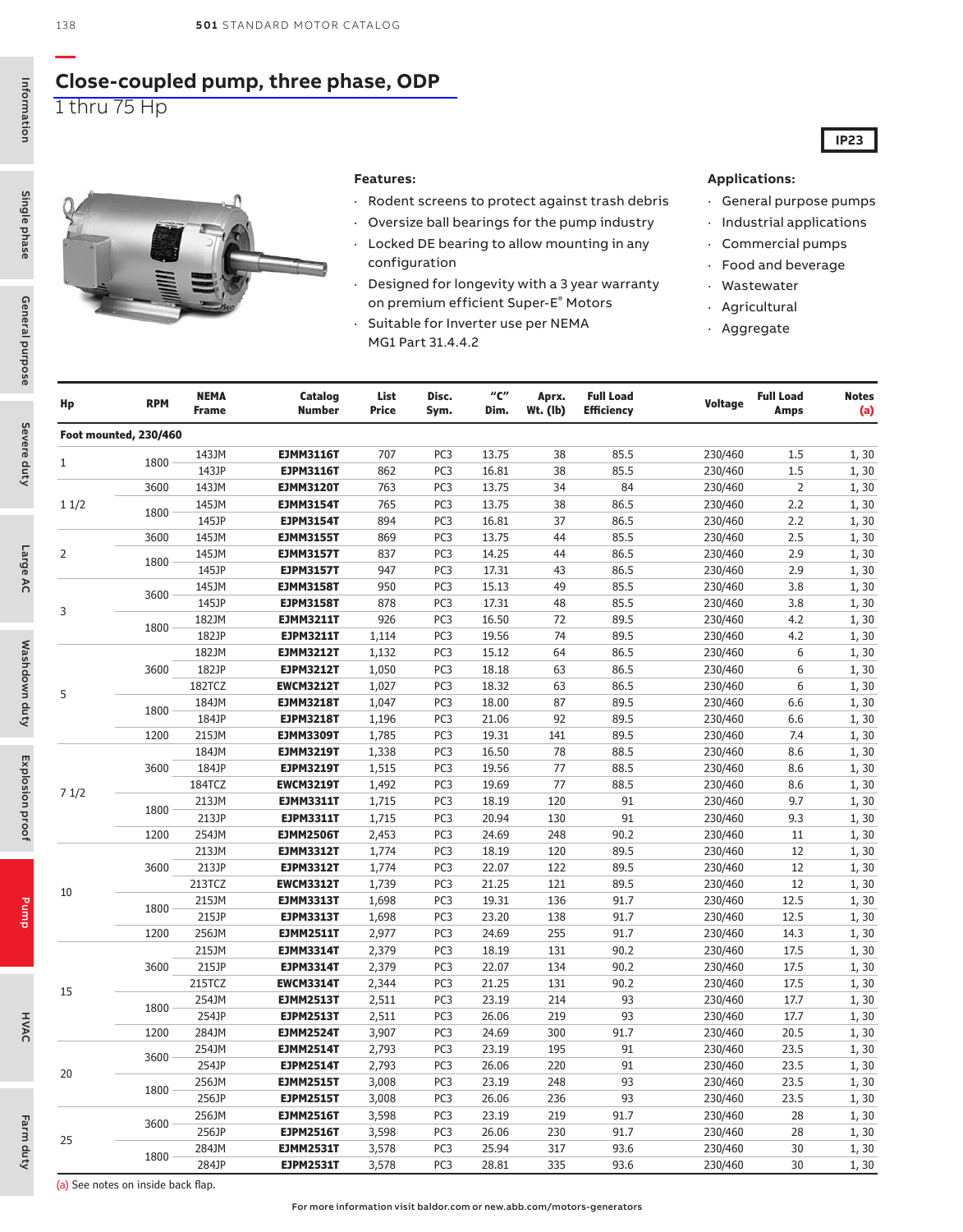## Close-coupled pump, three phase, ODP

1 thru 75 Hp

IP23

**Features:**

- Rodent screens to protect against trash debris
- Oversize ball bearings for the pump industry
- Locked DE bearing to allow mounting in any configuration
- Designed for longevity with a 3 year warranty on premium efficient Super-E® Motors
- Suitable for Inverter use per NEMA MG1 Part 31.4.4.2

**Applications:**

- General purpose pumps
- Industrial applications
- Commercial pumps
- Food and beverage
- Wastewater
- Agricultural
- Aggregate

| Hp | RPM | NEMA Frame | Catalog Number | List Price | Disc. Sym. | "C" Dim. | Aprx. Wt. (lb) | Full Load Efficiency | Voltage | Full Load Amps | Notes (a) |
|---|---|---|---|---|---|---|---|---|---|---|---|
| **Foot mounted, 230/460** | | | | | | | | | | | |
| 1 | 1800 | 143JM | **EJMM3116T** | 707 | PC3 | 13.75 | 38 | 85.5 | 230/460 | 1.5 | 1, 30 |
| | | 143JP | **EJPM3116T** | 862 | PC3 | 16.81 | 38 | 85.5 | 230/460 | 1.5 | 1, 30 |
| 1 1/2 | 3600 | 143JM | **EJMM3120T** | 763 | PC3 | 13.75 | 34 | 84 | 230/460 | 2 | 1, 30 |
| | 1800 | 145JM | **EJMM3154T** | 765 | PC3 | 13.75 | 38 | 86.5 | 230/460 | 2.2 | 1, 30 |
| | | 145JP | **EJPM3154T** | 894 | PC3 | 16.81 | 37 | 86.5 | 230/460 | 2.2 | 1, 30 |
| 2 | 3600 | 145JM | **EJMM3155T** | 869 | PC3 | 13.75 | 44 | 85.5 | 230/460 | 2.5 | 1, 30 |
| | 1800 | 145JM | **EJMM3157T** | 837 | PC3 | 14.25 | 44 | 86.5 | 230/460 | 2.9 | 1, 30 |
| | | 145JP | **EJPM3157T** | 947 | PC3 | 17.31 | 43 | 86.5 | 230/460 | 2.9 | 1, 30 |
| 3 | 3600 | 145JM | **EJMM3158T** | 950 | PC3 | 15.13 | 49 | 85.5 | 230/460 | 3.8 | 1, 30 |
| | | 145JP | **EJPM3158T** | 878 | PC3 | 17.31 | 48 | 85.5 | 230/460 | 3.8 | 1, 30 |
| | 1800 | 182JM | **EJMM3211T** | 926 | PC3 | 16.50 | 72 | 89.5 | 230/460 | 4.2 | 1, 30 |
| | | 182JP | **EJPM3211T** | 1,114 | PC3 | 19.56 | 74 | 89.5 | 230/460 | 4.2 | 1, 30 |
| 5 | 3600 | 182JM | **EJMM3212T** | 1,132 | PC3 | 15.12 | 64 | 86.5 | 230/460 | 6 | 1, 30 |
| | | 182JP | **EJPM3212T** | 1,050 | PC3 | 18.18 | 63 | 86.5 | 230/460 | 6 | 1, 30 |
| | | 182TCZ | **EWCM3212T** | 1,027 | PC3 | 18.32 | 63 | 86.5 | 230/460 | 6 | 1, 30 |
| | 1800 | 184JM | **EJMM3218T** | 1,047 | PC3 | 18.00 | 87 | 89.5 | 230/460 | 6.6 | 1, 30 |
| | | 184JP | **EJPM3218T** | 1,196 | PC3 | 21.06 | 92 | 89.5 | 230/460 | 6.6 | 1, 30 |
| | 1200 | 215JM | **EJMM3309T** | 1,785 | PC3 | 19.31 | 141 | 89.5 | 230/460 | 7.4 | 1, 30 |
| 7 1/2 | 3600 | 184JM | **EJMM3219T** | 1,338 | PC3 | 16.50 | 78 | 88.5 | 230/460 | 8.6 | 1, 30 |
| | | 184JP | **EJPM3219T** | 1,515 | PC3 | 19.56 | 77 | 88.5 | 230/460 | 8.6 | 1, 30 |
| | | 184TCZ | **EWCM3219T** | 1,492 | PC3 | 19.69 | 77 | 88.5 | 230/460 | 8.6 | 1, 30 |
| | 1800 | 213JM | **EJMM3311T** | 1,715 | PC3 | 18.19 | 120 | 91 | 230/460 | 9.7 | 1, 30 |
| | | 213JP | **EJPM3311T** | 1,715 | PC3 | 20.94 | 130 | 91 | 230/460 | 9.3 | 1, 30 |
| | 1200 | 254JM | **EJMM2506T** | 2,453 | PC3 | 24.69 | 248 | 90.2 | 230/460 | 11 | 1, 30 |
| 10 | 3600 | 213JM | **EJMM3312T** | 1,774 | PC3 | 18.19 | 120 | 89.5 | 230/460 | 12 | 1, 30 |
| | | 213JP | **EJPM3312T** | 1,774 | PC3 | 22.07 | 122 | 89.5 | 230/460 | 12 | 1, 30 |
| | | 213TCZ | **EWCM3312T** | 1,739 | PC3 | 21.25 | 121 | 89.5 | 230/460 | 12 | 1, 30 |
| | 1800 | 215JM | **EJMM3313T** | 1,698 | PC3 | 19.31 | 136 | 91.7 | 230/460 | 12.5 | 1, 30 |
| | | 215JP | **EJPM3313T** | 1,698 | PC3 | 23.20 | 138 | 91.7 | 230/460 | 12.5 | 1, 30 |
| | 1200 | 256JM | **EJMM2511T** | 2,977 | PC3 | 24.69 | 255 | 91.7 | 230/460 | 14.3 | 1, 30 |
| 15 | 3600 | 215JM | **EJMM3314T** | 2,379 | PC3 | 18.19 | 131 | 90.2 | 230/460 | 17.5 | 1, 30 |
| | | 215JP | **EJPM3314T** | 2,379 | PC3 | 22.07 | 134 | 90.2 | 230/460 | 17.5 | 1, 30 |
| | | 215TCZ | **EWCM3314T** | 2,344 | PC3 | 21.25 | 131 | 90.2 | 230/460 | 17.5 | 1, 30 |
| | 1800 | 254JM | **EJMM2513T** | 2,511 | PC3 | 23.19 | 214 | 93 | 230/460 | 17.7 | 1, 30 |
| | | 254JP | **EJPM2513T** | 2,511 | PC3 | 26.06 | 219 | 93 | 230/460 | 17.7 | 1, 30 |
| | 1200 | 284JM | **EJMM2524T** | 3,907 | PC3 | 24.69 | 300 | 91.7 | 230/460 | 20.5 | 1, 30 |
| 20 | 3600 | 254JM | **EJMM2514T** | 2,793 | PC3 | 23.19 | 195 | 91 | 230/460 | 23.5 | 1, 30 |
| | | 254JP | **EJPM2514T** | 2,793 | PC3 | 26.06 | 220 | 91 | 230/460 | 23.5 | 1, 30 |
| | 1800 | 256JM | **EJMM2515T** | 3,008 | PC3 | 23.19 | 248 | 93 | 230/460 | 23.5 | 1, 30 |
| | | 256JP | **EJPM2515T** | 3,008 | PC3 | 26.06 | 236 | 93 | 230/460 | 23.5 | 1, 30 |
| 25 | 3600 | 256JM | **EJMM2516T** | 3,598 | PC3 | 23.19 | 219 | 91.7 | 230/460 | 28 | 1, 30 |
| | | 256JP | **EJPM2516T** | 3,598 | PC3 | 26.06 | 230 | 91.7 | 230/460 | 28 | 1, 30 |
| | 1800 | 284JM | **EJMM2531T** | 3,578 | PC3 | 25.94 | 317 | 93.6 | 230/460 | 30 | 1, 30 |
| | | 284JP | **EJPM2531T** | 3,578 | PC3 | 28.81 | 335 | 93.6 | 230/460 | 30 | 1, 30 |

(a) See notes on inside back flap.

For more information visit baldor.com or new.abb.com/motors-generators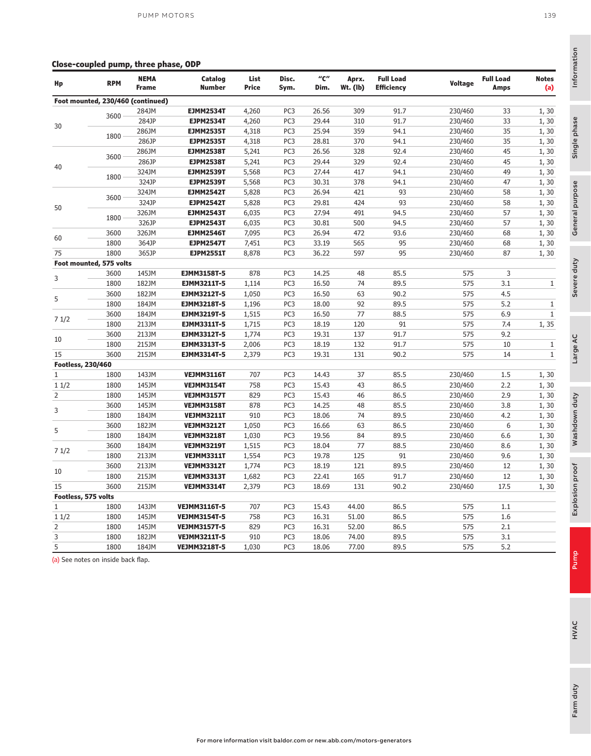## Close-coupled pump, three phase, ODP

| Hp | RPM | NEMA Frame | Catalog Number | List Price | Disc. Sym. | "C" Dim. | Aprx. Wt. (lb) | Full Load Efficiency | Voltage | Full Load Amps | Notes (a) |
|---|---|---|---|---|---|---|---|---|---|---|---|
| **Foot mounted, 230/460 (continued)** | | | | | | | | | | | |
| 30 | 3600 | 284JM | **EJMM2534T** | 4,260 | PC3 | 26.56 | 309 | 91.7 | 230/460 | 33 | 1, 30 |
| | | 284JP | **EJPM2534T** | 4,260 | PC3 | 29.44 | 310 | 91.7 | 230/460 | 33 | 1, 30 |
| | 1800 | 286JM | **EJMM2535T** | 4,318 | PC3 | 25.94 | 359 | 94.1 | 230/460 | 35 | 1, 30 |
| | | 286JP | **EJPM2535T** | 4,318 | PC3 | 28.81 | 370 | 94.1 | 230/460 | 35 | 1, 30 |
| 40 | 3600 | 286JM | **EJMM2538T** | 5,241 | PC3 | 26.56 | 328 | 92.4 | 230/460 | 45 | 1, 30 |
| | | 286JP | **EJPM2538T** | 5,241 | PC3 | 29.44 | 329 | 92.4 | 230/460 | 45 | 1, 30 |
| | 1800 | 324JM | **EJMM2539T** | 5,568 | PC3 | 27.44 | 417 | 94.1 | 230/460 | 49 | 1, 30 |
| | | 324JP | **EJPM2539T** | 5,568 | PC3 | 30.31 | 378 | 94.1 | 230/460 | 47 | 1, 30 |
| 50 | 3600 | 324JM | **EJMM2542T** | 5,828 | PC3 | 26.94 | 421 | 93 | 230/460 | 58 | 1, 30 |
| | | 324JP | **EJPM2542T** | 5,828 | PC3 | 29.81 | 424 | 93 | 230/460 | 58 | 1, 30 |
| | 1800 | 326JM | **EJMM2543T** | 6,035 | PC3 | 27.94 | 491 | 94.5 | 230/460 | 57 | 1, 30 |
| | | 326JP | **EJPM2543T** | 6,035 | PC3 | 30.81 | 500 | 94.5 | 230/460 | 57 | 1, 30 |
| 60 | 3600 | 326JM | **EJMM2546T** | 7,095 | PC3 | 26.94 | 472 | 93.6 | 230/460 | 68 | 1, 30 |
| | 1800 | 364JP | **EJPM2547T** | 7,451 | PC3 | 33.19 | 565 | 95 | 230/460 | 68 | 1, 30 |
| 75 | 1800 | 365JP | **EJPM2551T** | 8,878 | PC3 | 36.22 | 597 | 95 | 230/460 | 87 | 1, 30 |
| **Foot mounted, 575 volts** | | | | | | | | | | | |
| 3 | 3600 | 145JM | **EJMM3158T-5** | 878 | PC3 | 14.25 | 48 | 85.5 | 575 | 3 | |
| | 1800 | 182JM | **EJMM3211T-5** | 1,114 | PC3 | 16.50 | 74 | 89.5 | 575 | 3.1 | 1 |
| 5 | 3600 | 182JM | **EJMM3212T-5** | 1,050 | PC3 | 16.50 | 63 | 90.2 | 575 | 4.5 | |
| | 1800 | 184JM | **EJMM3218T-5** | 1,196 | PC3 | 18.00 | 92 | 89.5 | 575 | 5.2 | 1 |
| 7 1/2 | 3600 | 184JM | **EJMM3219T-5** | 1,515 | PC3 | 16.50 | 77 | 88.5 | 575 | 6.9 | 1 |
| | 1800 | 213JM | **EJMM3311T-5** | 1,715 | PC3 | 18.19 | 120 | 91 | 575 | 7.4 | 1, 35 |
| 10 | 3600 | 213JM | **EJMM3312T-5** | 1,774 | PC3 | 19.31 | 137 | 91.7 | 575 | 9.2 | |
| | 1800 | 215JM | **EJMM3313T-5** | 2,006 | PC3 | 18.19 | 132 | 91.7 | 575 | 10 | 1 |
| 15 | 3600 | 215JM | **EJMM3314T-5** | 2,379 | PC3 | 19.31 | 131 | 90.2 | 575 | 14 | 1 |
| **Footless, 230/460** | | | | | | | | | | | |
| 1 | 1800 | 143JM | **VEJMM3116T** | 707 | PC3 | 14.43 | 37 | 85.5 | 230/460 | 1.5 | 1, 30 |
| 1 1/2 | 1800 | 145JM | **VEJMM3154T** | 758 | PC3 | 15.43 | 43 | 86.5 | 230/460 | 2.2 | 1, 30 |
| 2 | 1800 | 145JM | **VEJMM3157T** | 829 | PC3 | 15.43 | 46 | 86.5 | 230/460 | 2.9 | 1, 30 |
| 3 | 3600 | 145JM | **VEJMM3158T** | 878 | PC3 | 14.25 | 48 | 85.5 | 230/460 | 3.8 | 1, 30 |
| | 1800 | 184JM | **VEJMM3211T** | 910 | PC3 | 18.06 | 74 | 89.5 | 230/460 | 4.2 | 1, 30 |
| 5 | 3600 | 182JM | **VEJMM3212T** | 1,050 | PC3 | 16.66 | 63 | 86.5 | 230/460 | 6 | 1, 30 |
| | 1800 | 184JM | **VEJMM3218T** | 1,030 | PC3 | 19.56 | 84 | 89.5 | 230/460 | 6.6 | 1, 30 |
| 7 1/2 | 3600 | 184JM | **VEJMM3219T** | 1,515 | PC3 | 18.04 | 77 | 88.5 | 230/460 | 8.6 | 1, 30 |
| | 1800 | 213JM | **VEJMM3311T** | 1,554 | PC3 | 19.78 | 125 | 91 | 230/460 | 9.6 | 1, 30 |
| 10 | 3600 | 213JM | **VEJMM3312T** | 1,774 | PC3 | 18.19 | 121 | 89.5 | 230/460 | 12 | 1, 30 |
| | 1800 | 215JM | **VEJMM3313T** | 1,682 | PC3 | 22.41 | 165 | 91.7 | 230/460 | 12 | 1, 30 |
| 15 | 3600 | 215JM | **VEJMM3314T** | 2,379 | PC3 | 18.69 | 131 | 90.2 | 230/460 | 17.5 | 1, 30 |
| **Footless, 575 volts** | | | | | | | | | | | |
| 1 | 1800 | 143JM | **VEJMM3116T-5** | 707 | PC3 | 15.43 | 44.00 | 86.5 | 575 | 1.1 | |
| 1 1/2 | 1800 | 145JM | **VEJMM3154T-5** | 758 | PC3 | 16.31 | 51.00 | 86.5 | 575 | 1.6 | |
| 2 | 1800 | 145JM | **VEJMM3157T-5** | 829 | PC3 | 16.31 | 52.00 | 86.5 | 575 | 2.1 | |
| 3 | 1800 | 182JM | **VEJMM3211T-5** | 910 | PC3 | 18.06 | 74.00 | 89.5 | 575 | 3.1 | |
| 5 | 1800 | 184JM | **VEJMM3218T-5** | 1,030 | PC3 | 18.06 | 77.00 | 89.5 | 575 | 5.2 | |

(a) See notes on inside back flap.

For more information visit baldor.com or new.abb.com/motors-generators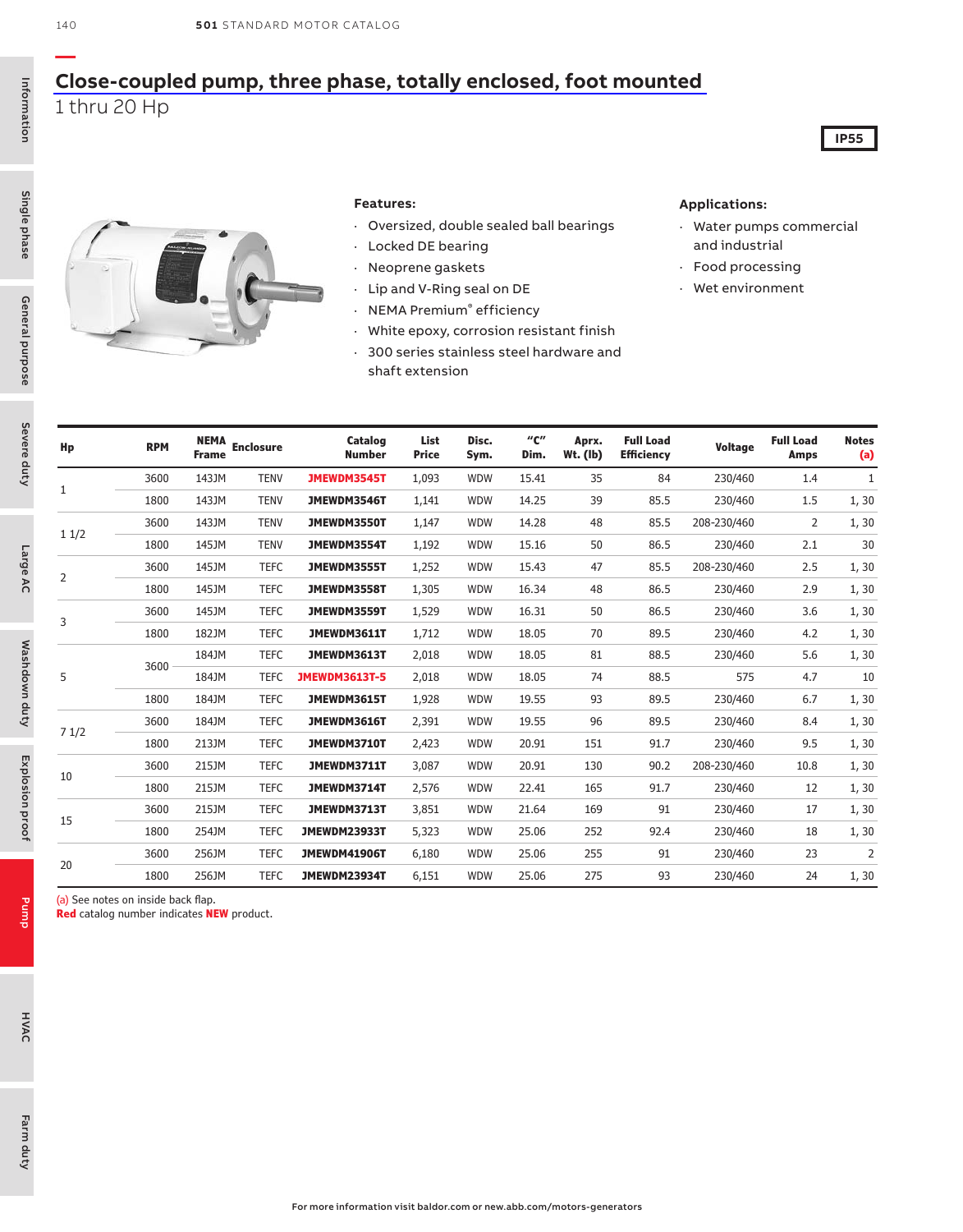# Close-coupled pump, three phase, totally enclosed, foot mounted

1 thru 20 Hp

**IP55**

**Features:**

- Oversized, double sealed ball bearings
- Locked DE bearing
- Neoprene gaskets
- Lip and V-Ring seal on DE
- NEMA Premium® efficiency
- White epoxy, corrosion resistant finish
- 300 series stainless steel hardware and shaft extension

**Applications:**

- Water pumps commercial and industrial
- Food processing
- Wet environment

| Hp | RPM | NEMA Frame | Enclosure | Catalog Number | List Price | Disc. Sym. | "C" Dim. | Aprx. Wt. (lb) | Full Load Efficiency | Voltage | Full Load Amps | Notes (a) |
|---|---|---|---|---|---|---|---|---|---|---|---|---|
| 1 | 3600 | 143JM | TENV | **JMEWDM3545T** | 1,093 | WDW | 15.41 | 35 | 84 | 230/460 | 1.4 | 1 |
| | 1800 | 143JM | TENV | **JMEWDM3546T** | 1,141 | WDW | 14.25 | 39 | 85.5 | 230/460 | 1.5 | 1, 30 |
| 1 1/2 | 3600 | 143JM | TENV | **JMEWDM3550T** | 1,147 | WDW | 14.28 | 48 | 85.5 | 208-230/460 | 2 | 1, 30 |
| | 1800 | 145JM | TENV | **JMEWDM3554T** | 1,192 | WDW | 15.16 | 50 | 86.5 | 230/460 | 2.1 | 30 |
| 2 | 3600 | 145JM | TEFC | **JMEWDM3555T** | 1,252 | WDW | 15.43 | 47 | 85.5 | 208-230/460 | 2.5 | 1, 30 |
| | 1800 | 145JM | TEFC | **JMEWDM3558T** | 1,305 | WDW | 16.34 | 48 | 86.5 | 230/460 | 2.9 | 1, 30 |
| 3 | 3600 | 145JM | TEFC | **JMEWDM3559T** | 1,529 | WDW | 16.31 | 50 | 86.5 | 230/460 | 3.6 | 1, 30 |
| | 1800 | 182JM | TEFC | **JMEWDM3611T** | 1,712 | WDW | 18.05 | 70 | 89.5 | 230/460 | 4.2 | 1, 30 |
| 5 | 3600 | 184JM | TEFC | **JMEWDM3613T** | 2,018 | WDW | 18.05 | 81 | 88.5 | 230/460 | 5.6 | 1, 30 |
| | | 184JM | TEFC | **JMEWDM3613T-5** | 2,018 | WDW | 18.05 | 74 | 88.5 | 575 | 4.7 | 10 |
| | 1800 | 184JM | TEFC | **JMEWDM3615T** | 1,928 | WDW | 19.55 | 93 | 89.5 | 230/460 | 6.7 | 1, 30 |
| 7 1/2 | 3600 | 184JM | TEFC | **JMEWDM3616T** | 2,391 | WDW | 19.55 | 96 | 89.5 | 230/460 | 8.4 | 1, 30 |
| | 1800 | 213JM | TEFC | **JMEWDM3710T** | 2,423 | WDW | 20.91 | 151 | 91.7 | 230/460 | 9.5 | 1, 30 |
| 10 | 3600 | 215JM | TEFC | **JMEWDM3711T** | 3,087 | WDW | 20.91 | 130 | 90.2 | 208-230/460 | 10.8 | 1, 30 |
| | 1800 | 215JM | TEFC | **JMEWDM3714T** | 2,576 | WDW | 22.41 | 165 | 91.7 | 230/460 | 12 | 1, 30 |
| 15 | 3600 | 215JM | TEFC | **JMEWDM3713T** | 3,851 | WDW | 21.64 | 169 | 91 | 230/460 | 17 | 1, 30 |
| | 1800 | 254JM | TEFC | **JMEWDM23933T** | 5,323 | WDW | 25.06 | 252 | 92.4 | 230/460 | 18 | 1, 30 |
| 20 | 3600 | 256JM | TEFC | **JMEWDM41906T** | 6,180 | WDW | 25.06 | 255 | 91 | 230/460 | 23 | 2 |
| | 1800 | 256JM | TEFC | **JMEWDM23934T** | 6,151 | WDW | 25.06 | 275 | 93 | 230/460 | 24 | 1, 30 |

(a) See notes on inside back flap.
**Red** catalog number indicates **NEW** product.

For more information visit baldor.com or new.abb.com/motors-generators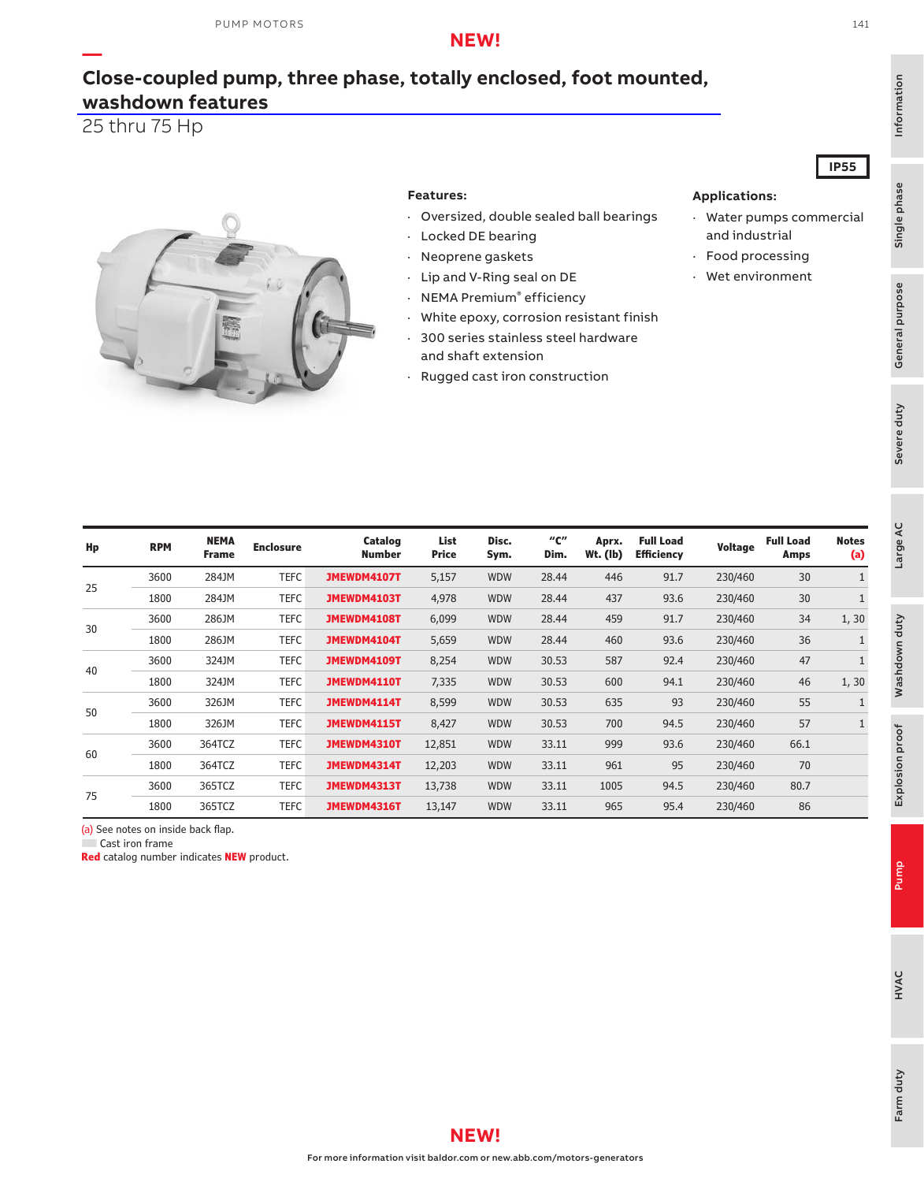NEW!

# Close-coupled pump, three phase, totally enclosed, foot mounted, washdown features

## 25 thru 75 Hp

IP55

**Features:**

- Oversized, double sealed ball bearings
- Locked DE bearing
- Neoprene gaskets
- Lip and V-Ring seal on DE
- NEMA Premium® efficiency
- White epoxy, corrosion resistant finish
- 300 series stainless steel hardware and shaft extension
- Rugged cast iron construction

**Applications:**

- Water pumps commercial and industrial
- Food processing
- Wet environment

| Hp | RPM | NEMA Frame | Enclosure | Catalog Number | List Price | Disc. Sym. | "C" Dim. | Aprx. Wt. (lb) | Full Load Efficiency | Voltage | Full Load Amps | Notes (a) |
|---|---|---|---|---|---|---|---|---|---|---|---|---|
| 25 | 3600 | 284JM | TEFC | JMEWDM4107T | 5,157 | WDW | 28.44 | 446 | 91.7 | 230/460 | 30 | 1 |
| | 1800 | 284JM | TEFC | JMEWDM4103T | 4,978 | WDW | 28.44 | 437 | 93.6 | 230/460 | 30 | 1 |
| 30 | 3600 | 286JM | TEFC | JMEWDM4108T | 6,099 | WDW | 28.44 | 459 | 91.7 | 230/460 | 34 | 1, 30 |
| | 1800 | 286JM | TEFC | JMEWDM4104T | 5,659 | WDW | 28.44 | 460 | 93.6 | 230/460 | 36 | 1 |
| 40 | 3600 | 324JM | TEFC | JMEWDM4109T | 8,254 | WDW | 30.53 | 587 | 92.4 | 230/460 | 47 | 1 |
| | 1800 | 324JM | TEFC | JMEWDM4110T | 7,335 | WDW | 30.53 | 600 | 94.1 | 230/460 | 46 | 1, 30 |
| 50 | 3600 | 326JM | TEFC | JMEWDM4114T | 8,599 | WDW | 30.53 | 635 | 93 | 230/460 | 55 | 1 |
| | 1800 | 326JM | TEFC | JMEWDM4115T | 8,427 | WDW | 30.53 | 700 | 94.5 | 230/460 | 57 | 1 |
| 60 | 3600 | 364TCZ | TEFC | JMEWDM4310T | 12,851 | WDW | 33.11 | 999 | 93.6 | 230/460 | 66.1 | |
| | 1800 | 364TCZ | TEFC | JMEWDM4314T | 12,203 | WDW | 33.11 | 961 | 95 | 230/460 | 70 | |
| 75 | 3600 | 365TCZ | TEFC | JMEWDM4313T | 13,738 | WDW | 33.11 | 1005 | 94.5 | 230/460 | 80.7 | |
| | 1800 | 365TCZ | TEFC | JMEWDM4316T | 13,147 | WDW | 33.11 | 965 | 95.4 | 230/460 | 86 | |

(a) See notes on inside back flap.

Cast iron frame

**Red** catalog number indicates **NEW** product.

NEW!

For more information visit baldor.com or new.abb.com/motors-generators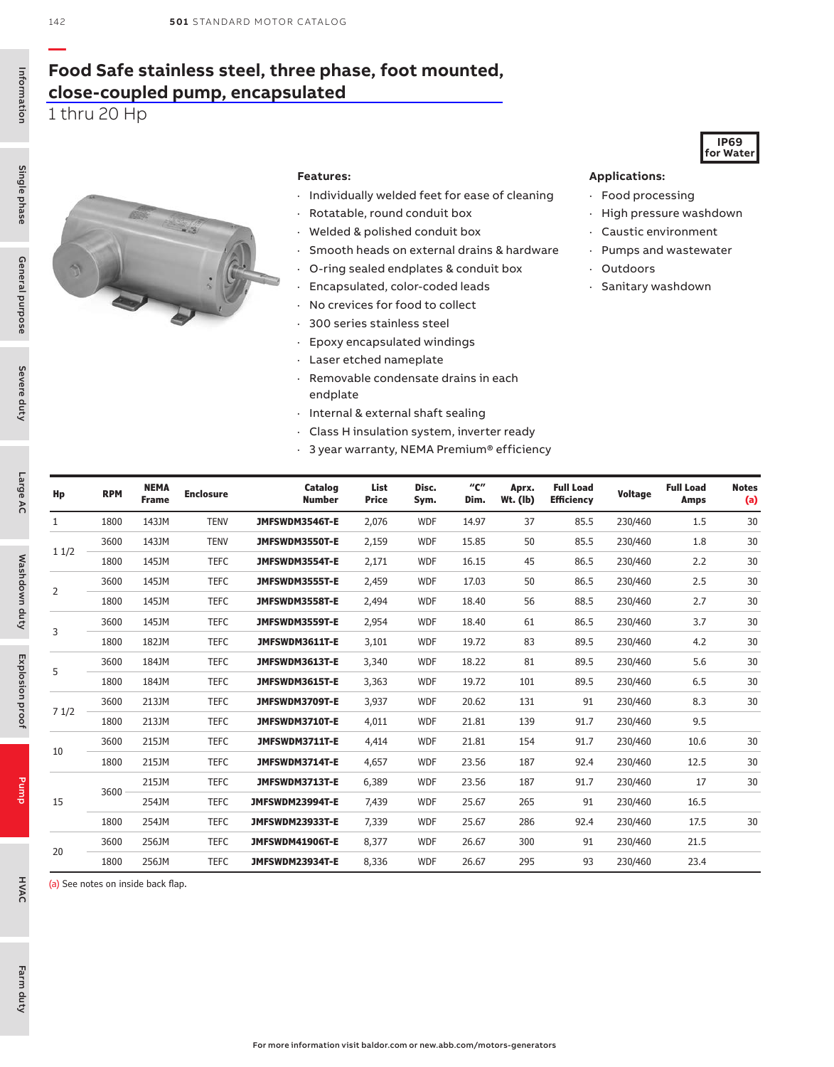# Food Safe stainless steel, three phase, foot mounted, close-coupled pump, encapsulated

1 thru 20 Hp

**IP69 for Water**

**Features:**

- Individually welded feet for ease of cleaning
- Rotatable, round conduit box
- Welded & polished conduit box
- Smooth heads on external drains & hardware
- O-ring sealed endplates & conduit box
- Encapsulated, color-coded leads
- No crevices for food to collect
- 300 series stainless steel
- Epoxy encapsulated windings
- Laser etched nameplate
- Removable condensate drains in each endplate
- Internal & external shaft sealing
- Class H insulation system, inverter ready
- 3 year warranty, NEMA Premium® efficiency

**Applications:**

- Food processing
- High pressure washdown
- Caustic environment
- Pumps and wastewater
- Outdoors
- Sanitary washdown

| Hp | RPM | NEMA Frame | Enclosure | Catalog Number | List Price | Disc. Sym. | "C" Dim. | Aprx. Wt. (lb) | Full Load Efficiency | Voltage | Full Load Amps | Notes (a) |
|---|---|---|---|---|---|---|---|---|---|---|---|---|
| 1 | 1800 | 143JM | TENV | JMFSWDM3546T-E | 2,076 | WDF | 14.97 | 37 | 85.5 | 230/460 | 1.5 | 30 |
| 1 1/2 | 3600 | 143JM | TENV | JMFSWDM3550T-E | 2,159 | WDF | 15.85 | 50 | 85.5 | 230/460 | 1.8 | 30 |
| | 1800 | 145JM | TEFC | JMFSWDM3554T-E | 2,171 | WDF | 16.15 | 45 | 86.5 | 230/460 | 2.2 | 30 |
| 2 | 3600 | 145JM | TEFC | JMFSWDM3555T-E | 2,459 | WDF | 17.03 | 50 | 86.5 | 230/460 | 2.5 | 30 |
| | 1800 | 145JM | TEFC | JMFSWDM3558T-E | 2,494 | WDF | 18.40 | 56 | 88.5 | 230/460 | 2.7 | 30 |
| 3 | 3600 | 145JM | TEFC | JMFSWDM3559T-E | 2,954 | WDF | 18.40 | 61 | 86.5 | 230/460 | 3.7 | 30 |
| | 1800 | 182JM | TEFC | JMFSWDM3611T-E | 3,101 | WDF | 19.72 | 83 | 89.5 | 230/460 | 4.2 | 30 |
| 5 | 3600 | 184JM | TEFC | JMFSWDM3613T-E | 3,340 | WDF | 18.22 | 81 | 89.5 | 230/460 | 5.6 | 30 |
| | 1800 | 184JM | TEFC | JMFSWDM3615T-E | 3,363 | WDF | 19.72 | 101 | 89.5 | 230/460 | 6.5 | 30 |
| 7 1/2 | 3600 | 213JM | TEFC | JMFSWDM3709T-E | 3,937 | WDF | 20.62 | 131 | 91 | 230/460 | 8.3 | 30 |
| | 1800 | 213JM | TEFC | JMFSWDM3710T-E | 4,011 | WDF | 21.81 | 139 | 91.7 | 230/460 | 9.5 | |
| 10 | 3600 | 215JM | TEFC | JMFSWDM3711T-E | 4,414 | WDF | 21.81 | 154 | 91.7 | 230/460 | 10.6 | 30 |
| | 1800 | 215JM | TEFC | JMFSWDM3714T-E | 4,657 | WDF | 23.56 | 187 | 92.4 | 230/460 | 12.5 | 30 |
| 15 | 3600 | 215JM | TEFC | JMFSWDM3713T-E | 6,389 | WDF | 23.56 | 187 | 91.7 | 230/460 | 17 | 30 |
| | | 254JM | TEFC | JMFSWDM23994T-E | 7,439 | WDF | 25.67 | 265 | 91 | 230/460 | 16.5 | |
| | 1800 | 254JM | TEFC | JMFSWDM23933T-E | 7,339 | WDF | 25.67 | 286 | 92.4 | 230/460 | 17.5 | 30 |
| 20 | 3600 | 256JM | TEFC | JMFSWDM41906T-E | 8,377 | WDF | 26.67 | 300 | 91 | 230/460 | 21.5 | |
| | 1800 | 256JM | TEFC | JMFSWDM23934T-E | 8,336 | WDF | 26.67 | 295 | 93 | 230/460 | 23.4 | |

(a) See notes on inside back flap.

For more information visit baldor.com or new.abb.com/motors-generators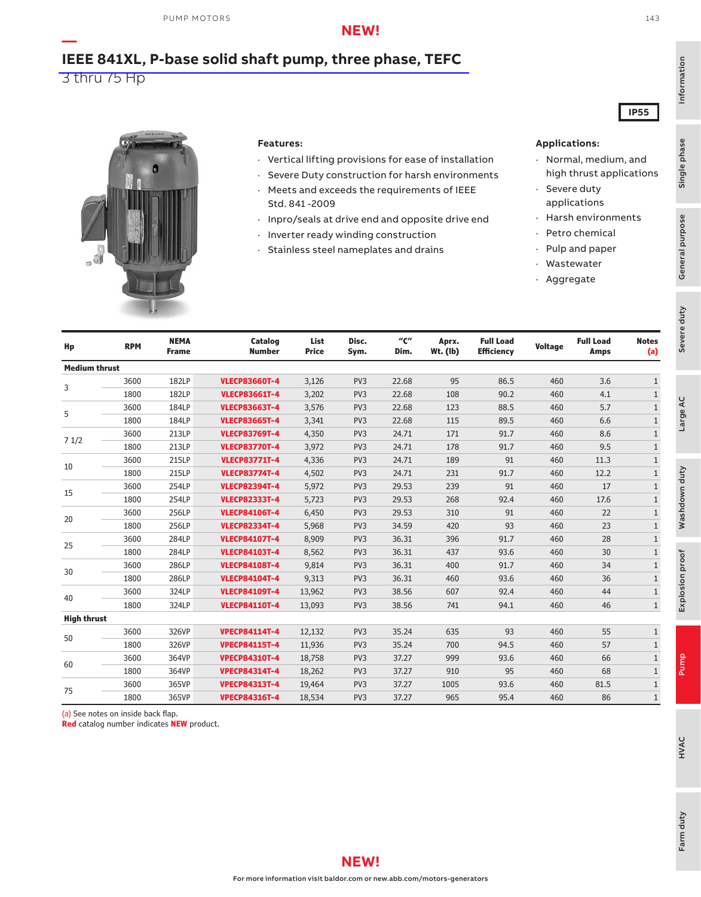NEW!

# IEEE 841XL, P-base solid shaft pump, three phase, TEFC

3 thru 75 Hp

IP55

**Features:**

- Vertical lifting provisions for ease of installation
- Severe Duty construction for harsh environments
- Meets and exceeds the requirements of IEEE Std. 841 -2009
- Inpro/seals at drive end and opposite drive end
- Inverter ready winding construction
- Stainless steel nameplates and drains

**Applications:**

- Normal, medium, and high thrust applications
- Severe duty applications
- Harsh environments
- Petro chemical
- Pulp and paper
- Wastewater
- Aggregate

| Hp | RPM | NEMA Frame | Catalog Number | List Price | Disc. Sym. | "C" Dim. | Aprx. Wt. (lb) | Full Load Efficiency | Voltage | Full Load Amps | Notes (a) |
|---|---|---|---|---|---|---|---|---|---|---|---|
| **Medium thrust** | | | | | | | | | | | |
| 3 | 3600 | 182LP | **VLECP83660T-4** | 3,126 | PV3 | 22.68 | 95 | 86.5 | 460 | 3.6 | 1 |
| | 1800 | 182LP | **VLECP83661T-4** | 3,202 | PV3 | 22.68 | 108 | 90.2 | 460 | 4.1 | 1 |
| 5 | 3600 | 184LP | **VLECP83663T-4** | 3,576 | PV3 | 22.68 | 123 | 88.5 | 460 | 5.7 | 1 |
| | 1800 | 184LP | **VLECP83665T-4** | 3,341 | PV3 | 22.68 | 115 | 89.5 | 460 | 6.6 | 1 |
| 7 1/2 | 3600 | 213LP | **VLECP83769T-4** | 4,350 | PV3 | 24.71 | 171 | 91.7 | 460 | 8.6 | 1 |
| | 1800 | 213LP | **VLECP83770T-4** | 3,972 | PV3 | 24.71 | 178 | 91.7 | 460 | 9.5 | 1 |
| 10 | 3600 | 215LP | **VLECP83771T-4** | 4,336 | PV3 | 24.71 | 189 | 91 | 460 | 11.3 | 1 |
| | 1800 | 215LP | **VLECP83774T-4** | 4,502 | PV3 | 24.71 | 231 | 91.7 | 460 | 12.2 | 1 |
| 15 | 3600 | 254LP | **VLECP82394T-4** | 5,972 | PV3 | 29.53 | 239 | 91 | 460 | 17 | 1 |
| | 1800 | 254LP | **VLECP82333T-4** | 5,723 | PV3 | 29.53 | 268 | 92.4 | 460 | 17.6 | 1 |
| 20 | 3600 | 256LP | **VLECP84106T-4** | 6,450 | PV3 | 29.53 | 310 | 91 | 460 | 22 | 1 |
| | 1800 | 256LP | **VLECP82334T-4** | 5,968 | PV3 | 34.59 | 420 | 93 | 460 | 23 | 1 |
| 25 | 3600 | 284LP | **VLECP84107T-4** | 8,909 | PV3 | 36.31 | 396 | 91.7 | 460 | 28 | 1 |
| | 1800 | 284LP | **VLECP84103T-4** | 8,562 | PV3 | 36.31 | 437 | 93.6 | 460 | 30 | 1 |
| 30 | 3600 | 286LP | **VLECP84108T-4** | 9,814 | PV3 | 36.31 | 400 | 91.7 | 460 | 34 | 1 |
| | 1800 | 286LP | **VLECP84104T-4** | 9,313 | PV3 | 36.31 | 460 | 93.6 | 460 | 36 | 1 |
| 40 | 3600 | 324LP | **VLECP84109T-4** | 13,962 | PV3 | 38.56 | 607 | 92.4 | 460 | 44 | 1 |
| | 1800 | 324LP | **VLECP84110T-4** | 13,093 | PV3 | 38.56 | 741 | 94.1 | 460 | 46 | 1 |
| **High thrust** | | | | | | | | | | | |
| 50 | 3600 | 326VP | **VPECP84114T-4** | 12,132 | PV3 | 35.24 | 635 | 93 | 460 | 55 | 1 |
| | 1800 | 326VP | **VPECP84115T-4** | 11,936 | PV3 | 35.24 | 700 | 94.5 | 460 | 57 | 1 |
| 60 | 3600 | 364VP | **VPECP84310T-4** | 18,758 | PV3 | 37.27 | 999 | 93.6 | 460 | 66 | 1 |
| | 1800 | 364VP | **VPECP84314T-4** | 18,262 | PV3 | 37.27 | 910 | 95 | 460 | 68 | 1 |
| 75 | 3600 | 365VP | **VPECP84313T-4** | 19,464 | PV3 | 37.27 | 1005 | 93.6 | 460 | 81.5 | 1 |
| | 1800 | 365VP | **VPECP84316T-4** | 18,534 | PV3 | 37.27 | 965 | 95.4 | 460 | 86 | 1 |

(a) See notes on inside back flap.
**Red** catalog number indicates **NEW** product.

NEW!

For more information visit baldor.com or new.abb.com/motors-generators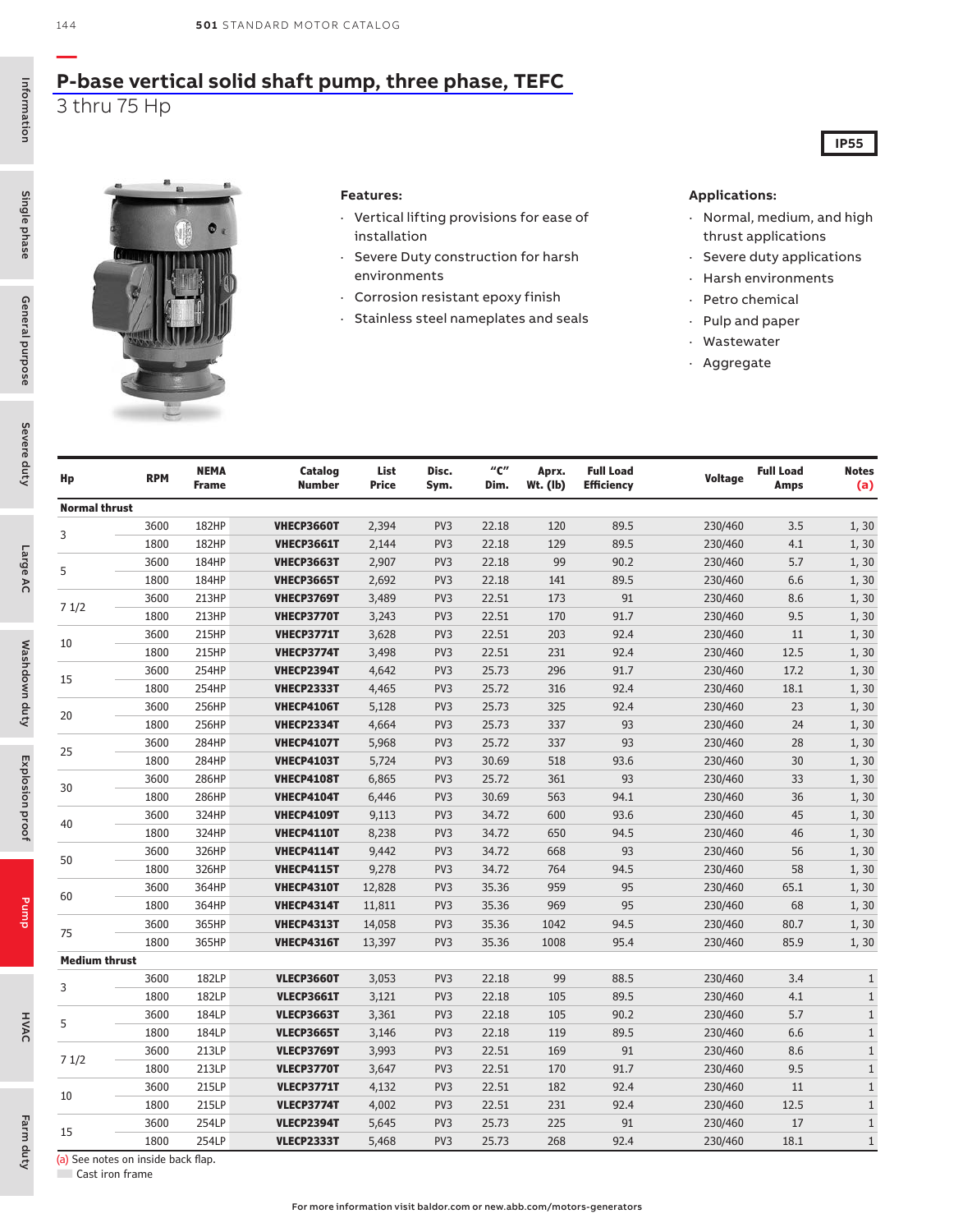# P-base vertical solid shaft pump, three phase, TEFC

3 thru 75 Hp

IP55

**Features:**

- Vertical lifting provisions for ease of installation
- Severe Duty construction for harsh environments
- Corrosion resistant epoxy finish
- Stainless steel nameplates and seals

**Applications:**

- Normal, medium, and high thrust applications
- Severe duty applications
- Harsh environments
- Petro chemical
- Pulp and paper
- Wastewater
- Aggregate

| Hp | RPM | NEMA Frame | Catalog Number | List Price | Disc. Sym. | "C" Dim. | Aprx. Wt. (lb) | Full Load Efficiency | Voltage | Full Load Amps | Notes (a) |
|---|---|---|---|---|---|---|---|---|---|---|---|
| **Normal thrust** | | | | | | | | | | | |
| 3 | 3600 | 182HP | **VHECP3660T** | 2,394 | PV3 | 22.18 | 120 | 89.5 | 230/460 | 3.5 | 1, 30 |
| | 1800 | 182HP | **VHECP3661T** | 2,144 | PV3 | 22.18 | 129 | 89.5 | 230/460 | 4.1 | 1, 30 |
| 5 | 3600 | 184HP | **VHECP3663T** | 2,907 | PV3 | 22.18 | 99 | 90.2 | 230/460 | 5.7 | 1, 30 |
| | 1800 | 184HP | **VHECP3665T** | 2,692 | PV3 | 22.18 | 141 | 89.5 | 230/460 | 6.6 | 1, 30 |
| 7 1/2 | 3600 | 213HP | **VHECP3769T** | 3,489 | PV3 | 22.51 | 173 | 91 | 230/460 | 8.6 | 1, 30 |
| | 1800 | 213HP | **VHECP3770T** | 3,243 | PV3 | 22.51 | 170 | 91.7 | 230/460 | 9.5 | 1, 30 |
| 10 | 3600 | 215HP | **VHECP3771T** | 3,628 | PV3 | 22.51 | 203 | 92.4 | 230/460 | 11 | 1, 30 |
| | 1800 | 215HP | **VHECP3774T** | 3,498 | PV3 | 22.51 | 231 | 92.4 | 230/460 | 12.5 | 1, 30 |
| 15 | 3600 | 254HP | **VHECP2394T** | 4,642 | PV3 | 25.73 | 296 | 91.7 | 230/460 | 17.2 | 1, 30 |
| | 1800 | 254HP | **VHECP2333T** | 4,465 | PV3 | 25.72 | 316 | 92.4 | 230/460 | 18.1 | 1, 30 |
| 20 | 3600 | 256HP | **VHECP4106T** | 5,128 | PV3 | 25.73 | 325 | 92.4 | 230/460 | 23 | 1, 30 |
| | 1800 | 256HP | **VHECP2334T** | 4,664 | PV3 | 25.73 | 337 | 93 | 230/460 | 24 | 1, 30 |
| 25 | 3600 | 284HP | **VHECP4107T** | 5,968 | PV3 | 25.72 | 337 | 93 | 230/460 | 28 | 1, 30 |
| | 1800 | 284HP | **VHECP4103T** | 5,724 | PV3 | 30.69 | 518 | 93.6 | 230/460 | 30 | 1, 30 |
| 30 | 3600 | 286HP | **VHECP4108T** | 6,865 | PV3 | 25.72 | 361 | 93 | 230/460 | 33 | 1, 30 |
| | 1800 | 286HP | **VHECP4104T** | 6,446 | PV3 | 30.69 | 563 | 94.1 | 230/460 | 36 | 1, 30 |
| 40 | 3600 | 324HP | **VHECP4109T** | 9,113 | PV3 | 34.72 | 600 | 93.6 | 230/460 | 45 | 1, 30 |
| | 1800 | 324HP | **VHECP4110T** | 8,238 | PV3 | 34.72 | 650 | 94.5 | 230/460 | 46 | 1, 30 |
| 50 | 3600 | 326HP | **VHECP4114T** | 9,442 | PV3 | 34.72 | 668 | 93 | 230/460 | 56 | 1, 30 |
| | 1800 | 326HP | **VHECP4115T** | 9,278 | PV3 | 34.72 | 764 | 94.5 | 230/460 | 58 | 1, 30 |
| 60 | 3600 | 364HP | **VHECP4310T** | 12,828 | PV3 | 35.36 | 959 | 95 | 230/460 | 65.1 | 1, 30 |
| | 1800 | 364HP | **VHECP4314T** | 11,811 | PV3 | 35.36 | 969 | 95 | 230/460 | 68 | 1, 30 |
| 75 | 3600 | 365HP | **VHECP4313T** | 14,058 | PV3 | 35.36 | 1042 | 94.5 | 230/460 | 80.7 | 1, 30 |
| | 1800 | 365HP | **VHECP4316T** | 13,397 | PV3 | 35.36 | 1008 | 95.4 | 230/460 | 85.9 | 1, 30 |
| **Medium thrust** | | | | | | | | | | | |
| 3 | 3600 | 182LP | **VLECP3660T** | 3,053 | PV3 | 22.18 | 99 | 88.5 | 230/460 | 3.4 | 1 |
| | 1800 | 182LP | **VLECP3661T** | 3,121 | PV3 | 22.18 | 105 | 89.5 | 230/460 | 4.1 | 1 |
| 5 | 3600 | 184LP | **VLECP3663T** | 3,361 | PV3 | 22.18 | 105 | 90.2 | 230/460 | 5.7 | 1 |
| | 1800 | 184LP | **VLECP3665T** | 3,146 | PV3 | 22.18 | 119 | 89.5 | 230/460 | 6.6 | 1 |
| 7 1/2 | 3600 | 213LP | **VLECP3769T** | 3,993 | PV3 | 22.51 | 169 | 91 | 230/460 | 8.6 | 1 |
| | 1800 | 213LP | **VLECP3770T** | 3,647 | PV3 | 22.51 | 170 | 91.7 | 230/460 | 9.5 | 1 |
| 10 | 3600 | 215LP | **VLECP3771T** | 4,132 | PV3 | 22.51 | 182 | 92.4 | 230/460 | 11 | 1 |
| | 1800 | 215LP | **VLECP3774T** | 4,002 | PV3 | 22.51 | 231 | 92.4 | 230/460 | 12.5 | 1 |
| 15 | 3600 | 254LP | **VLECP2394T** | 5,645 | PV3 | 25.73 | 225 | 91 | 230/460 | 17 | 1 |
| | 1800 | 254LP | **VLECP2333T** | 5,468 | PV3 | 25.73 | 268 | 92.4 | 230/460 | 18.1 | 1 |

(a) See notes on inside back flap.

Cast iron frame

For more information visit baldor.com or new.abb.com/motors-generators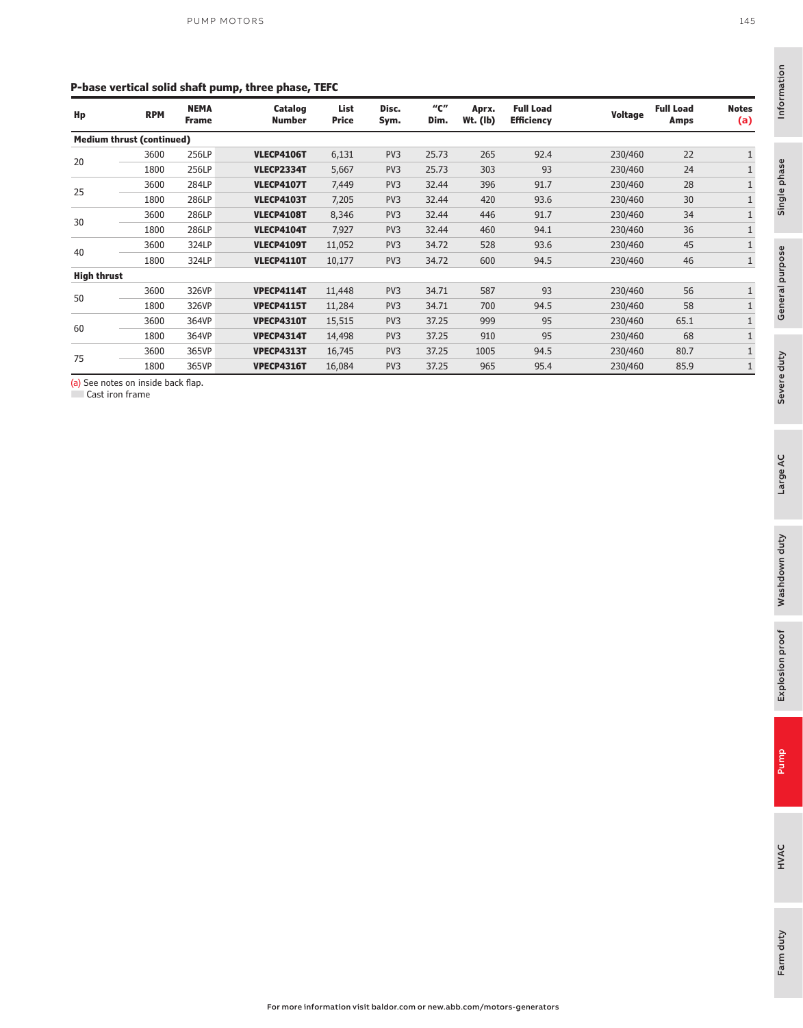## P-base vertical solid shaft pump, three phase, TEFC

| Hp | RPM | NEMA Frame | Catalog Number | List Price | Disc. Sym. | "C" Dim. | Aprx. Wt. (lb) | Full Load Efficiency | Voltage | Full Load Amps | Notes (a) |
|---|---|---|---|---|---|---|---|---|---|---|---|
| **Medium thrust (continued)** | | | | | | | | | | | |
| 20 | 3600 | 256LP | **VLECP4106T** | 6,131 | PV3 | 25.73 | 265 | 92.4 | 230/460 | 22 | 1 |
| | 1800 | 256LP | **VLECP2334T** | 5,667 | PV3 | 25.73 | 303 | 93 | 230/460 | 24 | 1 |
| 25 | 3600 | 284LP | **VLECP4107T** | 7,449 | PV3 | 32.44 | 396 | 91.7 | 230/460 | 28 | 1 |
| | 1800 | 286LP | **VLECP4103T** | 7,205 | PV3 | 32.44 | 420 | 93.6 | 230/460 | 30 | 1 |
| 30 | 3600 | 286LP | **VLECP4108T** | 8,346 | PV3 | 32.44 | 446 | 91.7 | 230/460 | 34 | 1 |
| | 1800 | 286LP | **VLECP4104T** | 7,927 | PV3 | 32.44 | 460 | 94.1 | 230/460 | 36 | 1 |
| 40 | 3600 | 324LP | **VLECP4109T** | 11,052 | PV3 | 34.72 | 528 | 93.6 | 230/460 | 45 | 1 |
| | 1800 | 324LP | **VLECP4110T** | 10,177 | PV3 | 34.72 | 600 | 94.5 | 230/460 | 46 | 1 |
| **High thrust** | | | | | | | | | | | |
| 50 | 3600 | 326VP | **VPECP4114T** | 11,448 | PV3 | 34.71 | 587 | 93 | 230/460 | 56 | 1 |
| | 1800 | 326VP | **VPECP4115T** | 11,284 | PV3 | 34.71 | 700 | 94.5 | 230/460 | 58 | 1 |
| 60 | 3600 | 364VP | **VPECP4310T** | 15,515 | PV3 | 37.25 | 999 | 95 | 230/460 | 65.1 | 1 |
| | 1800 | 364VP | **VPECP4314T** | 14,498 | PV3 | 37.25 | 910 | 95 | 230/460 | 68 | 1 |
| 75 | 3600 | 365VP | **VPECP4313T** | 16,745 | PV3 | 37.25 | 1005 | 94.5 | 230/460 | 80.7 | 1 |
| | 1800 | 365VP | **VPECP4316T** | 16,084 | PV3 | 37.25 | 965 | 95.4 | 230/460 | 85.9 | 1 |

(a) See notes on inside back flap.
Cast iron frame

For more information visit baldor.com or new.abb.com/motors-generators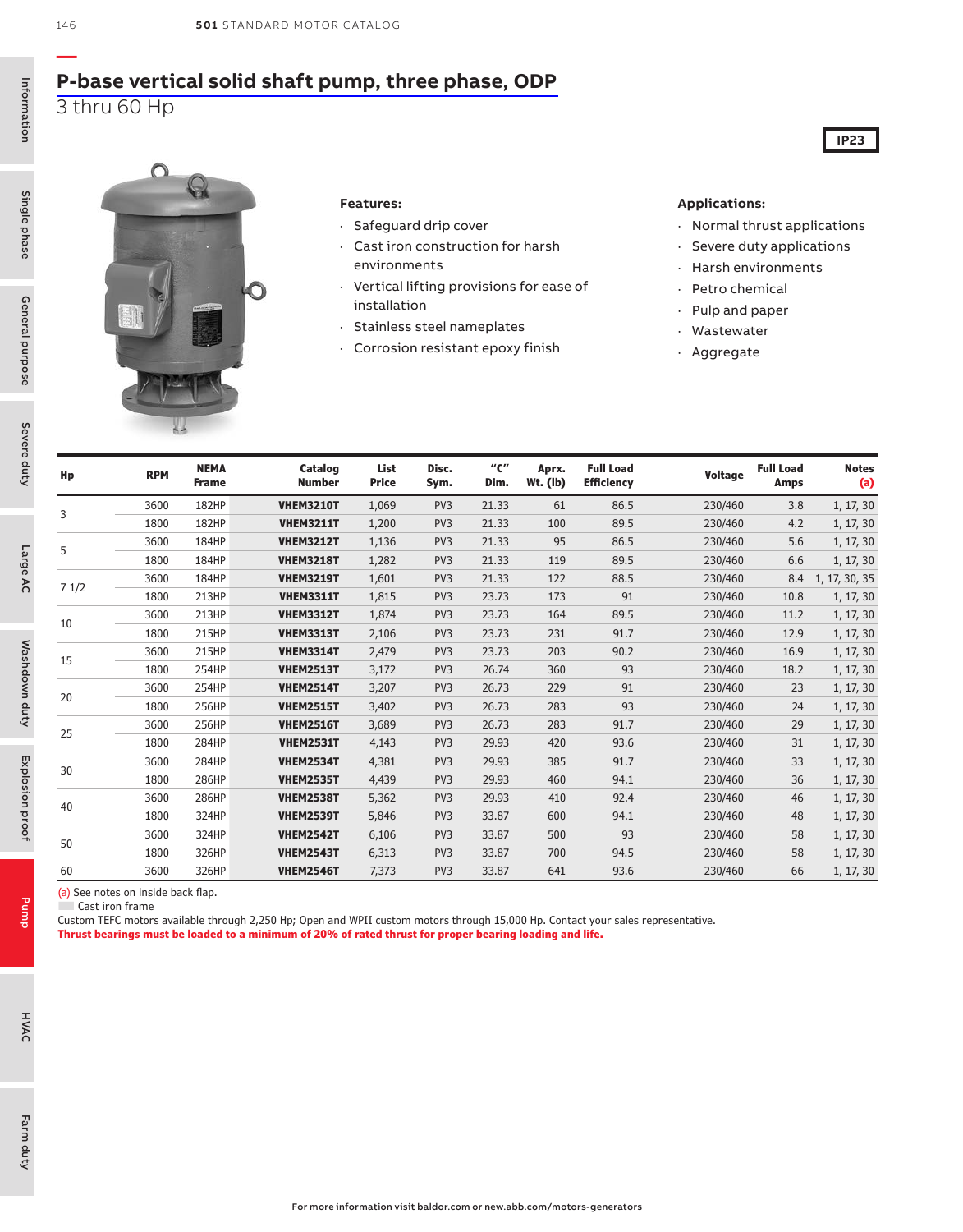## P-base vertical solid shaft pump, three phase, ODP

3 thru 60 Hp

IP23

**Features:**

- Safeguard drip cover
- Cast iron construction for harsh environments
- Vertical lifting provisions for ease of installation
- Stainless steel nameplates
- Corrosion resistant epoxy finish

**Applications:**

- Normal thrust applications
- Severe duty applications
- Harsh environments
- Petro chemical
- Pulp and paper
- Wastewater
- Aggregate

| Hp | RPM | NEMA Frame | Catalog Number | List Price | Disc. Sym. | "C" Dim. | Aprx. Wt. (lb) | Full Load Efficiency | Voltage | Full Load Amps | Notes (a) |
|---|---|---|---|---|---|---|---|---|---|---|---|
| 3 | 3600 | 182HP | **VHEM3210T** | 1,069 | PV3 | 21.33 | 61 | 86.5 | 230/460 | 3.8 | 1, 17, 30 |
| | 1800 | 182HP | **VHEM3211T** | 1,200 | PV3 | 21.33 | 100 | 89.5 | 230/460 | 4.2 | 1, 17, 30 |
| 5 | 3600 | 184HP | **VHEM3212T** | 1,136 | PV3 | 21.33 | 95 | 86.5 | 230/460 | 5.6 | 1, 17, 30 |
| | 1800 | 184HP | **VHEM3218T** | 1,282 | PV3 | 21.33 | 119 | 89.5 | 230/460 | 6.6 | 1, 17, 30 |
| 7 1/2 | 3600 | 184HP | **VHEM3219T** | 1,601 | PV3 | 21.33 | 122 | 88.5 | 230/460 | 8.4 | 1, 17, 30, 35 |
| | 1800 | 213HP | **VHEM3311T** | 1,815 | PV3 | 23.73 | 173 | 91 | 230/460 | 10.8 | 1, 17, 30 |
| 10 | 3600 | 213HP | **VHEM3312T** | 1,874 | PV3 | 23.73 | 164 | 89.5 | 230/460 | 11.2 | 1, 17, 30 |
| | 1800 | 215HP | **VHEM3313T** | 2,106 | PV3 | 23.73 | 231 | 91.7 | 230/460 | 12.9 | 1, 17, 30 |
| 15 | 3600 | 215HP | **VHEM3314T** | 2,479 | PV3 | 23.73 | 203 | 90.2 | 230/460 | 16.9 | 1, 17, 30 |
| | 1800 | 254HP | **VHEM2513T** | 3,172 | PV3 | 26.74 | 360 | 93 | 230/460 | 18.2 | 1, 17, 30 |
| 20 | 3600 | 254HP | **VHEM2514T** | 3,207 | PV3 | 26.73 | 229 | 91 | 230/460 | 23 | 1, 17, 30 |
| | 1800 | 256HP | **VHEM2515T** | 3,402 | PV3 | 26.73 | 283 | 93 | 230/460 | 24 | 1, 17, 30 |
| 25 | 3600 | 256HP | **VHEM2516T** | 3,689 | PV3 | 26.73 | 283 | 91.7 | 230/460 | 29 | 1, 17, 30 |
| | 1800 | 284HP | **VHEM2531T** | 4,143 | PV3 | 29.93 | 420 | 93.6 | 230/460 | 31 | 1, 17, 30 |
| 30 | 3600 | 284HP | **VHEM2534T** | 4,381 | PV3 | 29.93 | 385 | 91.7 | 230/460 | 33 | 1, 17, 30 |
| | 1800 | 286HP | **VHEM2535T** | 4,439 | PV3 | 29.93 | 460 | 94.1 | 230/460 | 36 | 1, 17, 30 |
| 40 | 3600 | 286HP | **VHEM2538T** | 5,362 | PV3 | 29.93 | 410 | 92.4 | 230/460 | 46 | 1, 17, 30 |
| | 1800 | 324HP | **VHEM2539T** | 5,846 | PV3 | 33.87 | 600 | 94.1 | 230/460 | 48 | 1, 17, 30 |
| 50 | 3600 | 324HP | **VHEM2542T** | 6,106 | PV3 | 33.87 | 500 | 93 | 230/460 | 58 | 1, 17, 30 |
| | 1800 | 326HP | **VHEM2543T** | 6,313 | PV3 | 33.87 | 700 | 94.5 | 230/460 | 58 | 1, 17, 30 |
| 60 | 3600 | 326HP | **VHEM2546T** | 7,373 | PV3 | 33.87 | 641 | 93.6 | 230/460 | 66 | 1, 17, 30 |

(a) See notes on inside back flap.

Cast iron frame

Custom TEFC motors available through 2,250 Hp; Open and WPII custom motors through 15,000 Hp. Contact your sales representative.

**Thrust bearings must be loaded to a minimum of 20% of rated thrust for proper bearing loading and life.**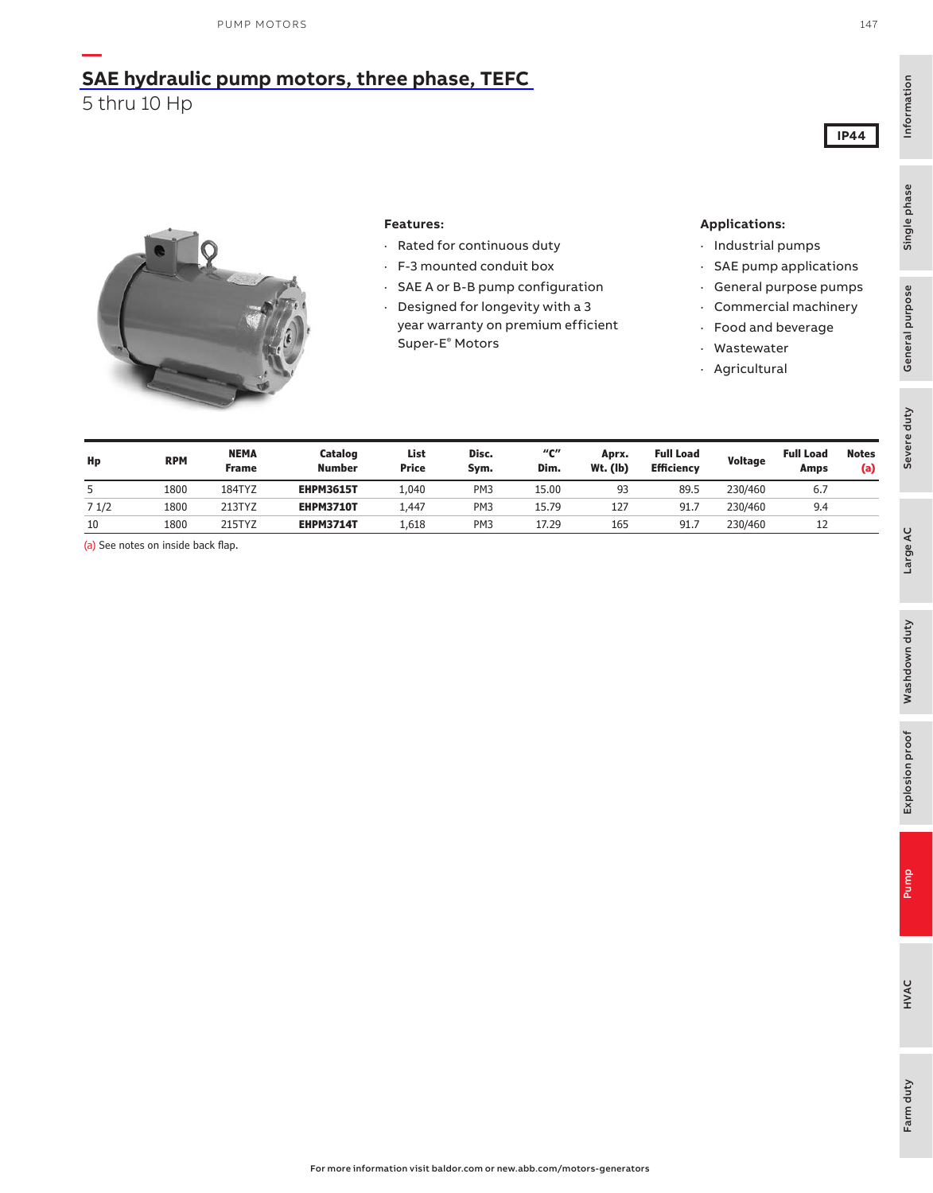## SAE hydraulic pump motors, three phase, TEFC

5 thru 10 Hp

**IP44**

**Features:**

- Rated for continuous duty
- F-3 mounted conduit box
- SAE A or B-B pump configuration
- Designed for longevity with a 3 year warranty on premium efficient Super-E® Motors

**Applications:**

- Industrial pumps
- SAE pump applications
- General purpose pumps
- Commercial machinery
- Food and beverage
- Wastewater
- Agricultural

| Hp | RPM | NEMA Frame | Catalog Number | List Price | Disc. Sym. | "C" Dim. | Aprx. Wt. (lb) | Full Load Efficiency | Voltage | Full Load Amps | Notes (a) |
|---|---|---|---|---|---|---|---|---|---|---|---|
| 5 | 1800 | 184TYZ | **EHPM3615T** | 1,040 | PM3 | 15.00 | 93 | 89.5 | 230/460 | 6.7 | |
| 7 1/2 | 1800 | 213TYZ | **EHPM3710T** | 1,447 | PM3 | 15.79 | 127 | 91.7 | 230/460 | 9.4 | |
| 10 | 1800 | 215TYZ | **EHPM3714T** | 1,618 | PM3 | 17.29 | 165 | 91.7 | 230/460 | 12 | |

(a) See notes on inside back flap.

For more information visit baldor.com or new.abb.com/motors-generators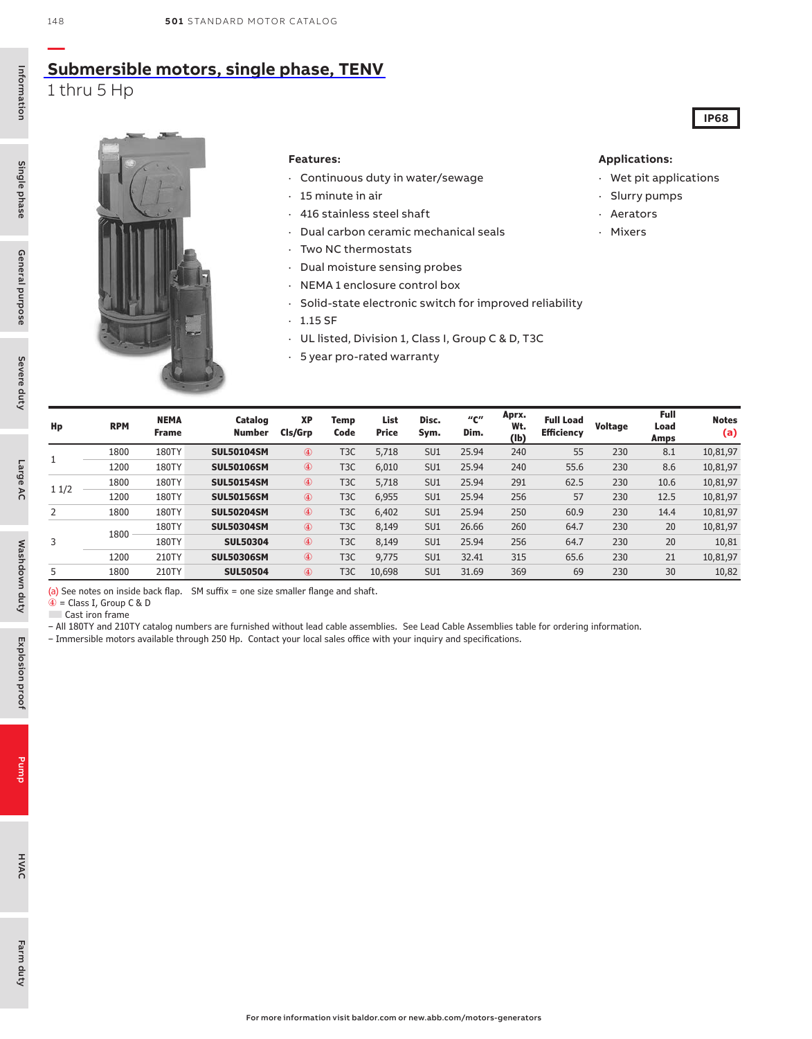## Submersible motors, single phase, TENV

1 thru 5 Hp

**IP68**

**Features:**

- Continuous duty in water/sewage
- 15 minute in air
- 416 stainless steel shaft
- Dual carbon ceramic mechanical seals
- Two NC thermostats
- Dual moisture sensing probes
- NEMA 1 enclosure control box
- Solid-state electronic switch for improved reliability
- 1.15 SF
- UL listed, Division 1, Class I, Group C & D, T3C
- 5 year pro-rated warranty

**Applications:**

- Wet pit applications
- Slurry pumps
- Aerators
- Mixers

| Hp | RPM | NEMA Frame | Catalog Number | XP Cls/Grp | Temp Code | List Price | Disc. Sym. | "C" Dim. | Aprx. Wt. (lb) | Full Load Efficiency | Voltage | Full Load Amps | Notes (a) |
|---|---|---|---|---|---|---|---|---|---|---|---|---|---|
| 1 | 1800 | 180TY | **SUL50104SM** | ④ | T3C | 5,718 | SU1 | 25.94 | 240 | 55 | 230 | 8.1 | 10,81,97 |
| | 1200 | 180TY | **SUL50106SM** | ④ | T3C | 6,010 | SU1 | 25.94 | 240 | 55.6 | 230 | 8.6 | 10,81,97 |
| 1 1/2 | 1800 | 180TY | **SUL50154SM** | ④ | T3C | 5,718 | SU1 | 25.94 | 291 | 62.5 | 230 | 10.6 | 10,81,97 |
| | 1200 | 180TY | **SUL50156SM** | ④ | T3C | 6,955 | SU1 | 25.94 | 256 | 57 | 230 | 12.5 | 10,81,97 |
| 2 | 1800 | 180TY | **SUL50204SM** | ④ | T3C | 6,402 | SU1 | 25.94 | 250 | 60.9 | 230 | 14.4 | 10,81,97 |
| 3 | 1800 | 180TY | **SUL50304SM** | ④ | T3C | 8,149 | SU1 | 26.66 | 260 | 64.7 | 230 | 20 | 10,81,97 |
| | | 180TY | **SUL50304** | ④ | T3C | 8,149 | SU1 | 25.94 | 256 | 64.7 | 230 | 20 | 10,81 |
| | 1200 | 210TY | **SUL50306SM** | ④ | T3C | 9,775 | SU1 | 32.41 | 315 | 65.6 | 230 | 21 | 10,81,97 |
| 5 | 1800 | 210TY | **SUL50504** | ④ | T3C | 10,698 | SU1 | 31.69 | 369 | 69 | 230 | 30 | 10,82 |

(a) See notes on inside back flap. SM suffix = one size smaller flange and shaft.
④ = Class I, Group C & D
Cast iron frame
– All 180TY and 210TY catalog numbers are furnished without lead cable assemblies. See Lead Cable Assemblies table for ordering information.
– Immersible motors available through 250 Hp. Contact your local sales office with your inquiry and specifications.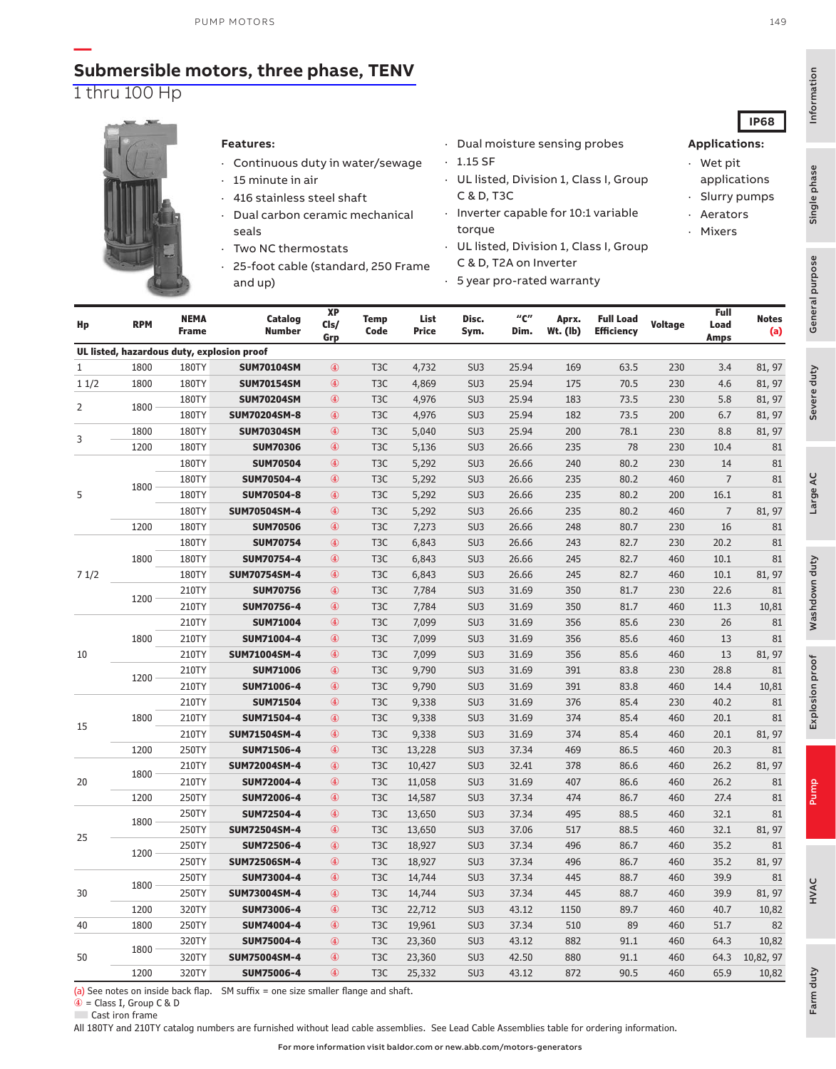# Submersible motors, three phase, TENV

## 1 thru 100 Hp

IP68

**Features:**

- Continuous duty in water/sewage
- 15 minute in air
- 416 stainless steel shaft
- Dual carbon ceramic mechanical seals
- Two NC thermostats
- 25-foot cable (standard, 250 Frame and up)
- Dual moisture sensing probes
- 1.15 SF
- UL listed, Division 1, Class I, Group C & D, T3C
- Inverter capable for 10:1 variable torque
- UL listed, Division 1, Class I, Group C & D, T2A on Inverter
- 5 year pro-rated warranty

**Applications:**

- Wet pit applications
- Slurry pumps
- Aerators
- Mixers

| Hp | RPM | NEMA Frame | Catalog Number | XP Cls/ Grp | Temp Code | List Price | Disc. Sym. | "C" Dim. | Aprx. Wt. (lb) | Full Load Efficiency | Voltage | Full Load Amps | Notes (a) |
|---|---|---|---|---|---|---|---|---|---|---|---|---|---|
| **UL listed, hazardous duty, explosion proof** | | | | | | | | | | | | | |
| 1 | 1800 | 180TY | **SUM70104SM** | ④ | T3C | 4,732 | SU3 | 25.94 | 169 | 63.5 | 230 | 3.4 | 81, 97 |
| 1 1/2 | 1800 | 180TY | **SUM70154SM** | ④ | T3C | 4,869 | SU3 | 25.94 | 175 | 70.5 | 230 | 4.6 | 81, 97 |
| 2 | 1800 | 180TY | **SUM70204SM** | ④ | T3C | 4,976 | SU3 | 25.94 | 183 | 73.5 | 230 | 5.8 | 81, 97 |
| | | 180TY | **SUM70204SM-8** | ④ | T3C | 4,976 | SU3 | 25.94 | 182 | 73.5 | 200 | 6.7 | 81, 97 |
| 3 | 1800 | 180TY | **SUM70304SM** | ④ | T3C | 5,040 | SU3 | 25.94 | 200 | 78.1 | 230 | 8.8 | 81, 97 |
| | 1200 | 180TY | **SUM70306** | ④ | T3C | 5,136 | SU3 | 26.66 | 235 | 78 | 230 | 10.4 | 81 |
| 5 | 1800 | 180TY | **SUM70504** | ④ | T3C | 5,292 | SU3 | 26.66 | 240 | 80.2 | 230 | 14 | 81 |
| | | 180TY | **SUM70504-4** | ④ | T3C | 5,292 | SU3 | 26.66 | 235 | 80.2 | 460 | 7 | 81 |
| | | 180TY | **SUM70504-8** | ④ | T3C | 5,292 | SU3 | 26.66 | 235 | 80.2 | 200 | 16.1 | 81 |
| | | 180TY | **SUM70504SM-4** | ④ | T3C | 5,292 | SU3 | 26.66 | 235 | 80.2 | 460 | 7 | 81, 97 |
| | 1200 | 180TY | **SUM70506** | ④ | T3C | 7,273 | SU3 | 26.66 | 248 | 80.7 | 230 | 16 | 81 |
| 7 1/2 | 1800 | 180TY | **SUM70754** | ④ | T3C | 6,843 | SU3 | 26.66 | 243 | 82.7 | 230 | 20.2 | 81 |
| | | 180TY | **SUM70754-4** | ④ | T3C | 6,843 | SU3 | 26.66 | 245 | 82.7 | 460 | 10.1 | 81 |
| | | 180TY | **SUM70754SM-4** | ④ | T3C | 6,843 | SU3 | 26.66 | 245 | 82.7 | 460 | 10.1 | 81, 97 |
| | 1200 | 210TY | **SUM70756** | ④ | T3C | 7,784 | SU3 | 31.69 | 350 | 81.7 | 230 | 22.6 | 81 |
| | | 210TY | **SUM70756-4** | ④ | T3C | 7,784 | SU3 | 31.69 | 350 | 81.7 | 460 | 11.3 | 10,81 |
| 10 | 1800 | 210TY | **SUM71004** | ④ | T3C | 7,099 | SU3 | 31.69 | 356 | 85.6 | 230 | 26 | 81 |
| | | 210TY | **SUM71004-4** | ④ | T3C | 7,099 | SU3 | 31.69 | 356 | 85.6 | 460 | 13 | 81 |
| | | 210TY | **SUM71004SM-4** | ④ | T3C | 7,099 | SU3 | 31.69 | 356 | 85.6 | 460 | 13 | 81, 97 |
| | 1200 | 210TY | **SUM71006** | ④ | T3C | 9,790 | SU3 | 31.69 | 391 | 83.8 | 230 | 28.8 | 81 |
| | | 210TY | **SUM71006-4** | ④ | T3C | 9,790 | SU3 | 31.69 | 391 | 83.8 | 460 | 14.4 | 10,81 |
| 15 | 1800 | 210TY | **SUM71504** | ④ | T3C | 9,338 | SU3 | 31.69 | 376 | 85.4 | 230 | 40.2 | 81 |
| | | 210TY | **SUM71504-4** | ④ | T3C | 9,338 | SU3 | 31.69 | 374 | 85.4 | 460 | 20.1 | 81 |
| | | 210TY | **SUM71504SM-4** | ④ | T3C | 9,338 | SU3 | 31.69 | 374 | 85.4 | 460 | 20.1 | 81, 97 |
| | 1200 | 250TY | **SUM71506-4** | ④ | T3C | 13,228 | SU3 | 37.34 | 469 | 86.5 | 460 | 20.3 | 81 |
| 20 | 1800 | 210TY | **SUM72004SM-4** | ④ | T3C | 10,427 | SU3 | 32.41 | 378 | 86.6 | 460 | 26.2 | 81, 97 |
| | | 210TY | **SUM72004-4** | ④ | T3C | 11,058 | SU3 | 31.69 | 407 | 86.6 | 460 | 26.2 | 81 |
| | 1200 | 250TY | **SUM72006-4** | ④ | T3C | 14,587 | SU3 | 37.34 | 474 | 86.7 | 460 | 27.4 | 81 |
| 25 | 1800 | 250TY | **SUM72504-4** | ④ | T3C | 13,650 | SU3 | 37.34 | 495 | 88.5 | 460 | 32.1 | 81 |
| | | 250TY | **SUM72504SM-4** | ④ | T3C | 13,650 | SU3 | 37.06 | 517 | 88.5 | 460 | 32.1 | 81, 97 |
| | 1200 | 250TY | **SUM72506-4** | ④ | T3C | 18,927 | SU3 | 37.34 | 496 | 86.7 | 460 | 35.2 | 81 |
| | | 250TY | **SUM72506SM-4** | ④ | T3C | 18,927 | SU3 | 37.34 | 496 | 86.7 | 460 | 35.2 | 81, 97 |
| 30 | 1800 | 250TY | **SUM73004-4** | ④ | T3C | 14,744 | SU3 | 37.34 | 445 | 88.7 | 460 | 39.9 | 81 |
| | | 250TY | **SUM73004SM-4** | ④ | T3C | 14,744 | SU3 | 37.34 | 445 | 88.7 | 460 | 39.9 | 81, 97 |
| | 1200 | 320TY | **SUM73006-4** | ④ | T3C | 22,712 | SU3 | 43.12 | 1150 | 89.7 | 460 | 40.7 | 10,82 |
| 40 | 1800 | 250TY | **SUM74004-4** | ④ | T3C | 19,961 | SU3 | 37.34 | 510 | 89 | 460 | 51.7 | 82 |
| 50 | 1800 | 320TY | **SUM75004-4** | ④ | T3C | 23,360 | SU3 | 43.12 | 882 | 91.1 | 460 | 64.3 | 10,82 |
| | | 320TY | **SUM75004SM-4** | ④ | T3C | 23,360 | SU3 | 42.50 | 880 | 91.1 | 460 | 64.3 | 10,82, 97 |
| | 1200 | 320TY | **SUM75006-4** | ④ | T3C | 25,332 | SU3 | 43.12 | 872 | 90.5 | 460 | 65.9 | 10,82 |

(a) See notes on inside back flap. SM suffix = one size smaller flange and shaft.
④ = Class I, Group C & D
Cast iron frame
All 180TY and 210TY catalog numbers are furnished without lead cable assemblies. See Lead Cable Assemblies table for ordering information.

For more information visit baldor.com or new.abb.com/motors-generators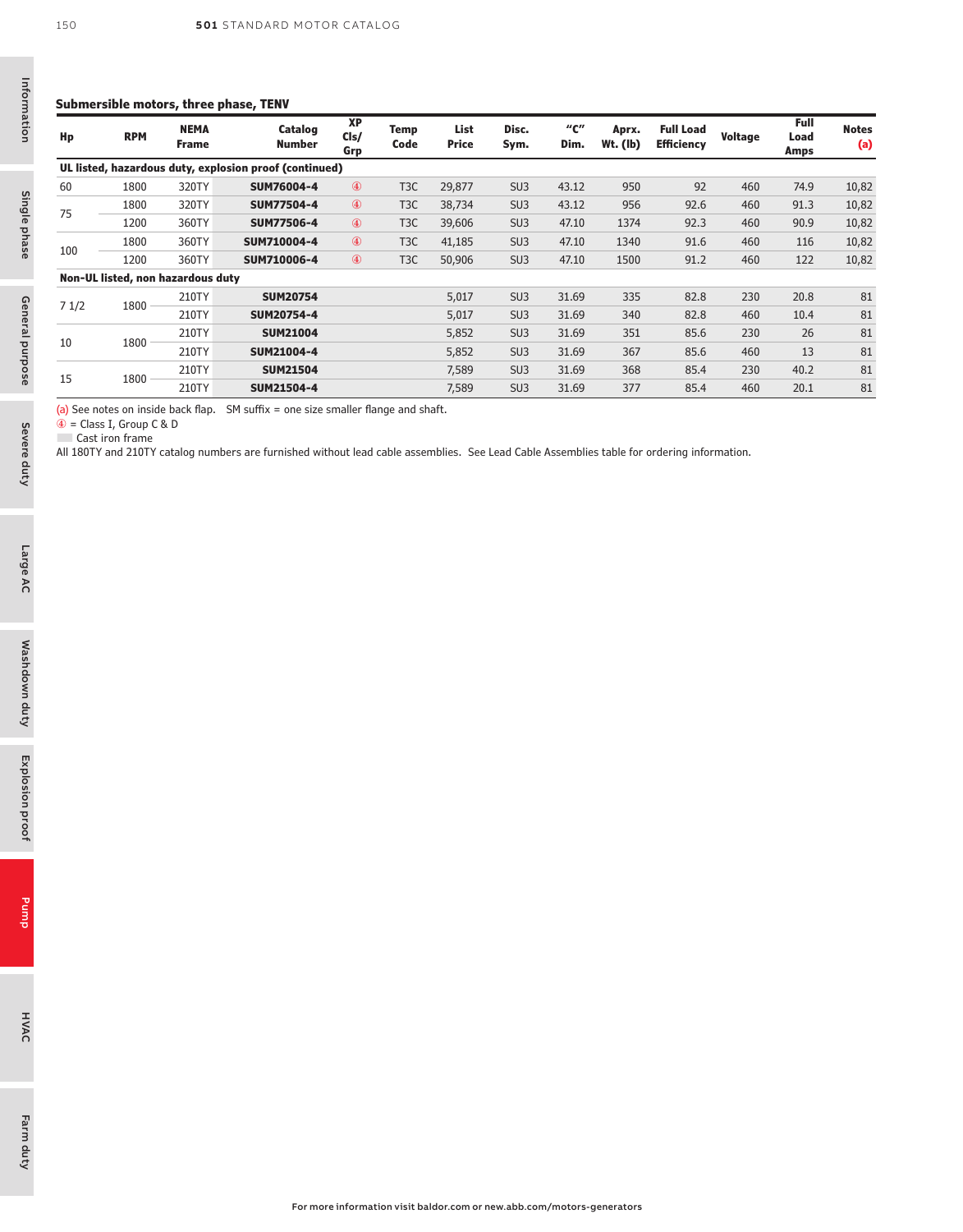## Submersible motors, three phase, TENV

| Hp | RPM | NEMA Frame | Catalog Number | XP Cls/ Grp | Temp Code | List Price | Disc. Sym. | "C" Dim. | Aprx. Wt. (lb) | Full Load Efficiency | Voltage | Full Load Amps | Notes (a) |
|---|---|---|---|---|---|---|---|---|---|---|---|---|---|
| **UL listed, hazardous duty, explosion proof (continued)** | | | | | | | | | | | | | |
| 60 | 1800 | 320TY | **SUM76004-4** | ④ | T3C | 29,877 | SU3 | 43.12 | 950 | 92 | 460 | 74.9 | 10,82 |
| 75 | 1800 | 320TY | **SUM77504-4** | ④ | T3C | 38,734 | SU3 | 43.12 | 956 | 92.6 | 460 | 91.3 | 10,82 |
| | 1200 | 360TY | **SUM77506-4** | ④ | T3C | 39,606 | SU3 | 47.10 | 1374 | 92.3 | 460 | 90.9 | 10,82 |
| 100 | 1800 | 360TY | **SUM710004-4** | ④ | T3C | 41,185 | SU3 | 47.10 | 1340 | 91.6 | 460 | 116 | 10,82 |
| | 1200 | 360TY | **SUM710006-4** | ④ | T3C | 50,906 | SU3 | 47.10 | 1500 | 91.2 | 460 | 122 | 10,82 |
| **Non-UL listed, non hazardous duty** | | | | | | | | | | | | | |
| 7 1/2 | 1800 | 210TY | **SUM20754** | | | 5,017 | SU3 | 31.69 | 335 | 82.8 | 230 | 20.8 | 81 |
| | | 210TY | **SUM20754-4** | | | 5,017 | SU3 | 31.69 | 340 | 82.8 | 460 | 10.4 | 81 |
| 10 | 1800 | 210TY | **SUM21004** | | | 5,852 | SU3 | 31.69 | 351 | 85.6 | 230 | 26 | 81 |
| | | 210TY | **SUM21004-4** | | | 5,852 | SU3 | 31.69 | 367 | 85.6 | 460 | 13 | 81 |
| 15 | 1800 | 210TY | **SUM21504** | | | 7,589 | SU3 | 31.69 | 368 | 85.4 | 230 | 40.2 | 81 |
| | | 210TY | **SUM21504-4** | | | 7,589 | SU3 | 31.69 | 377 | 85.4 | 460 | 20.1 | 81 |

(a) See notes on inside back flap. SM suffix = one size smaller flange and shaft.
④ = Class I, Group C & D
Cast iron frame
All 180TY and 210TY catalog numbers are furnished without lead cable assemblies. See Lead Cable Assemblies table for ordering information.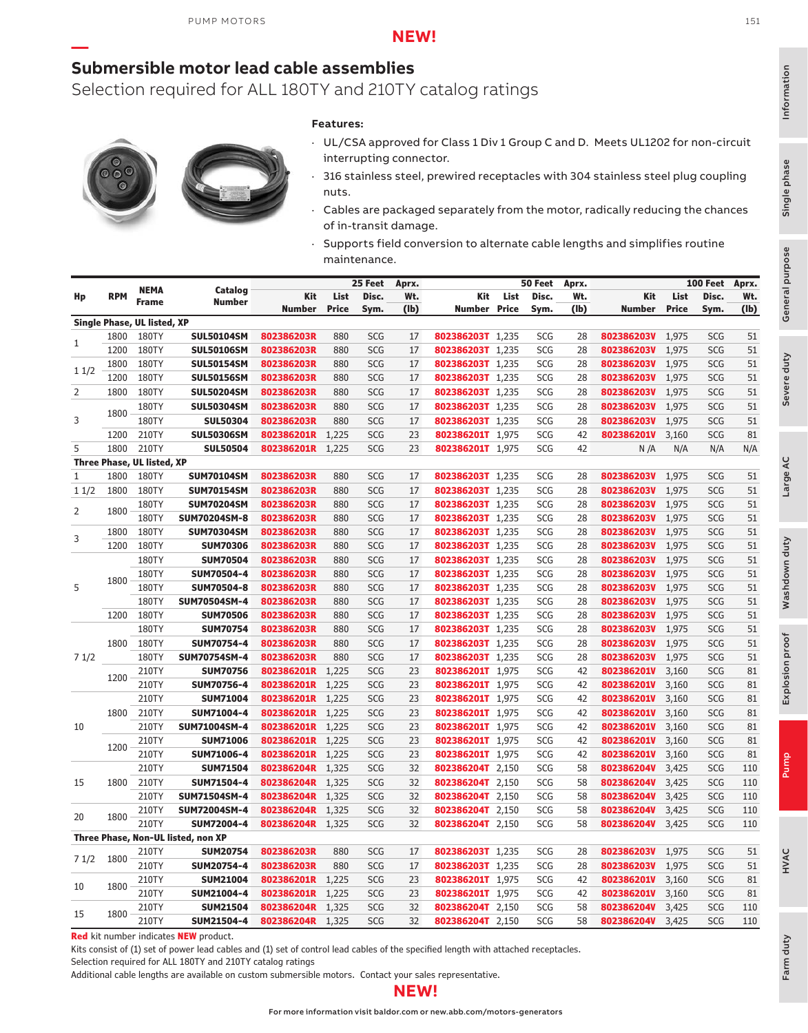NEW!

## Submersible motor lead cable assemblies

Selection required for ALL 180TY and 210TY catalog ratings

**Features:**

- UL/CSA approved for Class 1 Div 1 Group C and D. Meets UL1202 for non-circuit interrupting connector.
- 316 stainless steel, prewired receptacles with 304 stainless steel plug coupling nuts.
- Cables are packaged separately from the motor, radically reducing the chances of in-transit damage.
- Supports field conversion to alternate cable lengths and simplifies routine maintenance.

| Hp | RPM | NEMA Frame | Catalog Number | 25 Feet Kit Number | 25 Feet List Price | 25 Feet Disc. Sym. | 25 Feet Aprx. Wt. (lb) | 50 Feet Kit Number | 50 Feet List Price | 50 Feet Disc. Sym. | 50 Feet Aprx. Wt. (lb) | 100 Feet Kit Number | 100 Feet List Price | 100 Feet Disc. Sym. | 100 Feet Aprx. Wt. (lb) |
|---|---|---|---|---|---|---|---|---|---|---|---|---|---|---|---|
| **Single Phase, UL listed, XP** | | | | | | | | | | | | | | | |
| 1 | 1800 | 180TY | SUL50104SM | 802386203R | 880 | SCG | 17 | 802386203T | 1,235 | SCG | 28 | 802386203V | 1,975 | SCG | 51 |
| | 1200 | 180TY | SUL50106SM | 802386203R | 880 | SCG | 17 | 802386203T | 1,235 | SCG | 28 | 802386203V | 1,975 | SCG | 51 |
| 1 1/2 | 1800 | 180TY | SUL50154SM | 802386203R | 880 | SCG | 17 | 802386203T | 1,235 | SCG | 28 | 802386203V | 1,975 | SCG | 51 |
| | 1200 | 180TY | SUL50156SM | 802386203R | 880 | SCG | 17 | 802386203T | 1,235 | SCG | 28 | 802386203V | 1,975 | SCG | 51 |
| 2 | 1800 | 180TY | SUL50204SM | 802386203R | 880 | SCG | 17 | 802386203T | 1,235 | SCG | 28 | 802386203V | 1,975 | SCG | 51 |
| 3 | 1800 | 180TY | SUL50304SM | 802386203R | 880 | SCG | 17 | 802386203T | 1,235 | SCG | 28 | 802386203V | 1,975 | SCG | 51 |
| | | 180TY | SUL50304 | 802386203R | 880 | SCG | 17 | 802386203T | 1,235 | SCG | 28 | 802386203V | 1,975 | SCG | 51 |
| | 1200 | 210TY | SUL50306SM | 802386201R | 1,225 | SCG | 23 | 802386201T | 1,975 | SCG | 42 | 802386201V | 3,160 | SCG | 81 |
| 5 | 1800 | 210TY | SUL50504 | 802386201R | 1,225 | SCG | 23 | 802386201T | 1,975 | SCG | 42 | N /A | N/A | N/A | N/A |
| **Three Phase, UL listed, XP** | | | | | | | | | | | | | | | |
| 1 | 1800 | 180TY | SUM70104SM | 802386203R | 880 | SCG | 17 | 802386203T | 1,235 | SCG | 28 | 802386203V | 1,975 | SCG | 51 |
| 1 1/2 | 1800 | 180TY | SUM70154SM | 802386203R | 880 | SCG | 17 | 802386203T | 1,235 | SCG | 28 | 802386203V | 1,975 | SCG | 51 |
| 2 | 1800 | 180TY | SUM70204SM | 802386203R | 880 | SCG | 17 | 802386203T | 1,235 | SCG | 28 | 802386203V | 1,975 | SCG | 51 |
| | | 180TY | SUM70204SM-8 | 802386203R | 880 | SCG | 17 | 802386203T | 1,235 | SCG | 28 | 802386203V | 1,975 | SCG | 51 |
| 3 | 1800 | 180TY | SUM70304SM | 802386203R | 880 | SCG | 17 | 802386203T | 1,235 | SCG | 28 | 802386203V | 1,975 | SCG | 51 |
| | 1200 | 180TY | SUM70306 | 802386203R | 880 | SCG | 17 | 802386203T | 1,235 | SCG | 28 | 802386203V | 1,975 | SCG | 51 |
| 5 | 1800 | 180TY | SUM70504 | 802386203R | 880 | SCG | 17 | 802386203T | 1,235 | SCG | 28 | 802386203V | 1,975 | SCG | 51 |
| | | 180TY | SUM70504-4 | 802386203R | 880 | SCG | 17 | 802386203T | 1,235 | SCG | 28 | 802386203V | 1,975 | SCG | 51 |
| | | 180TY | SUM70504-8 | 802386203R | 880 | SCG | 17 | 802386203T | 1,235 | SCG | 28 | 802386203V | 1,975 | SCG | 51 |
| | | 180TY | SUM70504SM-4 | 802386203R | 880 | SCG | 17 | 802386203T | 1,235 | SCG | 28 | 802386203V | 1,975 | SCG | 51 |
| | 1200 | 180TY | SUM70506 | 802386203R | 880 | SCG | 17 | 802386203T | 1,235 | SCG | 28 | 802386203V | 1,975 | SCG | 51 |
| 7 1/2 | 1800 | 180TY | SUM70754 | 802386203R | 880 | SCG | 17 | 802386203T | 1,235 | SCG | 28 | 802386203V | 1,975 | SCG | 51 |
| | | 180TY | SUM70754-4 | 802386203R | 880 | SCG | 17 | 802386203T | 1,235 | SCG | 28 | 802386203V | 1,975 | SCG | 51 |
| | | 180TY | SUM70754SM-4 | 802386203R | 880 | SCG | 17 | 802386203T | 1,235 | SCG | 28 | 802386203V | 1,975 | SCG | 51 |
| | 1200 | 210TY | SUM70756 | 802386201R | 1,225 | SCG | 23 | 802386201T | 1,975 | SCG | 42 | 802386201V | 3,160 | SCG | 81 |
| | | 210TY | SUM70756-4 | 802386201R | 1,225 | SCG | 23 | 802386201T | 1,975 | SCG | 42 | 802386201V | 3,160 | SCG | 81 |
| 10 | 1800 | 210TY | SUM71004 | 802386201R | 1,225 | SCG | 23 | 802386201T | 1,975 | SCG | 42 | 802386201V | 3,160 | SCG | 81 |
| | | 210TY | SUM71004-4 | 802386201R | 1,225 | SCG | 23 | 802386201T | 1,975 | SCG | 42 | 802386201V | 3,160 | SCG | 81 |
| | | 210TY | SUM71004SM-4 | 802386201R | 1,225 | SCG | 23 | 802386201T | 1,975 | SCG | 42 | 802386201V | 3,160 | SCG | 81 |
| | 1200 | 210TY | SUM71006 | 802386201R | 1,225 | SCG | 23 | 802386201T | 1,975 | SCG | 42 | 802386201V | 3,160 | SCG | 81 |
| | | 210TY | SUM71006-4 | 802386201R | 1,225 | SCG | 23 | 802386201T | 1,975 | SCG | 42 | 802386201V | 3,160 | SCG | 81 |
| 15 | 1800 | 210TY | SUM71504 | 802386204R | 1,325 | SCG | 32 | 802386204T | 2,150 | SCG | 58 | 802386204V | 3,425 | SCG | 110 |
| | | 210TY | SUM71504-4 | 802386204R | 1,325 | SCG | 32 | 802386204T | 2,150 | SCG | 58 | 802386204V | 3,425 | SCG | 110 |
| | | 210TY | SUM71504SM-4 | 802386204R | 1,325 | SCG | 32 | 802386204T | 2,150 | SCG | 58 | 802386204V | 3,425 | SCG | 110 |
| 20 | 1800 | 210TY | SUM72004SM-4 | 802386204R | 1,325 | SCG | 32 | 802386204T | 2,150 | SCG | 58 | 802386204V | 3,425 | SCG | 110 |
| | | 210TY | SUM72004-4 | 802386204R | 1,325 | SCG | 32 | 802386204T | 2,150 | SCG | 58 | 802386204V | 3,425 | SCG | 110 |
| **Three Phase, Non-UL listed, non XP** | | | | | | | | | | | | | | | |
| 7 1/2 | 1800 | 210TY | SUM20754 | 802386203R | 880 | SCG | 17 | 802386203T | 1,235 | SCG | 28 | 802386203V | 1,975 | SCG | 51 |
| | | 210TY | SUM20754-4 | 802386203R | 880 | SCG | 17 | 802386203T | 1,235 | SCG | 28 | 802386203V | 1,975 | SCG | 51 |
| 10 | 1800 | 210TY | SUM21004 | 802386201R | 1,225 | SCG | 23 | 802386201T | 1,975 | SCG | 42 | 802386201V | 3,160 | SCG | 81 |
| | | 210TY | SUM21004-4 | 802386201R | 1,225 | SCG | 23 | 802386201T | 1,975 | SCG | 42 | 802386201V | 3,160 | SCG | 81 |
| 15 | 1800 | 210TY | SUM21504 | 802386204R | 1,325 | SCG | 32 | 802386204T | 2,150 | SCG | 58 | 802386204V | 3,425 | SCG | 110 |
| | | 210TY | SUM21504-4 | 802386204R | 1,325 | SCG | 32 | 802386204T | 2,150 | SCG | 58 | 802386204V | 3,425 | SCG | 110 |

**Red** kit number indicates **NEW** product.

Kits consist of (1) set of power lead cables and (1) set of control lead cables of the specified length with attached receptacles.

Selection required for ALL 180TY and 210TY catalog ratings

Additional cable lengths are available on custom submersible motors. Contact your sales representative.

NEW!

For more information visit baldor.com or new.abb.com/motors-generators